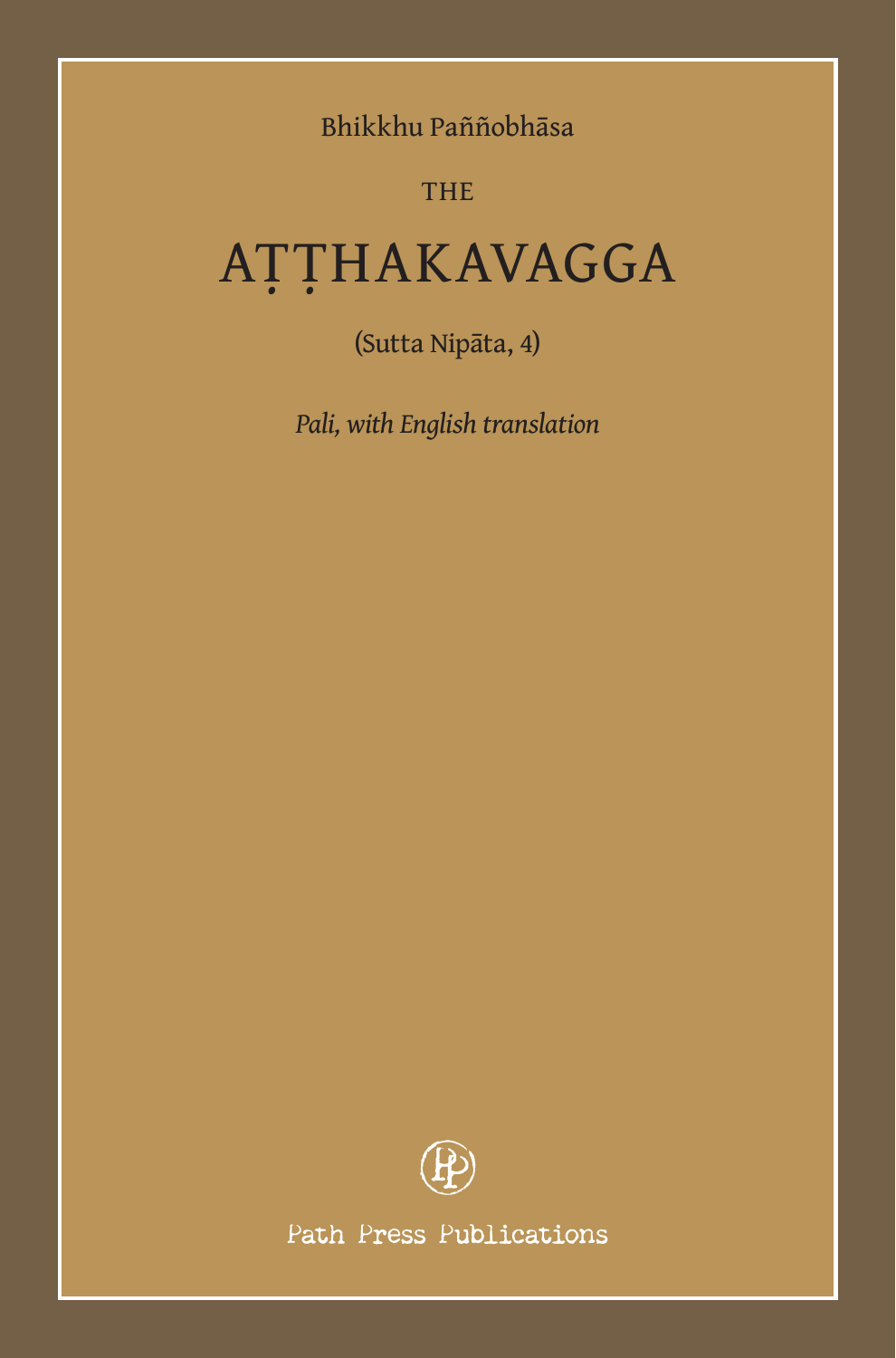Bhikkhu Paññobhāsa

# THE AṬṬHAKAVAGGA

(Sutta Nipāta, 4)

*Pali, with English translation*

Path Press Publications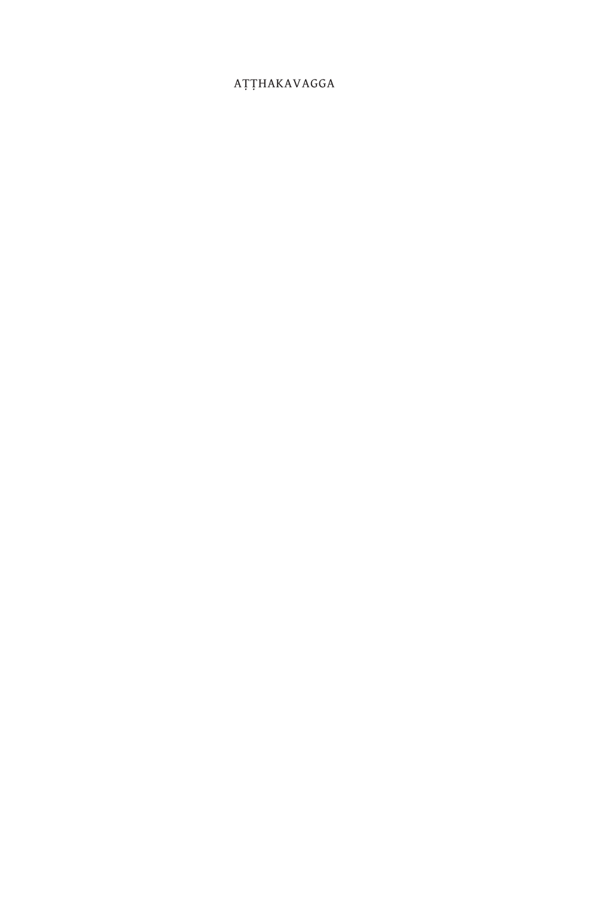# AṬṬHAKAVAGGA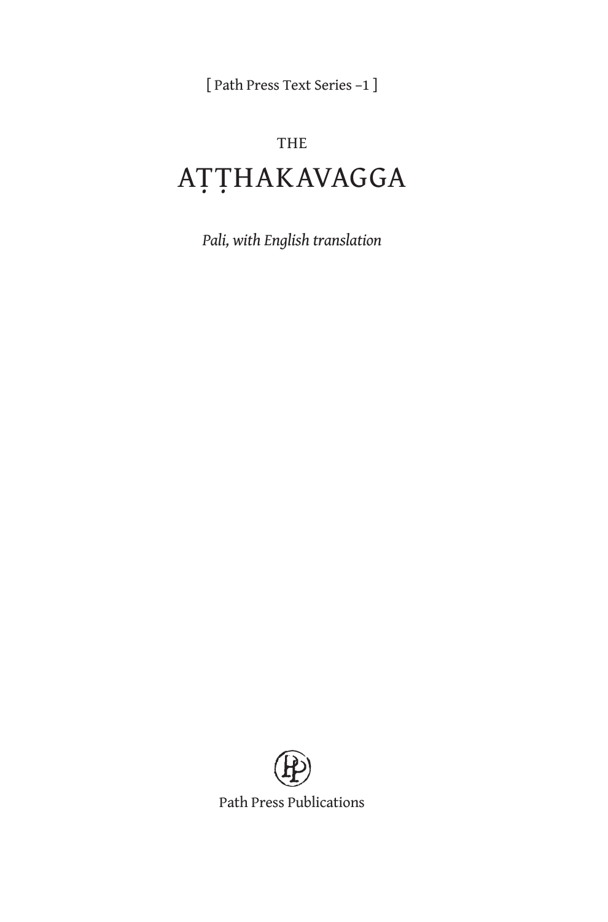[ Path Press Text Series –1 ]

THE

# AṬṬHAKAVAGGA

*Pali, with English translation*

Path Press Publications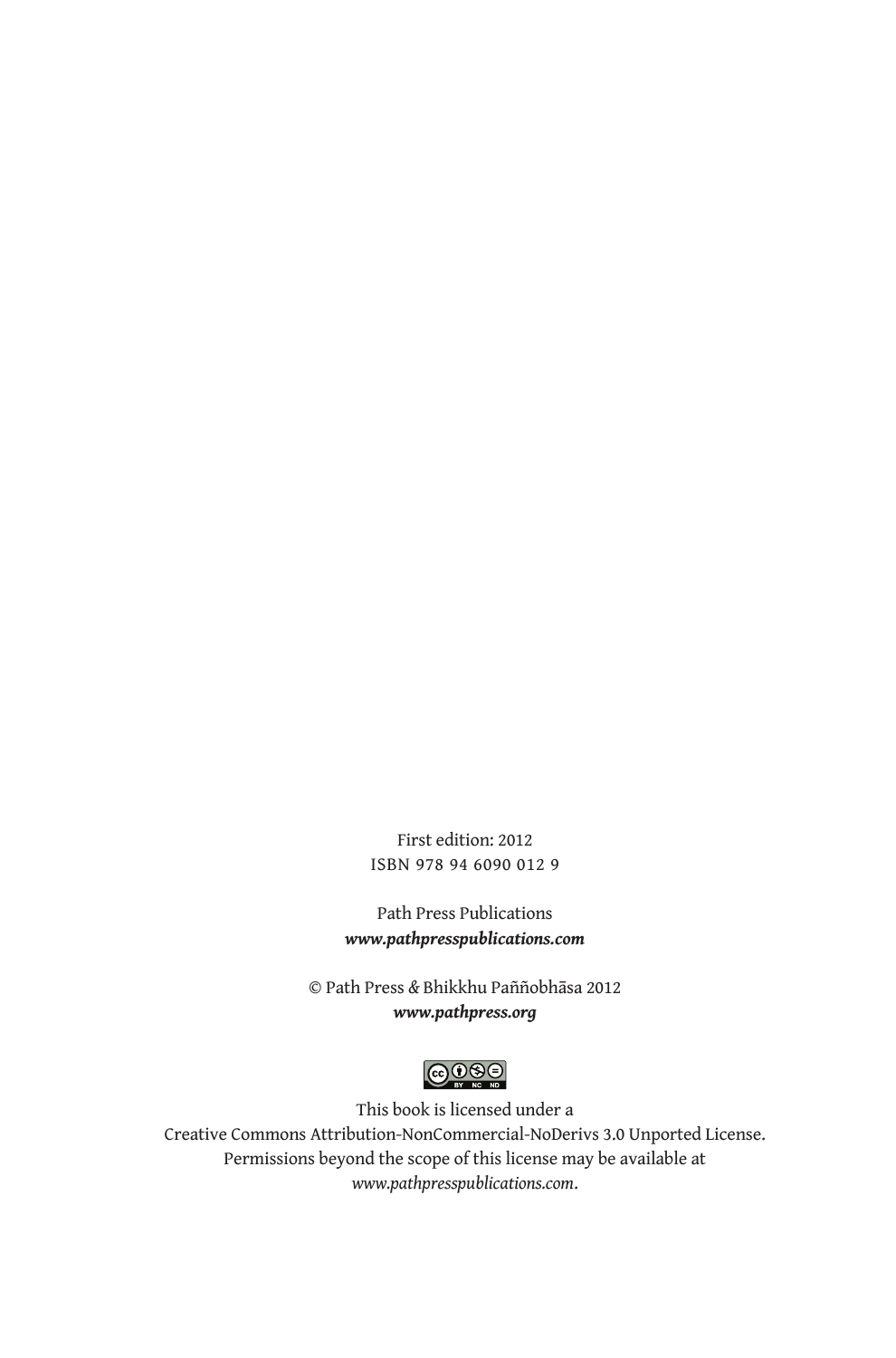First edition: 2012
ISBN 978 94 6090 012 9

Path Press Publications
***www.pathpresspublications.com***

© Path Press *&* Bhikkhu Paññobhāsa 2012
***www.pathpress.org***

This book is licensed under a
Creative Commons Attribution-NonCommercial-NoDerivs 3.0 Unported License.
Permissions beyond the scope of this license may be available at
*www.pathpresspublications.com*.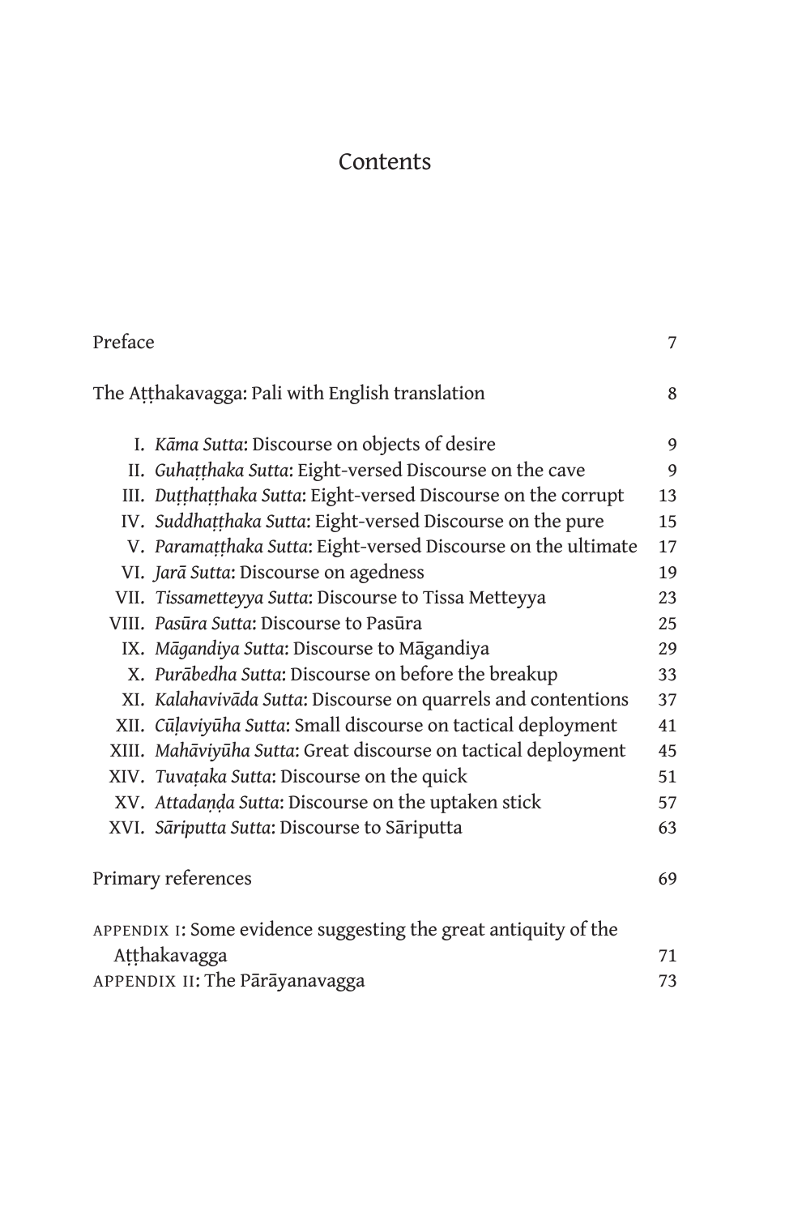# Contents

| | |
|---|---|
| Preface | 7 |
| The Aṭṭhakavagga: Pali with English translation | 8 |
| I. *Kāma Sutta*: Discourse on objects of desire | 9 |
| II. *Guhaṭṭhaka Sutta*: Eight-versed Discourse on the cave | 9 |
| III. *Duṭṭhaṭṭhaka Sutta*: Eight-versed Discourse on the corrupt | 13 |
| IV. *Suddhaṭṭhaka Sutta*: Eight-versed Discourse on the pure | 15 |
| V. *Paramaṭṭhaka Sutta*: Eight-versed Discourse on the ultimate | 17 |
| VI. *Jarā Sutta*: Discourse on agedness | 19 |
| VII. *Tissametteyya Sutta*: Discourse to Tissa Metteyya | 23 |
| VIII. *Pasūra Sutta*: Discourse to Pasūra | 25 |
| IX. *Māgandiya Sutta*: Discourse to Māgandiya | 29 |
| X. *Purābedha Sutta*: Discourse on before the breakup | 33 |
| XI. *Kalahavivāda Sutta*: Discourse on quarrels and contentions | 37 |
| XII. *Cūḷaviyūha Sutta*: Small discourse on tactical deployment | 41 |
| XIII. *Mahāviyūha Sutta*: Great discourse on tactical deployment | 45 |
| XIV. *Tuvaṭaka Sutta*: Discourse on the quick | 51 |
| XV. *Attadaṇḍa Sutta*: Discourse on the uptaken stick | 57 |
| XVI. *Sāriputta Sutta*: Discourse to Sāriputta | 63 |
| Primary references | 69 |
| APPENDIX I: Some evidence suggesting the great antiquity of the Aṭṭhakavagga | 71 |
| APPENDIX II: The Pārāyanavagga | 73 |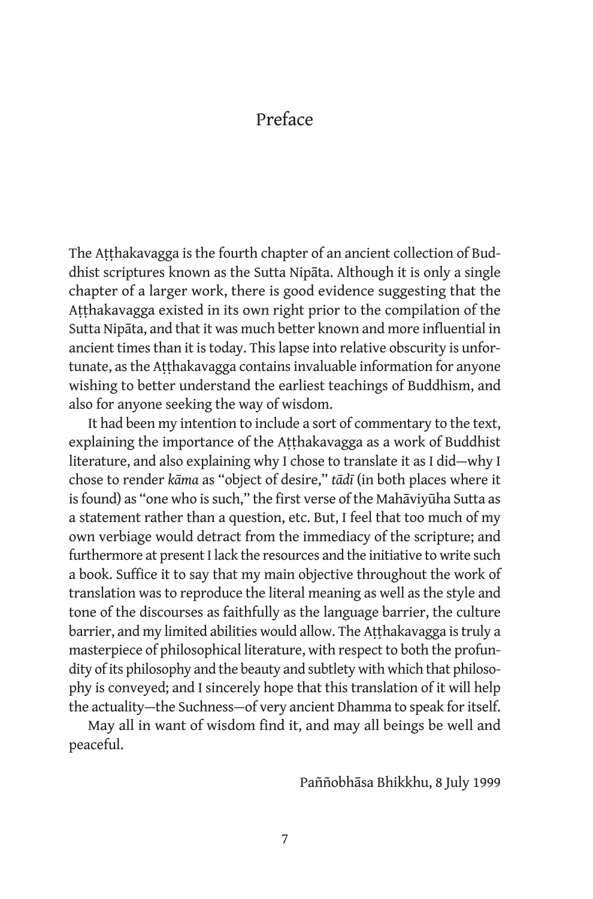# Preface

The Aṭṭhakavagga is the fourth chapter of an ancient collection of Buddhist scriptures known as the Sutta Nipāta. Although it is only a single chapter of a larger work, there is good evidence suggesting that the Aṭṭhakavagga existed in its own right prior to the compilation of the Sutta Nipāta, and that it was much better known and more influential in ancient times than it is today. This lapse into relative obscurity is unfortunate, as the Aṭṭhakavagga contains invaluable information for anyone wishing to better understand the earliest teachings of Buddhism, and also for anyone seeking the way of wisdom.

It had been my intention to include a sort of commentary to the text, explaining the importance of the Aṭṭhakavagga as a work of Buddhist literature, and also explaining why I chose to translate it as I did—why I chose to render *kāma* as "object of desire," *tādī* (in both places where it is found) as "one who is such," the first verse of the Mahāviyūha Sutta as a statement rather than a question, etc. But, I feel that too much of my own verbiage would detract from the immediacy of the scripture; and furthermore at present I lack the resources and the initiative to write such a book. Suffice it to say that my main objective throughout the work of translation was to reproduce the literal meaning as well as the style and tone of the discourses as faithfully as the language barrier, the culture barrier, and my limited abilities would allow. The Aṭṭhakavagga is truly a masterpiece of philosophical literature, with respect to both the profundity of its philosophy and the beauty and subtlety with which that philosophy is conveyed; and I sincerely hope that this translation of it will help the actuality—the Suchness—of very ancient Dhamma to speak for itself.

May all in want of wisdom find it, and may all beings be well and peaceful.

Paññobhāsa Bhikkhu, 8 July 1999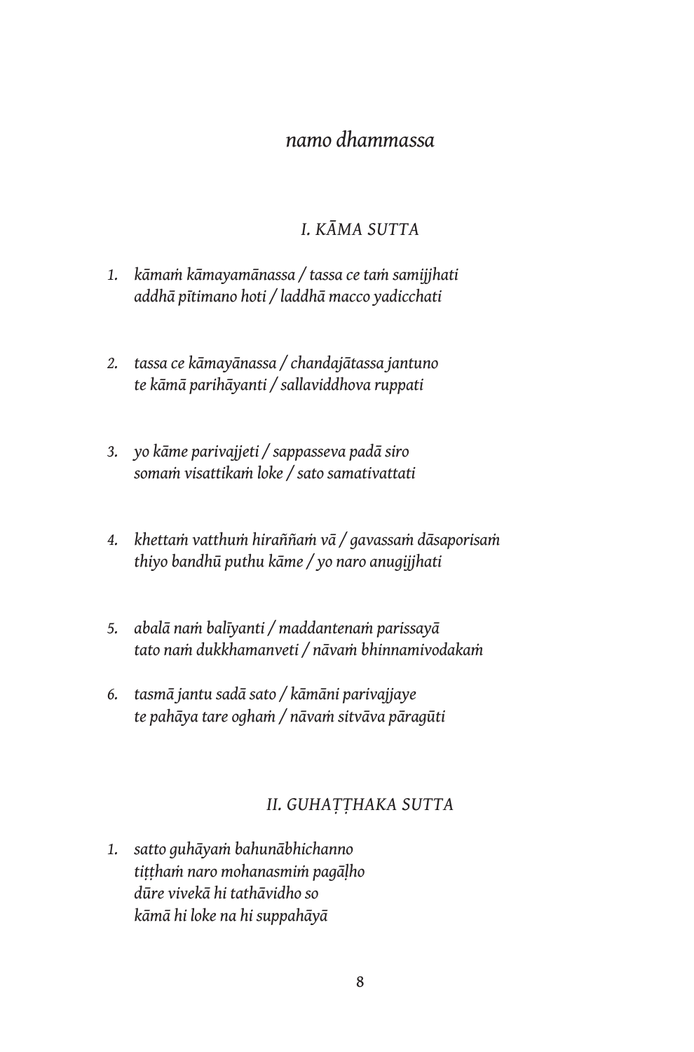*namo dhammassa*

## *I. KĀMA SUTTA*

1. *kāmaṁ kāmayamānassa / tassa ce taṁ samijjhati*
   *addhā pītimano hoti / laddhā macco yadicchati*

2. *tassa ce kāmayānassa / chandajātassa jantuno*
   *te kāmā parihāyanti / sallaviddhova ruppati*

3. *yo kāme parivajjeti / sappasseva padā siro*
   *somaṁ visattikaṁ loke / sato samativattati*

4. *khettaṁ vatthuṁ hiraññaṁ vā / gavassaṁ dāsaporisaṁ*
   *thiyo bandhū puthu kāme / yo naro anugijjhati*

5. *abalā naṁ balīyanti / maddantenaṁ parissayā*
   *tato naṁ dukkhamanveti / nāvaṁ bhinnamivodakaṁ*

6. *tasmā jantu sadā sato / kāmāni parivajjaye*
   *te pahāya tare oghaṁ / nāvaṁ sitvāva pāragūti*

## *II. GUHAṬṬHAKA SUTTA*

1. *satto guhāyaṁ bahunābhichanno*
   *tiṭṭhaṁ naro mohanasmiṁ pagāḷho*
   *dūre vivekā hi tathāvidho so*
   *kāmā hi loke na hi suppahāyā*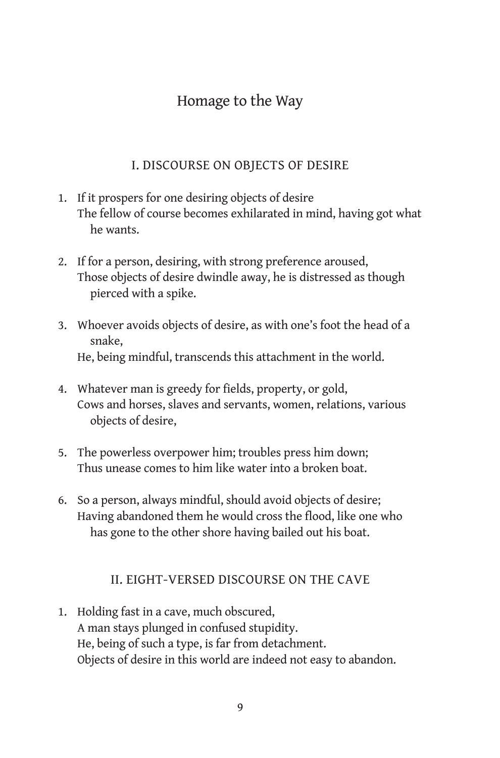# Homage to the Way

## I. DISCOURSE ON OBJECTS OF DESIRE

1. If it prospers for one desiring objects of desire
   The fellow of course becomes exhilarated in mind, having got what he wants.

2. If for a person, desiring, with strong preference aroused,
   Those objects of desire dwindle away, he is distressed as though pierced with a spike.

3. Whoever avoids objects of desire, as with one's foot the head of a snake,
   He, being mindful, transcends this attachment in the world.

4. Whatever man is greedy for fields, property, or gold,
   Cows and horses, slaves and servants, women, relations, various objects of desire,

5. The powerless overpower him; troubles press him down;
   Thus unease comes to him like water into a broken boat.

6. So a person, always mindful, should avoid objects of desire;
   Having abandoned them he would cross the flood, like one who has gone to the other shore having bailed out his boat.

## II. EIGHT-VERSED DISCOURSE ON THE CAVE

1. Holding fast in a cave, much obscured,
   A man stays plunged in confused stupidity.
   He, being of such a type, is far from detachment.
   Objects of desire in this world are indeed not easy to abandon.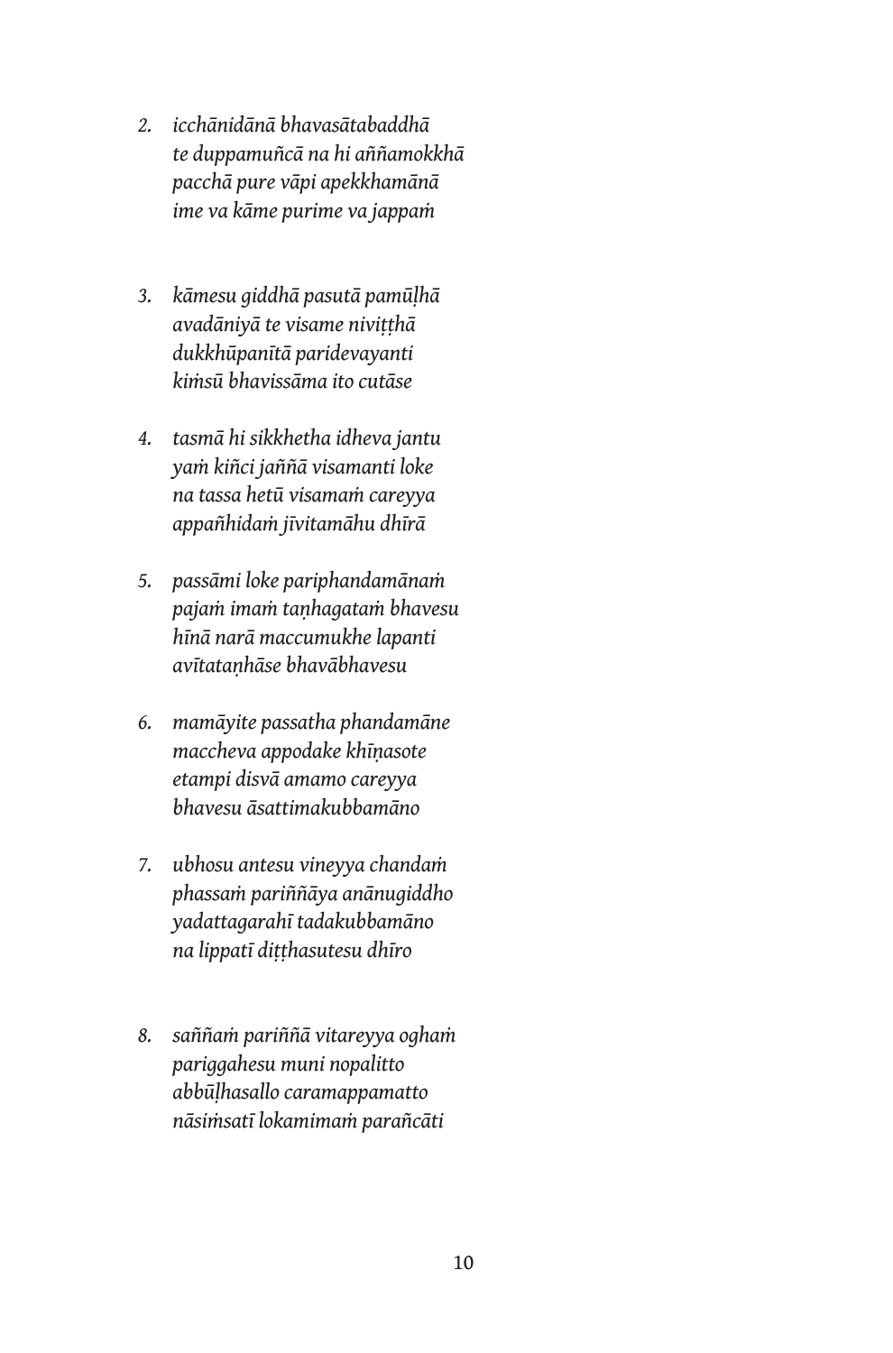2. *icchānidānā bhavasātabaddhā*
   *te duppamuñcā na hi aññamokkhā*
   *pacchā pure vāpi apekkhamānā*
   *ime va kāme purime va jappaṁ*

3. *kāmesu giddhā pasutā pamūḷhā*
   *avadāniyā te visame niviṭṭhā*
   *dukkhūpanītā paridevayanti*
   *kiṁsū bhavissāma ito cutāse*

4. *tasmā hi sikkhetha idheva jantu*
   *yaṁ kiñci jaññā visamanti loke*
   *na tassa hetū visamaṁ careyya*
   *appañhidaṁ jīvitamāhu dhīrā*

5. *passāmi loke pariphandamānaṁ*
   *pajaṁ imaṁ taṇhagataṁ bhavesu*
   *hīnā narā maccumukhe lapanti*
   *avītataṇhāse bhavābhavesu*

6. *mamāyite passatha phandamāne*
   *maccheva appodake khīṇasote*
   *etampi disvā amamo careyya*
   *bhavesu āsattimakubbamāno*

7. *ubhosu antesu vineyya chandaṁ*
   *phassaṁ pariññāya anānugiddho*
   *yadattagarahī tadakubbamāno*
   *na lippatī diṭṭhasutesu dhīro*

8. *saññaṁ pariññā vitareyya oghaṁ*
   *pariggahesu muni nopalitto*
   *abbūḷhasallo caramappamatto*
   *nāsiṁsatī lokamimaṁ parañcāti*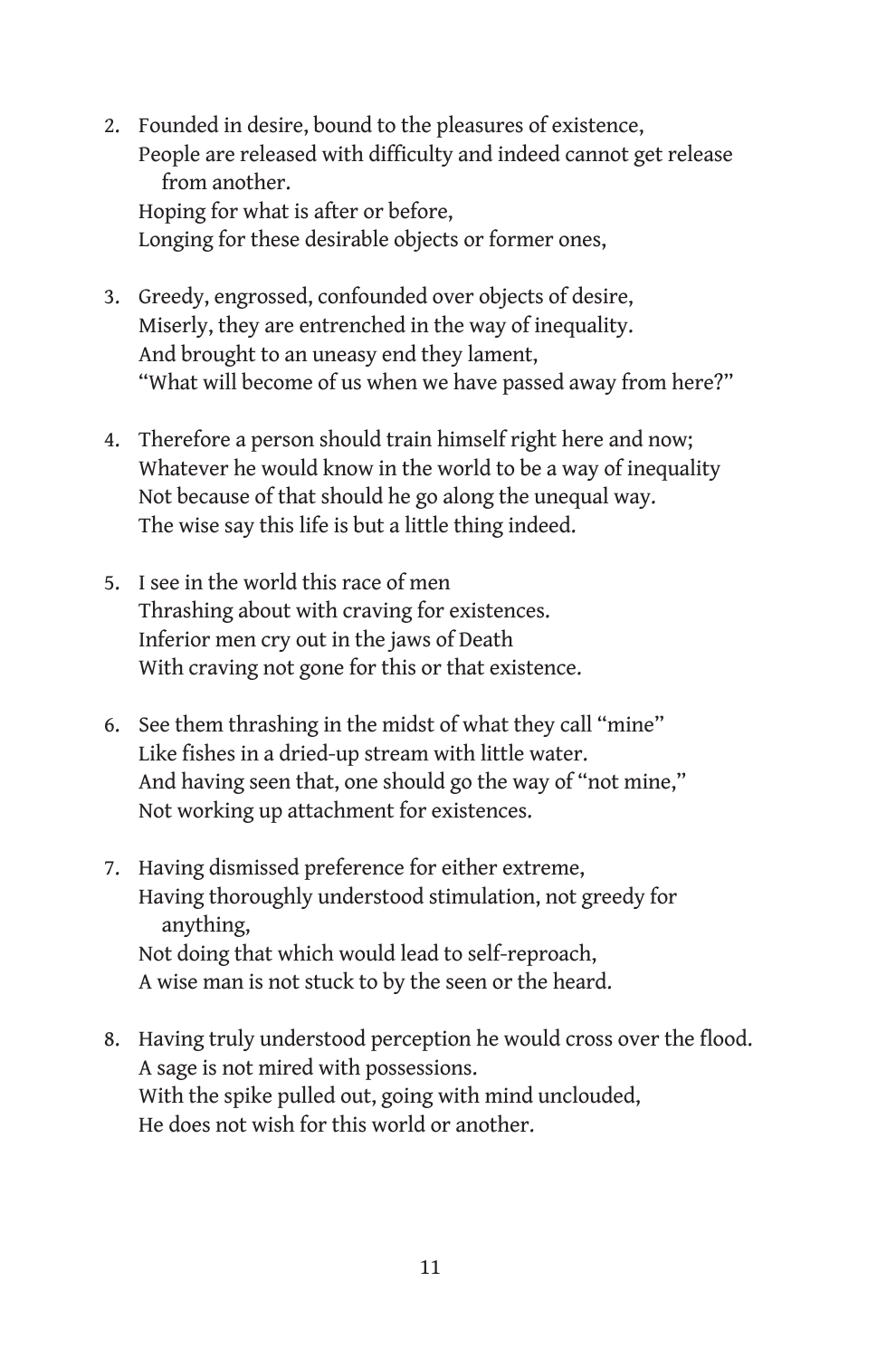2. Founded in desire, bound to the pleasures of existence,  
   People are released with difficulty and indeed cannot get release from another.  
   Hoping for what is after or before,  
   Longing for these desirable objects or former ones,

3. Greedy, engrossed, confounded over objects of desire,  
   Miserly, they are entrenched in the way of inequality.  
   And brought to an uneasy end they lament,  
   "What will become of us when we have passed away from here?"

4. Therefore a person should train himself right here and now;  
   Whatever he would know in the world to be a way of inequality  
   Not because of that should he go along the unequal way.  
   The wise say this life is but a little thing indeed.

5. I see in the world this race of men  
   Thrashing about with craving for existences.  
   Inferior men cry out in the jaws of Death  
   With craving not gone for this or that existence.

6. See them thrashing in the midst of what they call "mine"  
   Like fishes in a dried-up stream with little water.  
   And having seen that, one should go the way of "not mine,"  
   Not working up attachment for existences.

7. Having dismissed preference for either extreme,  
   Having thoroughly understood stimulation, not greedy for anything,  
   Not doing that which would lead to self-reproach,  
   A wise man is not stuck to by the seen or the heard.

8. Having truly understood perception he would cross over the flood.  
   A sage is not mired with possessions.  
   With the spike pulled out, going with mind unclouded,  
   He does not wish for this world or another.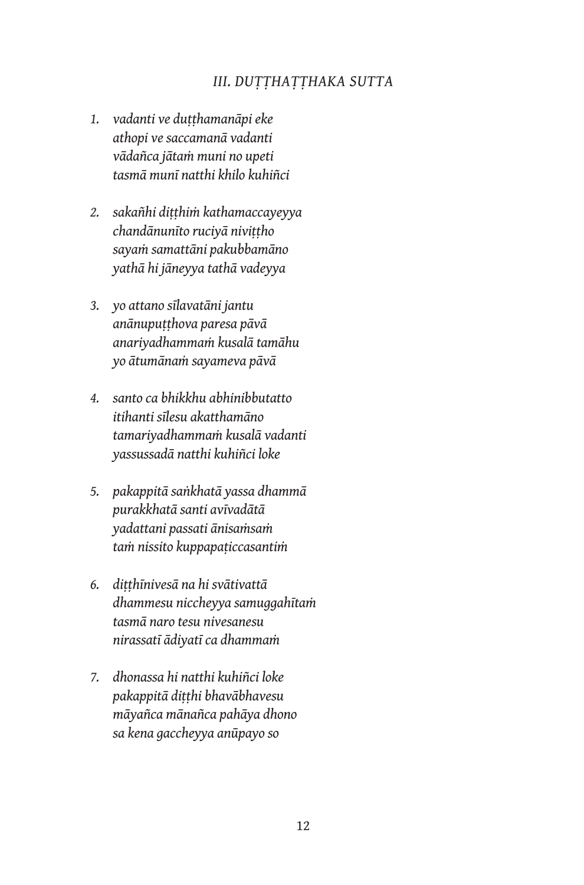### *III. DUṬṬHAṬṬHAKA SUTTA*

1. *vadanti ve duṭṭhamanāpi eke*
   *athopi ve saccamanā vadanti*
   *vādañca jātaṁ muni no upeti*
   *tasmā munī natthi khilo kuhiñci*

2. *sakañhi diṭṭhiṁ kathamaccayeyya*
   *chandānunīto ruciyā niviṭṭho*
   *sayaṁ samattāni pakubbamāno*
   *yathā hi jāneyya tathā vadeyya*

3. *yo attano sīlavatāni jantu*
   *anānupuṭṭhova paresa pāvā*
   *anariyadhammaṁ kusalā tamāhu*
   *yo ātumānaṁ sayameva pāvā*

4. *santo ca bhikkhu abhinibbutatto*
   *itihanti sīlesu akatthamāno*
   *tamariyadhammaṁ kusalā vadanti*
   *yassussadā natthi kuhiñci loke*

5. *pakappitā saṅkhatā yassa dhammā*
   *purakkhatā santi avīvadātā*
   *yadattani passati ānisaṁsaṁ*
   *taṁ nissito kuppapaṭiccasantiṁ*

6. *diṭṭhīnivesā na hi svātivattā*
   *dhammesu niccheyya samuggahītaṁ*
   *tasmā naro tesu nivesanesu*
   *nirassatī ādiyatī ca dhammaṁ*

7. *dhonassa hi natthi kuhiñci loke*
   *pakappitā diṭṭhi bhavābhavesu*
   *māyañca mānañca pahāya dhono*
   *sa kena gaccheyya anūpayo so*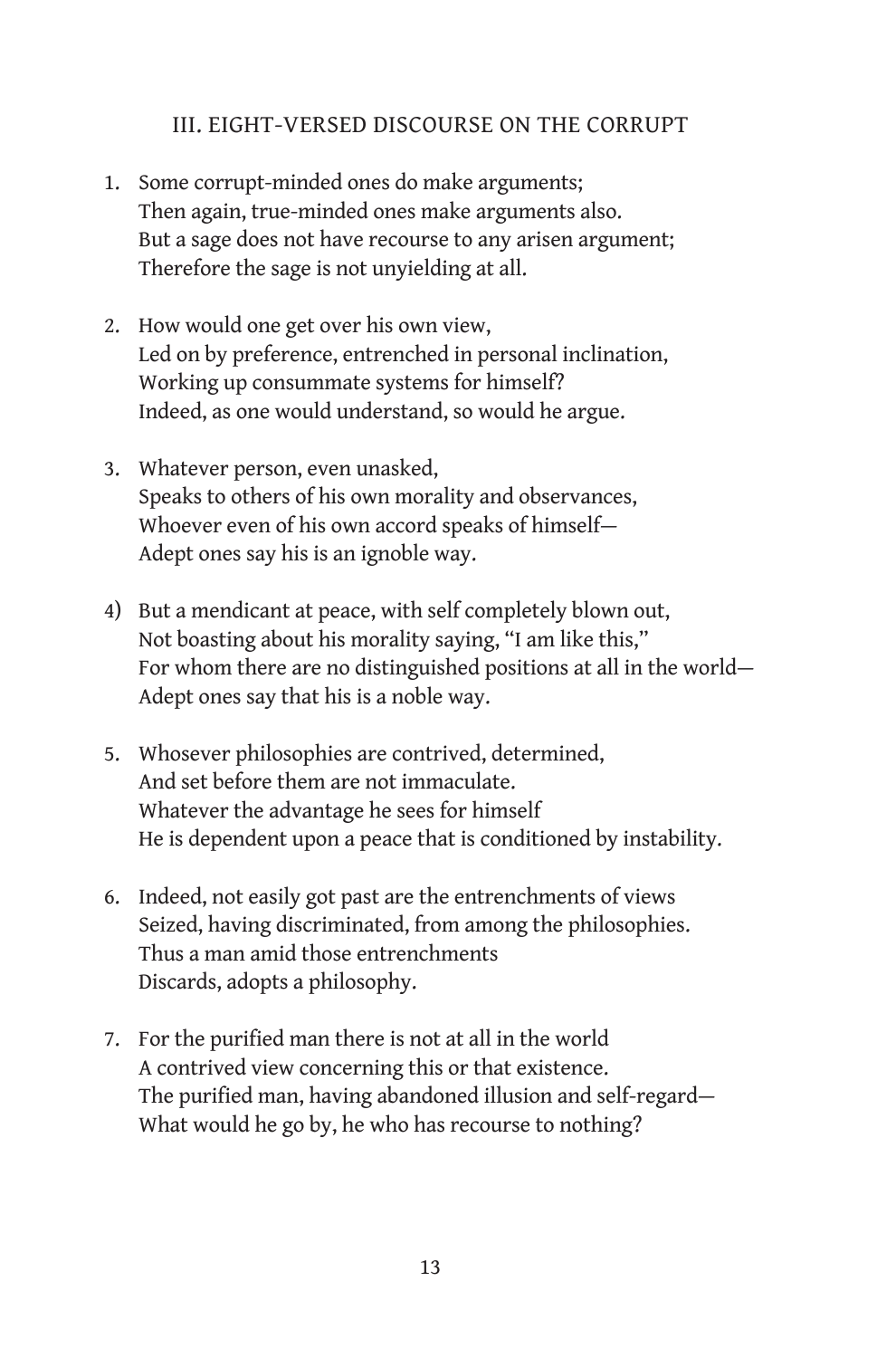## III. EIGHT-VERSED DISCOURSE ON THE CORRUPT

1. Some corrupt-minded ones do make arguments;
   Then again, true-minded ones make arguments also.
   But a sage does not have recourse to any arisen argument;
   Therefore the sage is not unyielding at all.

2. How would one get over his own view,
   Led on by preference, entrenched in personal inclination,
   Working up consummate systems for himself?
   Indeed, as one would understand, so would he argue.

3. Whatever person, even unasked,
   Speaks to others of his own morality and observances,
   Whoever even of his own accord speaks of himself—
   Adept ones say his is an ignoble way.

4) But a mendicant at peace, with self completely blown out,
   Not boasting about his morality saying, "I am like this,"
   For whom there are no distinguished positions at all in the world—
   Adept ones say that his is a noble way.

5. Whosever philosophies are contrived, determined,
   And set before them are not immaculate.
   Whatever the advantage he sees for himself
   He is dependent upon a peace that is conditioned by instability.

6. Indeed, not easily got past are the entrenchments of views
   Seized, having discriminated, from among the philosophies.
   Thus a man amid those entrenchments
   Discards, adopts a philosophy.

7. For the purified man there is not at all in the world
   A contrived view concerning this or that existence.
   The purified man, having abandoned illusion and self-regard—
   What would he go by, he who has recourse to nothing?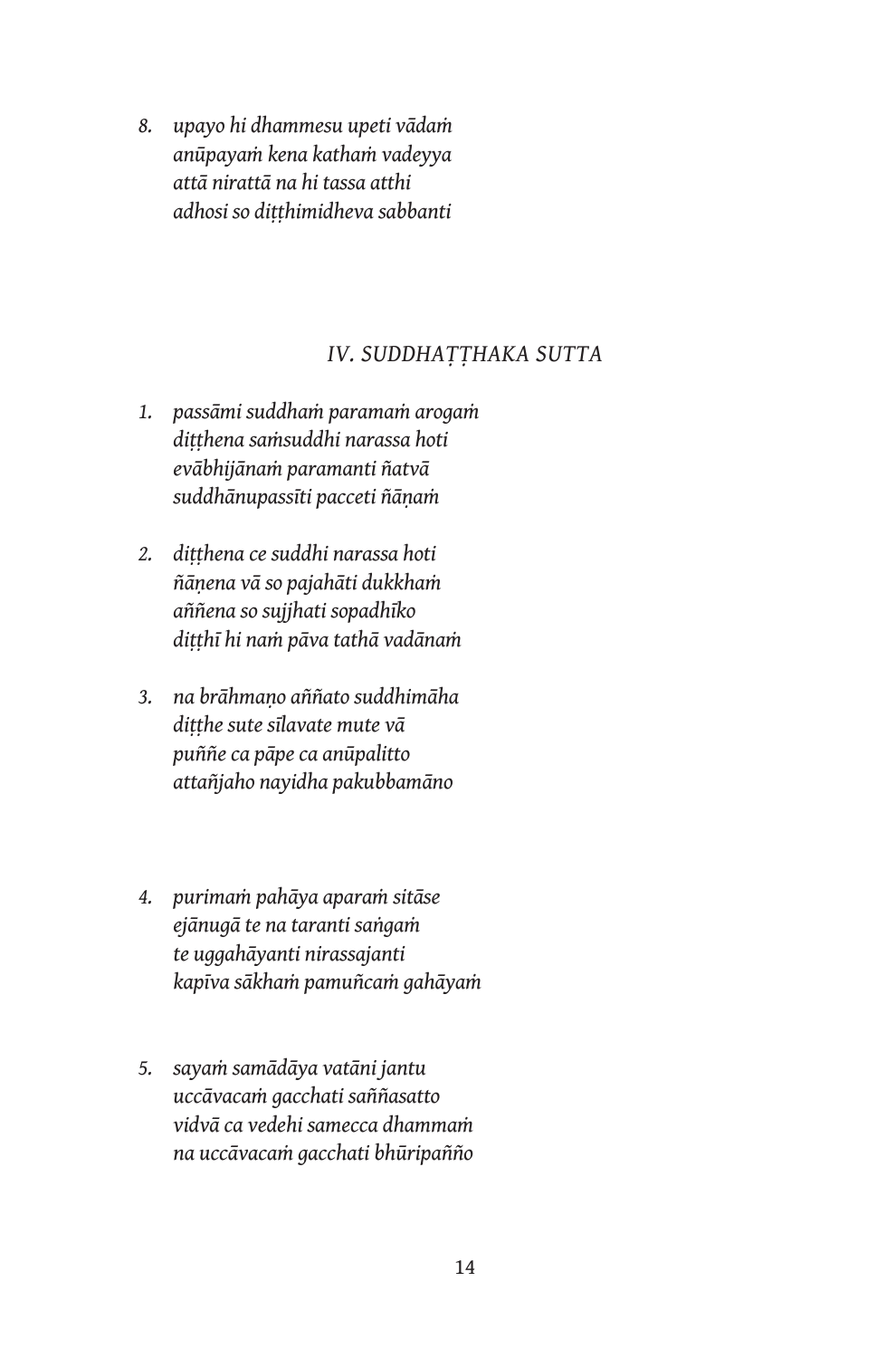8. *upayo hi dhammesu upeti vādaṁ*
   *anūpayaṁ kena kathaṁ vadeyya*
   *attā nirattā na hi tassa atthi*
   *adhosi so diṭṭhimidheva sabbanti*

## *IV. SUDDHAṬṬHAKA SUTTA*

1. *passāmi suddhaṁ paramaṁ arogaṁ*
   *diṭṭhena saṁsuddhi narassa hoti*
   *evābhijānaṁ paramanti ñatvā*
   *suddhānupassīti pacceti ñāṇaṁ*

2. *diṭṭhena ce suddhi narassa hoti*
   *ñāṇena vā so pajahāti dukkhaṁ*
   *aññena so sujjhati sopadhīko*
   *diṭṭhī hi naṁ pāva tathā vadānaṁ*

3. *na brāhmaṇo aññato suddhimāha*
   *diṭṭhe sute sīlavate mute vā*
   *puññe ca pāpe ca anūpalitto*
   *attañjaho nayidha pakubbamāno*

4. *purimaṁ pahāya aparaṁ sitāse*
   *ejānugā te na taranti saṅgaṁ*
   *te uggahāyanti nirassajanti*
   *kapīva sākhaṁ pamuñcaṁ gahāyaṁ*

5. *sayaṁ samādāya vatāni jantu*
   *uccāvacaṁ gacchati saññasatto*
   *vidvā ca vedehi samecca dhammaṁ*
   *na uccāvacaṁ gacchati bhūripañño*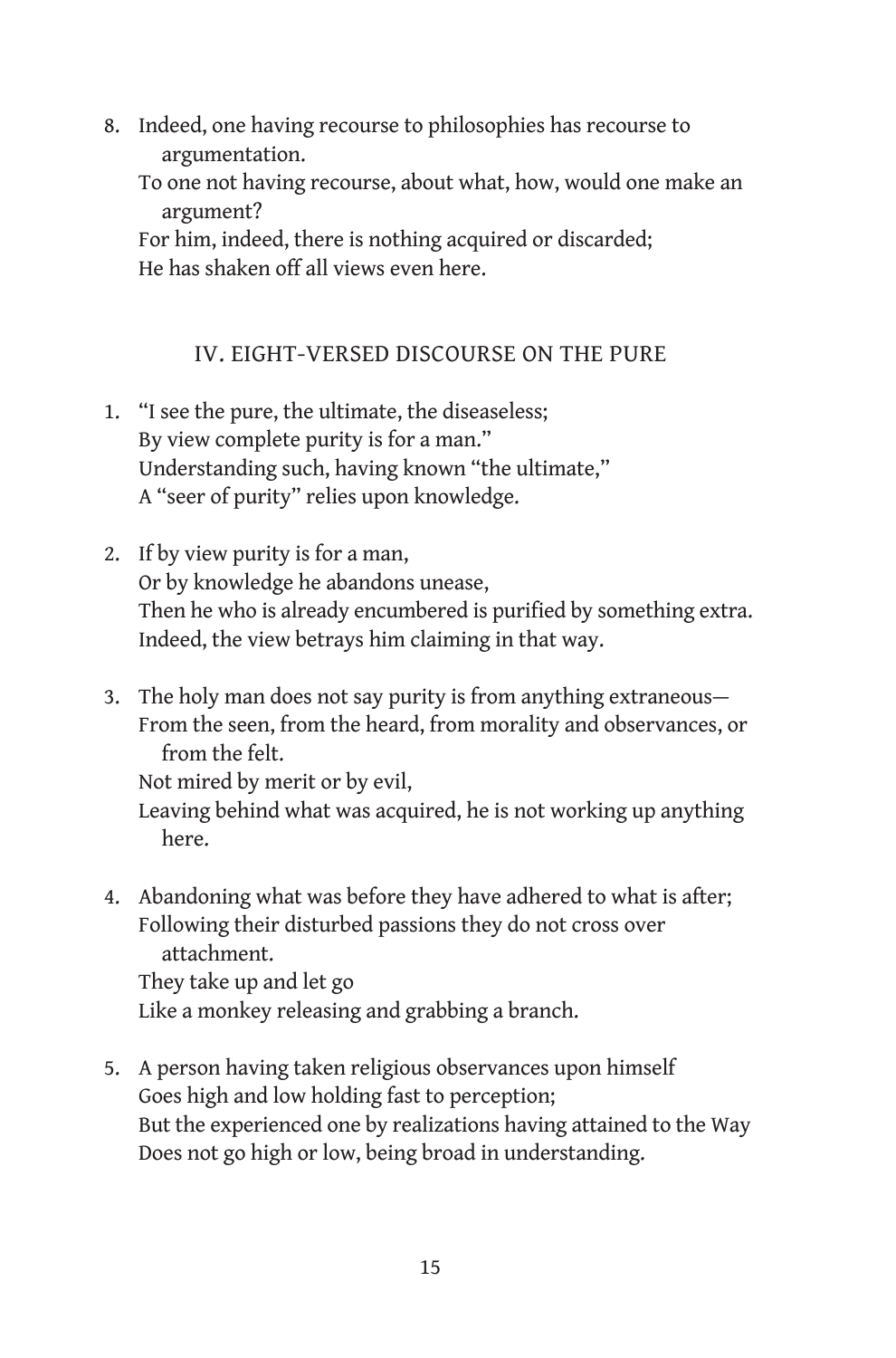8. Indeed, one having recourse to philosophies has recourse to argumentation.
   To one not having recourse, about what, how, would one make an argument?
   For him, indeed, there is nothing acquired or discarded;
   He has shaken off all views even here.

## IV. EIGHT-VERSED DISCOURSE ON THE PURE

1. "I see the pure, the ultimate, the diseaseless;
   By view complete purity is for a man."
   Understanding such, having known "the ultimate,"
   A "seer of purity" relies upon knowledge.

2. If by view purity is for a man,
   Or by knowledge he abandons unease,
   Then he who is already encumbered is purified by something extra.
   Indeed, the view betrays him claiming in that way.

3. The holy man does not say purity is from anything extraneous—
   From the seen, from the heard, from morality and observances, or from the felt.
   Not mired by merit or by evil,
   Leaving behind what was acquired, he is not working up anything here.

4. Abandoning what was before they have adhered to what is after;
   Following their disturbed passions they do not cross over attachment.
   They take up and let go
   Like a monkey releasing and grabbing a branch.

5. A person having taken religious observances upon himself
   Goes high and low holding fast to perception;
   But the experienced one by realizations having attained to the Way
   Does not go high or low, being broad in understanding.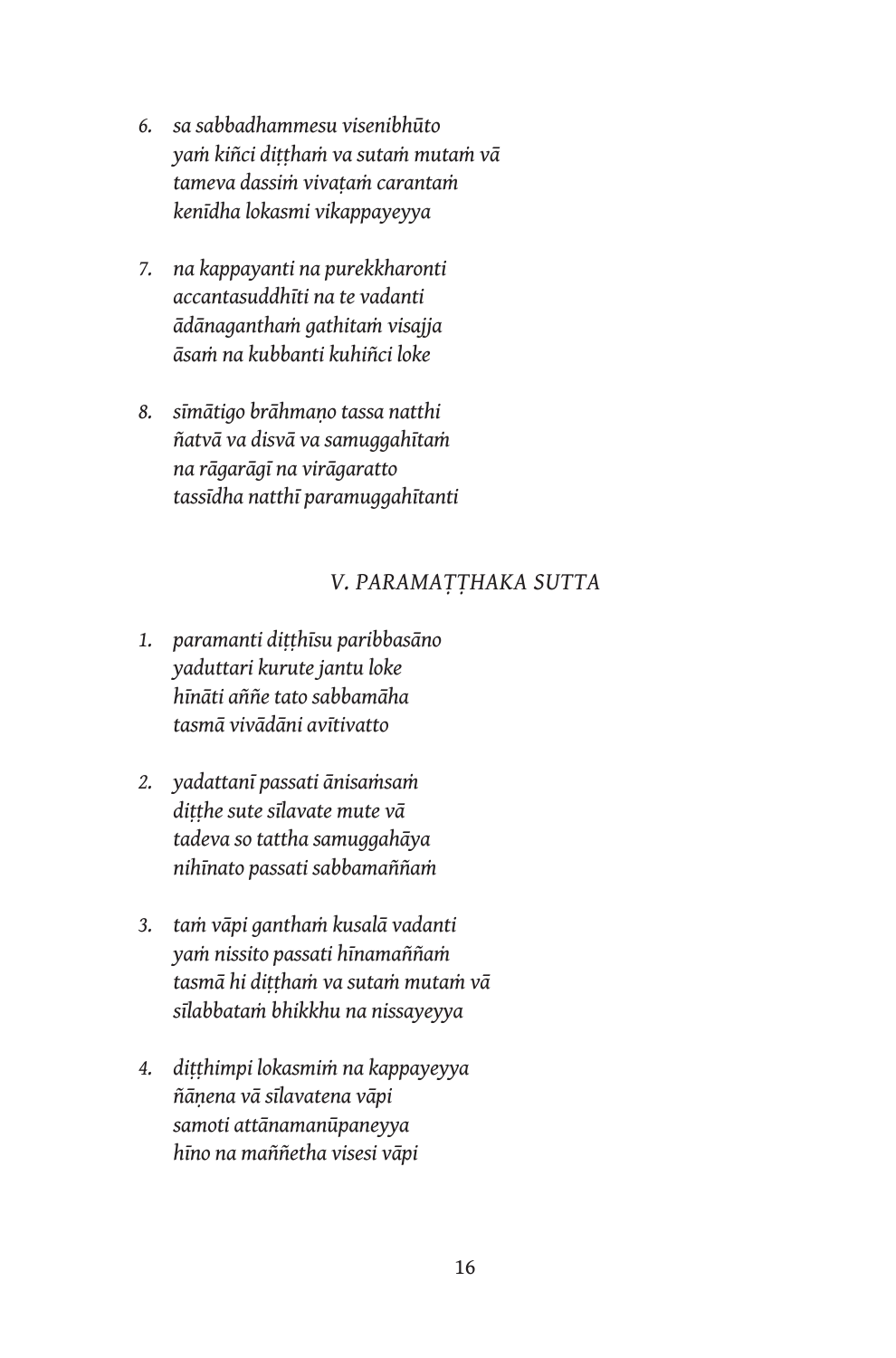6. *sa sabbadhammesu visenibhūto*
   *yaṁ kiñci diṭṭhaṁ va sutaṁ mutaṁ vā*
   *tameva dassiṁ vivaṭaṁ carantaṁ*
   *kenīdha lokasmi vikappayeyya*

7. *na kappayanti na purekkharonti*
   *accantasuddhīti na te vadanti*
   *ādānaganthaṁ gathitaṁ visajja*
   *āsaṁ na kubbanti kuhiñci loke*

8. *sīmātigo brāhmaṇo tassa natthi*
   *ñatvā va disvā va samuggahītaṁ*
   *na rāgarāgī na virāgaratto*
   *tassīdha natthī paramuggahītanti*

## *V. PARAMAṬṬHAKA SUTTA*

1. *paramanti diṭṭhīsu paribbasāno*
   *yaduttari kurute jantu loke*
   *hīnāti aññe tato sabbamāha*
   *tasmā vivādāni avītivatto*

2. *yadattanī passati ānisaṁsaṁ*
   *diṭṭhe sute sīlavate mute vā*
   *tadeva so tattha samuggahāya*
   *nihīnato passati sabbamaññaṁ*

3. *taṁ vāpi ganthaṁ kusalā vadanti*
   *yaṁ nissito passati hīnamaññaṁ*
   *tasmā hi diṭṭhaṁ va sutaṁ mutaṁ vā*
   *sīlabbataṁ bhikkhu na nissayeyya*

4. *diṭṭhimpi lokasmiṁ na kappayeyya*
   *ñāṇena vā sīlavatena vāpi*
   *samoti attānamanūpaneyya*
   *hīno na maññetha visesi vāpi*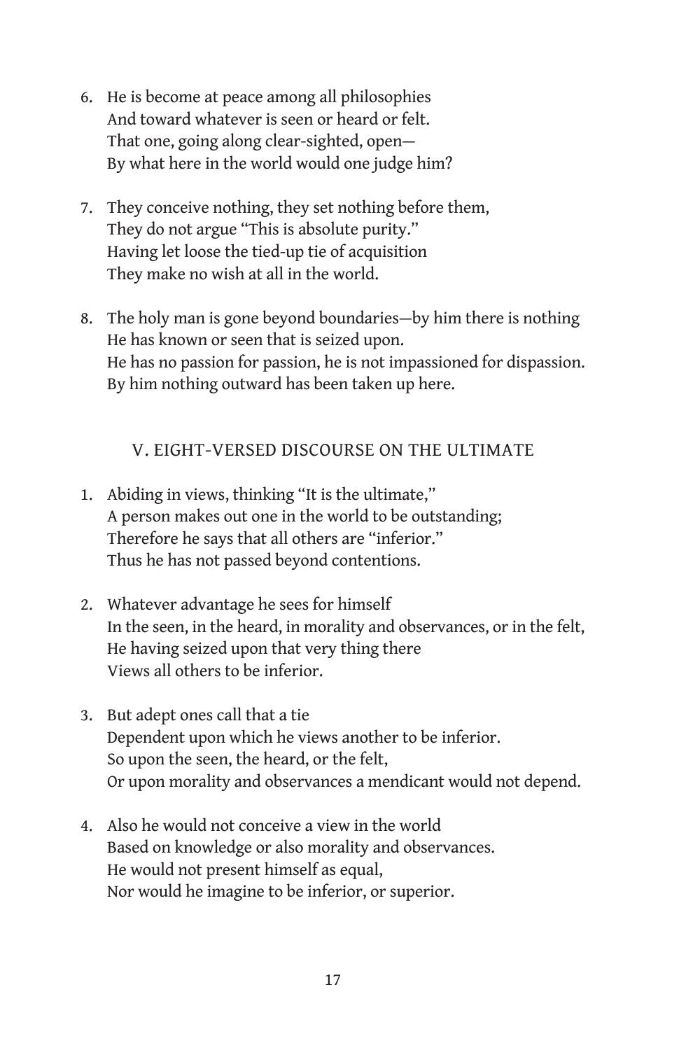6. He is become at peace among all philosophies  
   And toward whatever is seen or heard or felt.  
   That one, going along clear-sighted, open—  
   By what here in the world would one judge him?

7. They conceive nothing, they set nothing before them,  
   They do not argue "This is absolute purity."  
   Having let loose the tied-up tie of acquisition  
   They make no wish at all in the world.

8. The holy man is gone beyond boundaries—by him there is nothing  
   He has known or seen that is seized upon.  
   He has no passion for passion, he is not impassioned for dispassion.  
   By him nothing outward has been taken up here.

## V. EIGHT-VERSED DISCOURSE ON THE ULTIMATE

1. Abiding in views, thinking "It is the ultimate,"  
   A person makes out one in the world to be outstanding;  
   Therefore he says that all others are "inferior."  
   Thus he has not passed beyond contentions.

2. Whatever advantage he sees for himself  
   In the seen, in the heard, in morality and observances, or in the felt,  
   He having seized upon that very thing there  
   Views all others to be inferior.

3. But adept ones call that a tie  
   Dependent upon which he views another to be inferior.  
   So upon the seen, the heard, or the felt,  
   Or upon morality and observances a mendicant would not depend.

4. Also he would not conceive a view in the world  
   Based on knowledge or also morality and observances.  
   He would not present himself as equal,  
   Nor would he imagine to be inferior, or superior.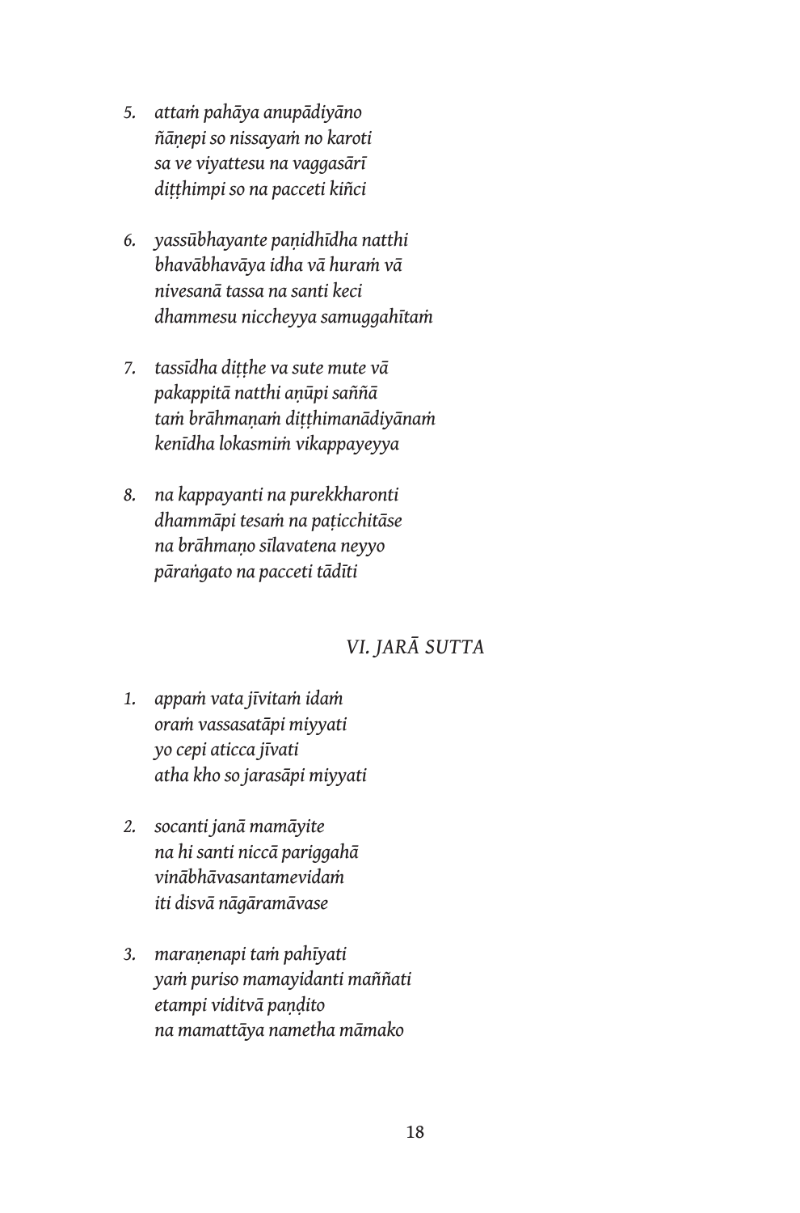5. *attaṁ pahāya anupādiyāno*  
   *ñāṇepi so nissayaṁ no karoti*  
   *sa ve viyattesu na vaggasārī*  
   *diṭṭhimpi so na pacceti kiñci*

6. *yassūbhayante paṇidhīdha natthi*  
   *bhavābhavāya idha vā huraṁ vā*  
   *nivesanā tassa na santi keci*  
   *dhammesu niccheyya samuggahītaṁ*

7. *tassīdha diṭṭhe va sute mute vā*  
   *pakappitā natthi aṇūpi saññā*  
   *taṁ brāhmaṇaṁ diṭṭhimanādiyānaṁ*  
   *kenīdha lokasmiṁ vikappayeyya*

8. *na kappayanti na purekkharonti*  
   *dhammāpi tesaṁ na paṭicchitāse*  
   *na brāhmaṇo sīlavatena neyyo*  
   *pāraṅgato na pacceti tādīti*

## *VI. JARĀ SUTTA*

1. *appaṁ vata jīvitaṁ idaṁ*  
   *oraṁ vassasatāpi miyyati*  
   *yo cepi aticca jīvati*  
   *atha kho so jarasāpi miyyati*

2. *socanti janā mamāyite*  
   *na hi santi niccā pariggahā*  
   *vinābhāvasantamevidaṁ*  
   *iti disvā nāgāramāvase*

3. *maraṇenapi taṁ pahīyati*  
   *yaṁ puriso mamayidanti maññati*  
   *etampi viditvā paṇḍito*  
   *na mamattāya nametha māmako*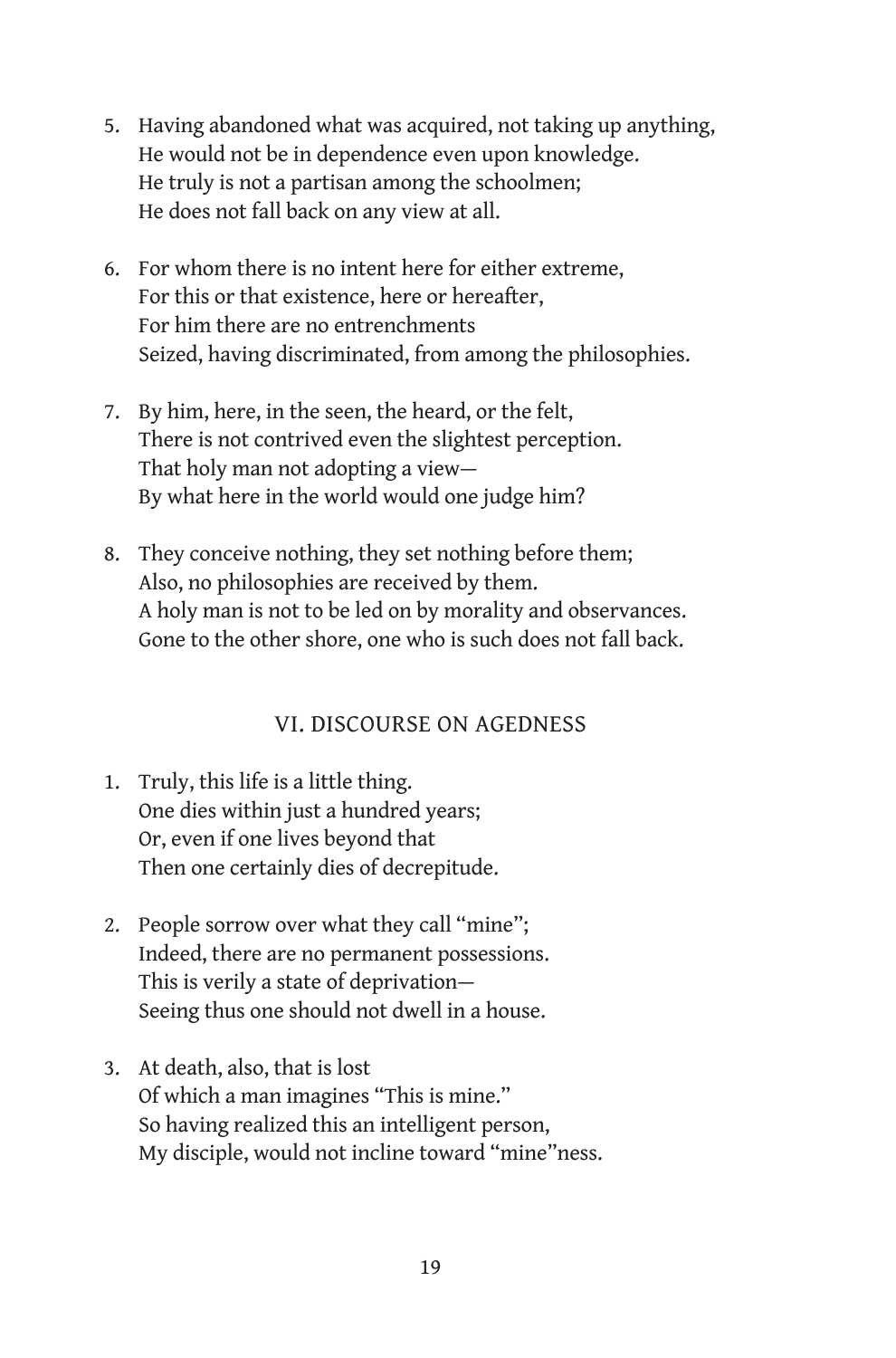5. Having abandoned what was acquired, not taking up anything,
   He would not be in dependence even upon knowledge.
   He truly is not a partisan among the schoolmen;
   He does not fall back on any view at all.

6. For whom there is no intent here for either extreme,
   For this or that existence, here or hereafter,
   For him there are no entrenchments
   Seized, having discriminated, from among the philosophies.

7. By him, here, in the seen, the heard, or the felt,
   There is not contrived even the slightest perception.
   That holy man not adopting a view—
   By what here in the world would one judge him?

8. They conceive nothing, they set nothing before them;
   Also, no philosophies are received by them.
   A holy man is not to be led on by morality and observances.
   Gone to the other shore, one who is such does not fall back.

## VI. DISCOURSE ON AGEDNESS

1. Truly, this life is a little thing.
   One dies within just a hundred years;
   Or, even if one lives beyond that
   Then one certainly dies of decrepitude.

2. People sorrow over what they call "mine";
   Indeed, there are no permanent possessions.
   This is verily a state of deprivation—
   Seeing thus one should not dwell in a house.

3. At death, also, that is lost
   Of which a man imagines "This is mine."
   So having realized this an intelligent person,
   My disciple, would not incline toward "mine"ness.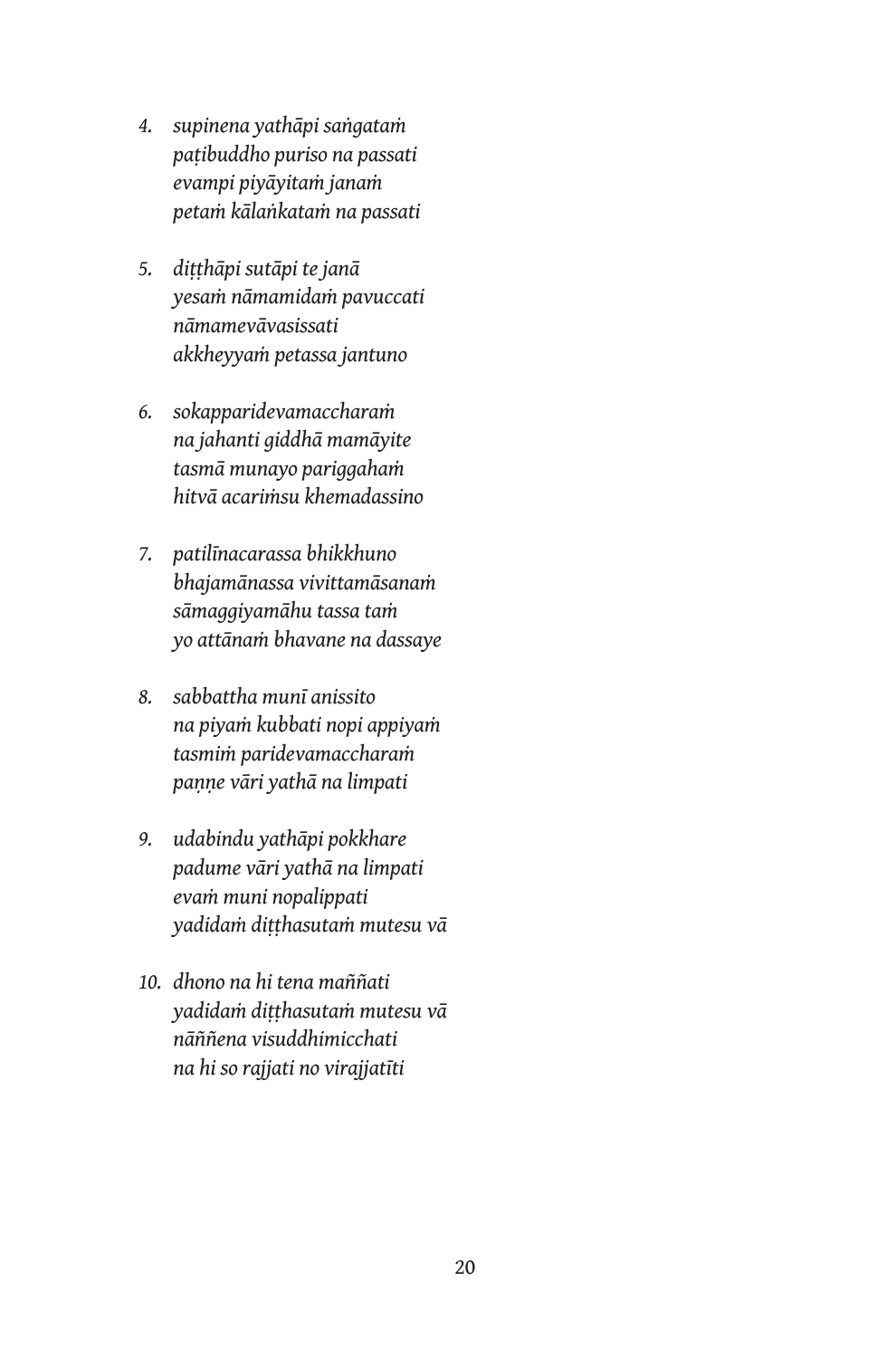4. *supinena yathāpi saṅgataṁ*  
   *paṭibuddho puriso na passati*  
   *evampi piyāyitaṁ janaṁ*  
   *petaṁ kālaṅkataṁ na passati*

5. *diṭṭhāpi sutāpi te janā*  
   *yesaṁ nāmamidaṁ pavuccati*  
   *nāmamevāvasissati*  
   *akkheyyaṁ petassa jantuno*

6. *sokapparidevamaccharaṁ*  
   *na jahanti giddhā mamāyite*  
   *tasmā munayo pariggahaṁ*  
   *hitvā acariṁsu khemadassino*

7. *patilīnacarassa bhikkhuno*  
   *bhajamānassa vivittamāsanaṁ*  
   *sāmaggiyamāhu tassa taṁ*  
   *yo attānaṁ bhavane na dassaye*

8. *sabbattha munī anissito*  
   *na piyaṁ kubbati nopi appiyaṁ*  
   *tasmiṁ paridevamaccharaṁ*  
   *paṇṇe vāri yathā na limpati*

9. *udabindu yathāpi pokkhare*  
   *padume vāri yathā na limpati*  
   *evaṁ muni nopalippati*  
   *yadidaṁ diṭṭhasutaṁ mutesu vā*

10. *dhono na hi tena maññati*  
    *yadidaṁ diṭṭhasutaṁ mutesu vā*  
    *nāññena visuddhimicchati*  
    *na hi so rajjati no virajjatīti*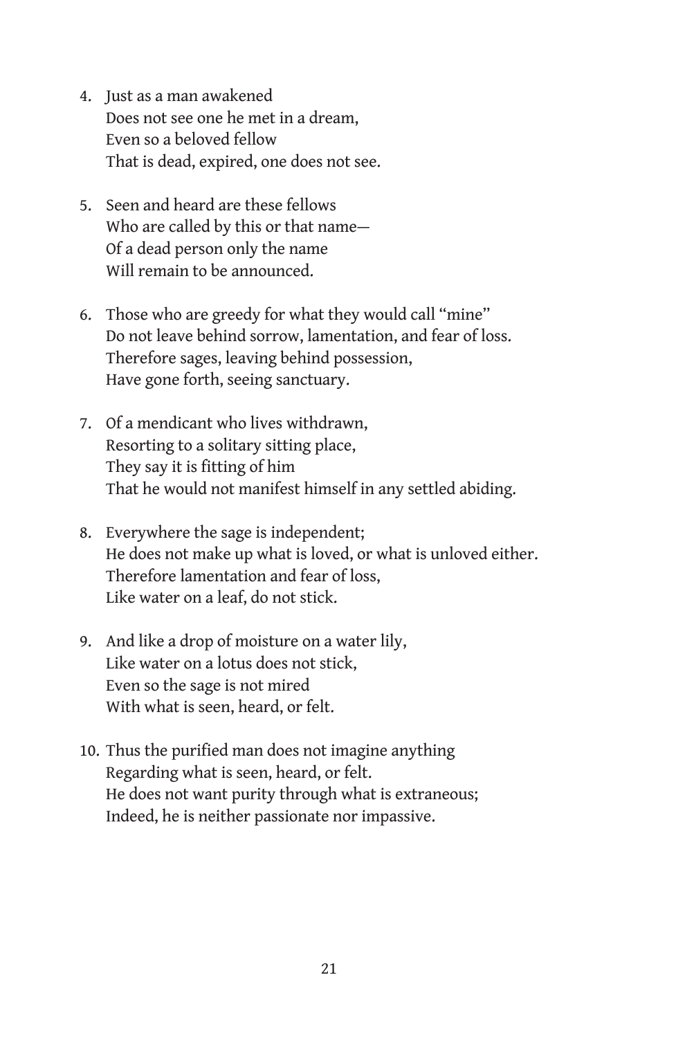4. Just as a man awakened  
   Does not see one he met in a dream,  
   Even so a beloved fellow  
   That is dead, expired, one does not see.

5. Seen and heard are these fellows  
   Who are called by this or that name—  
   Of a dead person only the name  
   Will remain to be announced.

6. Those who are greedy for what they would call "mine"  
   Do not leave behind sorrow, lamentation, and fear of loss.  
   Therefore sages, leaving behind possession,  
   Have gone forth, seeing sanctuary.

7. Of a mendicant who lives withdrawn,  
   Resorting to a solitary sitting place,  
   They say it is fitting of him  
   That he would not manifest himself in any settled abiding.

8. Everywhere the sage is independent;  
   He does not make up what is loved, or what is unloved either.  
   Therefore lamentation and fear of loss,  
   Like water on a leaf, do not stick.

9. And like a drop of moisture on a water lily,  
   Like water on a lotus does not stick,  
   Even so the sage is not mired  
   With what is seen, heard, or felt.

10. Thus the purified man does not imagine anything  
    Regarding what is seen, heard, or felt.  
    He does not want purity through what is extraneous;  
    Indeed, he is neither passionate nor impassive.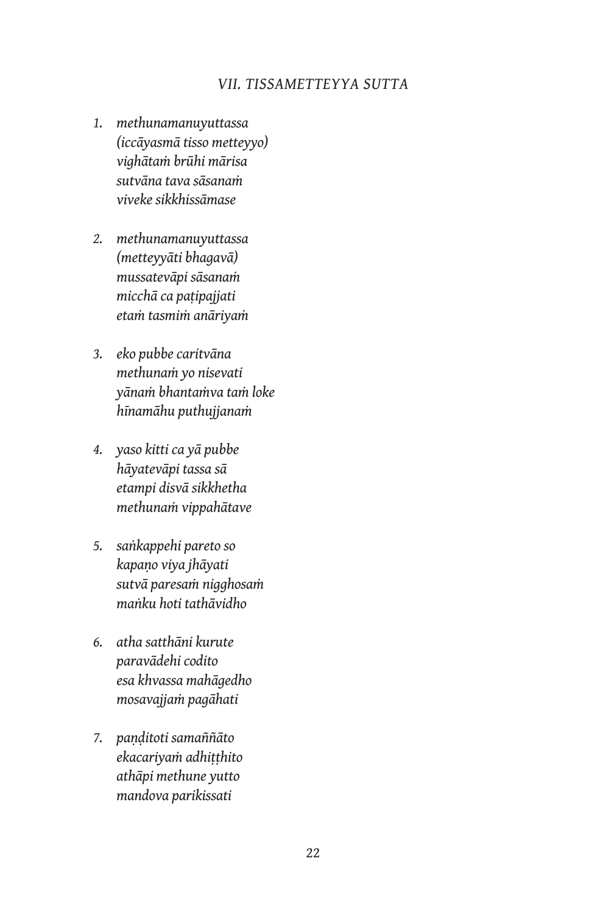## *VII. TISSAMETTEYYA SUTTA*

1. *methunamanuyuttassa*
   *(iccāyasmā tisso metteyyo)*
   *vighātaṁ brūhi mārisa*
   *sutvāna tava sāsanaṁ*
   *viveke sikkhissāmase*

2. *methunamanuyuttassa*
   *(metteyyāti bhagavā)*
   *mussatevāpi sāsanaṁ*
   *micchā ca paṭipajjati*
   *etaṁ tasmiṁ anāriyaṁ*

3. *eko pubbe caritvāna*
   *methunaṁ yo nisevati*
   *yānaṁ bhantaṁva taṁ loke*
   *hīnamāhu puthujjanaṁ*

4. *yaso kitti ca yā pubbe*
   *hāyatevāpi tassa sā*
   *etampi disvā sikkhetha*
   *methunaṁ vippahātave*

5. *saṅkappehi pareto so*
   *kapaṇo viya jhāyati*
   *sutvā paresaṁ nigghosaṁ*
   *maṅku hoti tathāvidho*

6. *atha satthāni kurute*
   *paravādehi codito*
   *esa khvassa mahāgedho*
   *mosavajjaṁ pagāhati*

7. *paṇḍitoti samaññāto*
   *ekacariyaṁ adhiṭṭhito*
   *athāpi methune yutto*
   *mandova parikissati*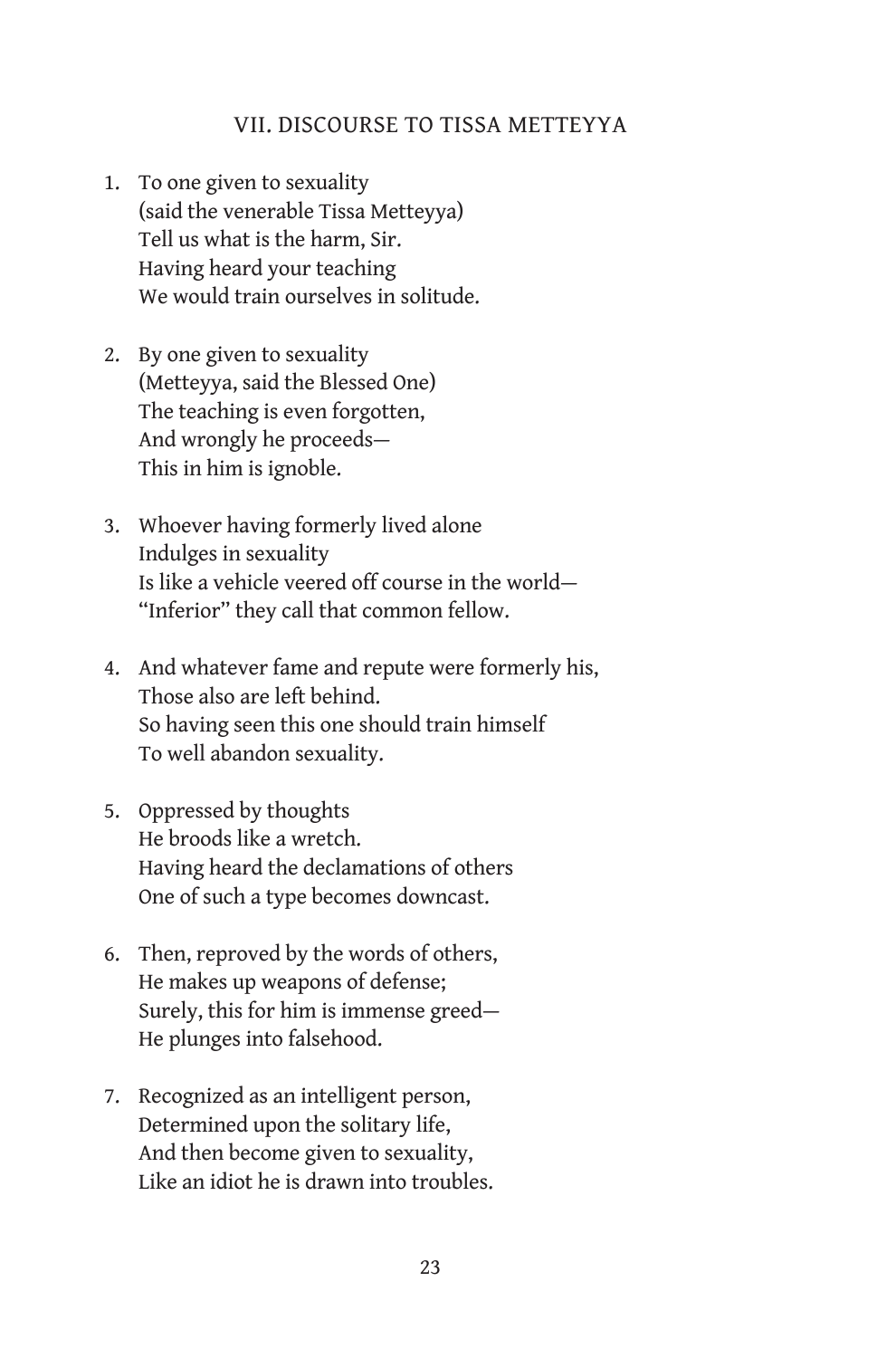## VII. DISCOURSE TO TISSA METTEYYA

1. To one given to sexuality
   (said the venerable Tissa Metteyya)
   Tell us what is the harm, Sir.
   Having heard your teaching
   We would train ourselves in solitude.

2. By one given to sexuality
   (Metteyya, said the Blessed One)
   The teaching is even forgotten,
   And wrongly he proceeds—
   This in him is ignoble.

3. Whoever having formerly lived alone
   Indulges in sexuality
   Is like a vehicle veered off course in the world—
   "Inferior" they call that common fellow.

4. And whatever fame and repute were formerly his,
   Those also are left behind.
   So having seen this one should train himself
   To well abandon sexuality.

5. Oppressed by thoughts
   He broods like a wretch.
   Having heard the declamations of others
   One of such a type becomes downcast.

6. Then, reproved by the words of others,
   He makes up weapons of defense;
   Surely, this for him is immense greed—
   He plunges into falsehood.

7. Recognized as an intelligent person,
   Determined upon the solitary life,
   And then become given to sexuality,
   Like an idiot he is drawn into troubles.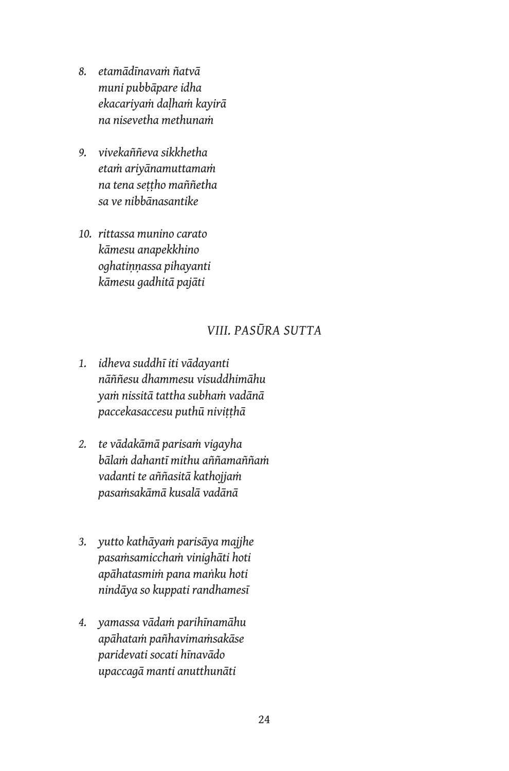8. *etamādīnavaṁ ñatvā*
   *muni pubbāpare idha*
   *ekacariyaṁ daḷhaṁ kayirā*
   *na nisevetha methunaṁ*

9. *vivekaññeva sikkhetha*
   *etaṁ ariyānamuttamaṁ*
   *na tena seṭṭho maññetha*
   *sa ve nibbānasantike*

10. *rittassa munino carato*
    *kāmesu anapekkhino*
    *oghatiṇṇassa pihayanti*
    *kāmesu gadhitā pajāti*

## *VIII. PASŪRA SUTTA*

1. *idheva suddhī iti vādayanti*
   *nāññesu dhammesu visuddhimāhu*
   *yaṁ nissitā tattha subhaṁ vadānā*
   *paccekasaccesu puthū niviṭṭhā*

2. *te vādakāmā parisaṁ vigayha*
   *bālaṁ dahantī mithu aññamaññaṁ*
   *vadanti te aññasitā kathojjaṁ*
   *pasaṁsakāmā kusalā vadānā*

3. *yutto kathāyaṁ parisāya majjhe*
   *pasaṁsamicchaṁ vinighāti hoti*
   *apāhatasmiṁ pana maṅku hoti*
   *nindāya so kuppati randhamesī*

4. *yamassa vādaṁ parihīnamāhu*
   *apāhataṁ pañhavimaṁsakāse*
   *paridevati socati hīnavādo*
   *upaccagā manti anutthunāti*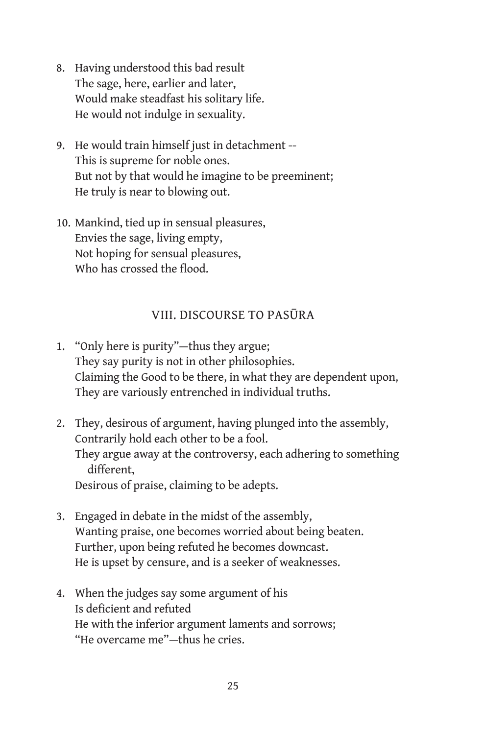8. Having understood this bad result  
   The sage, here, earlier and later,  
   Would make steadfast his solitary life.  
   He would not indulge in sexuality.

9. He would train himself just in detachment --  
   This is supreme for noble ones.  
   But not by that would he imagine to be preeminent;  
   He truly is near to blowing out.

10. Mankind, tied up in sensual pleasures,  
    Envies the sage, living empty,  
    Not hoping for sensual pleasures,  
    Who has crossed the flood.

## VIII. DISCOURSE TO PASŪRA

1. "Only here is purity"—thus they argue;  
   They say purity is not in other philosophies.  
   Claiming the Good to be there, in what they are dependent upon,  
   They are variously entrenched in individual truths.

2. They, desirous of argument, having plunged into the assembly,  
   Contrarily hold each other to be a fool.  
   They argue away at the controversy, each adhering to something different,  
   Desirous of praise, claiming to be adepts.

3. Engaged in debate in the midst of the assembly,  
   Wanting praise, one becomes worried about being beaten.  
   Further, upon being refuted he becomes downcast.  
   He is upset by censure, and is a seeker of weaknesses.

4. When the judges say some argument of his  
   Is deficient and refuted  
   He with the inferior argument laments and sorrows;  
   "He overcame me"—thus he cries.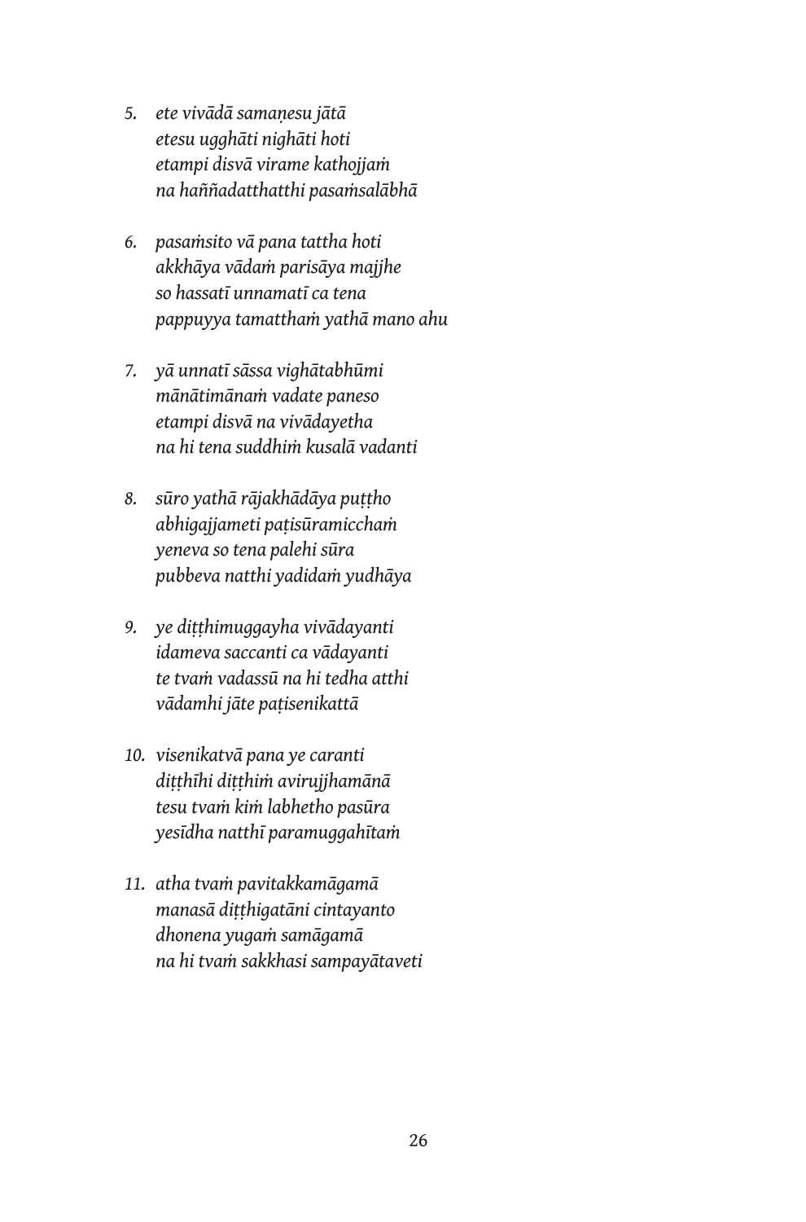5. *ete vivādā samaṇesu jātā*  
   *etesu ugghāti nighāti hoti*  
   *etampi disvā virame kathojjaṁ*  
   *na haññadatthatthi pasaṁsalābhā*

6. *pasaṁsito vā pana tattha hoti*  
   *akkhāya vādaṁ parisāya majjhe*  
   *so hassatī unnamatī ca tena*  
   *pappuyya tamatthaṁ yathā mano ahu*

7. *yā unnatī sāssa vighātabhūmi*  
   *mānātimānaṁ vadate paneso*  
   *etampi disvā na vivādayetha*  
   *na hi tena suddhiṁ kusalā vadanti*

8. *sūro yathā rājakhādāya puṭṭho*  
   *abhigajjameti paṭisūramicchaṁ*  
   *yeneva so tena palehi sūra*  
   *pubbeva natthi yadidaṁ yudhāya*

9. *ye diṭṭhimuggayha vivādayanti*  
   *idameva saccanti ca vādayanti*  
   *te tvaṁ vadassū na hi tedha atthi*  
   *vādamhi jāte paṭisenikattā*

10. *visenikatvā pana ye caranti*  
    *diṭṭhīhi diṭṭhiṁ avirujjhamānā*  
    *tesu tvaṁ kiṁ labhetho pasūra*  
    *yesīdha natthī paramuggahītaṁ*

11. *atha tvaṁ pavitakkamāgamā*  
    *manasā diṭṭhigatāni cintayanto*  
    *dhonena yugaṁ samāgamā*  
    *na hi tvaṁ sakkhasi sampayātaveti*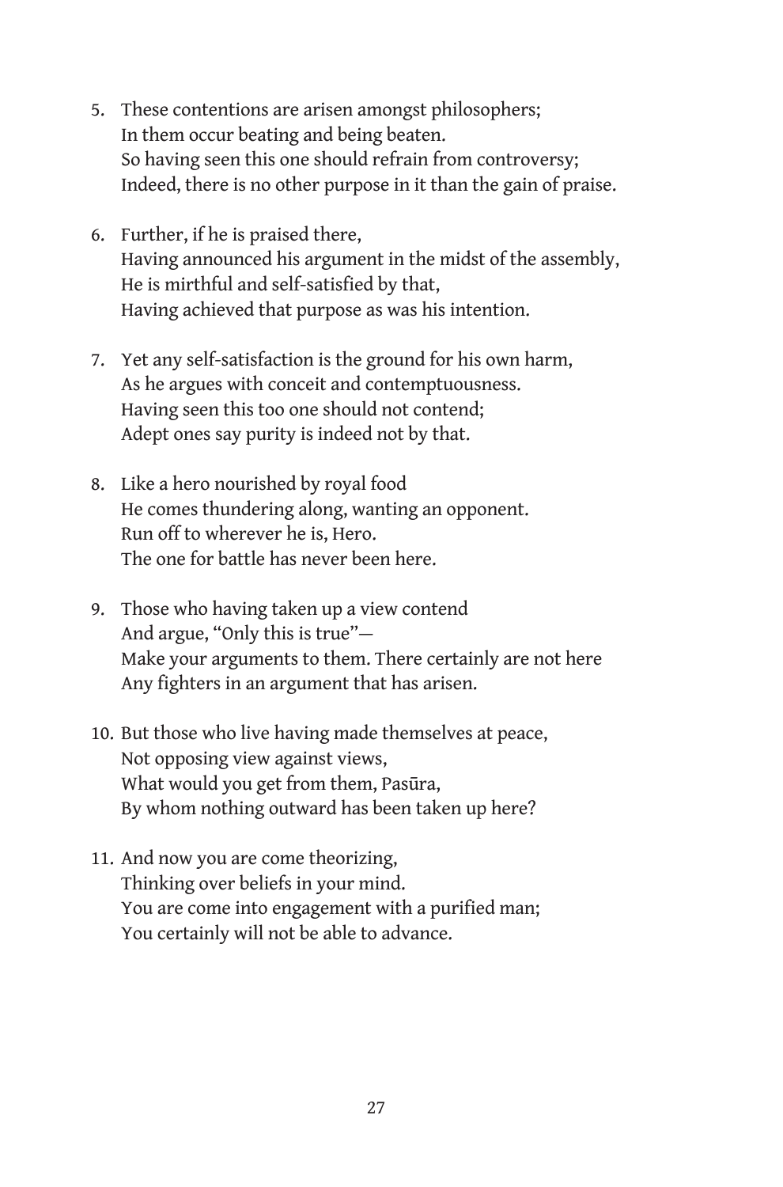5. These contentions are arisen amongst philosophers;  
   In them occur beating and being beaten.  
   So having seen this one should refrain from controversy;  
   Indeed, there is no other purpose in it than the gain of praise.

6. Further, if he is praised there,  
   Having announced his argument in the midst of the assembly,  
   He is mirthful and self-satisfied by that,  
   Having achieved that purpose as was his intention.

7. Yet any self-satisfaction is the ground for his own harm,  
   As he argues with conceit and contemptuousness.  
   Having seen this too one should not contend;  
   Adept ones say purity is indeed not by that.

8. Like a hero nourished by royal food  
   He comes thundering along, wanting an opponent.  
   Run off to wherever he is, Hero.  
   The one for battle has never been here.

9. Those who having taken up a view contend  
   And argue, "Only this is true"—  
   Make your arguments to them. There certainly are not here  
   Any fighters in an argument that has arisen.

10. But those who live having made themselves at peace,  
    Not opposing view against views,  
    What would you get from them, Pasūra,  
    By whom nothing outward has been taken up here?

11. And now you are come theorizing,  
    Thinking over beliefs in your mind.  
    You are come into engagement with a purified man;  
    You certainly will not be able to advance.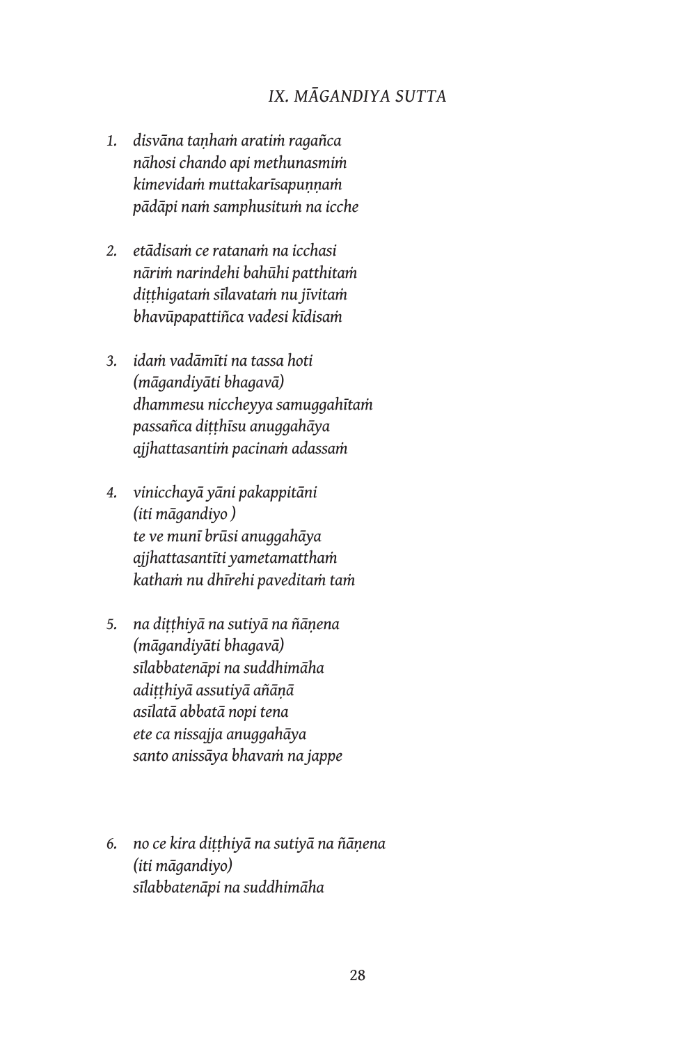## *IX. MĀGANDIYA SUTTA*

1. *disvāna taṇhaṁ aratiṁ ragañca*
   *nāhosi chando api methunasmiṁ*
   *kimevidaṁ muttakarīsapuṇṇaṁ*
   *pādāpi naṁ samphusituṁ na icche*

2. *etādisaṁ ce ratanaṁ na icchasi*
   *nāriṁ narindehi bahūhi patthitaṁ*
   *diṭṭhigataṁ sīlavataṁ nu jīvitaṁ*
   *bhavūpapattiñca vadesi kīdisaṁ*

3. *idaṁ vadāmīti na tassa hoti*
   *(māgandiyāti bhagavā)*
   *dhammesu niccheyya samuggahītaṁ*
   *passañca diṭṭhīsu anuggahāya*
   *ajjhattasantiṁ pacinaṁ adassaṁ*

4. *vinicchayā yāni pakappitāni*
   *(iti māgandiyo )*
   *te ve munī brūsi anuggahāya*
   *ajjhattasantīti yametamatthaṁ*
   *kathaṁ nu dhīrehi paveditaṁ taṁ*

5. *na diṭṭhiyā na sutiyā na ñāṇena*
   *(māgandiyāti bhagavā)*
   *sīlabbatenāpi na suddhimāha*
   *adiṭṭhiyā assutiyā aññāṇā*
   *asīlatā abbatā nopi tena*
   *ete ca nissajja anuggahāya*
   *santo anissāya bhavaṁ na jappe*

6. *no ce kira diṭṭhiyā na sutiyā na ñāṇena*
   *(iti māgandiyo)*
   *sīlabbatenāpi na suddhimāha*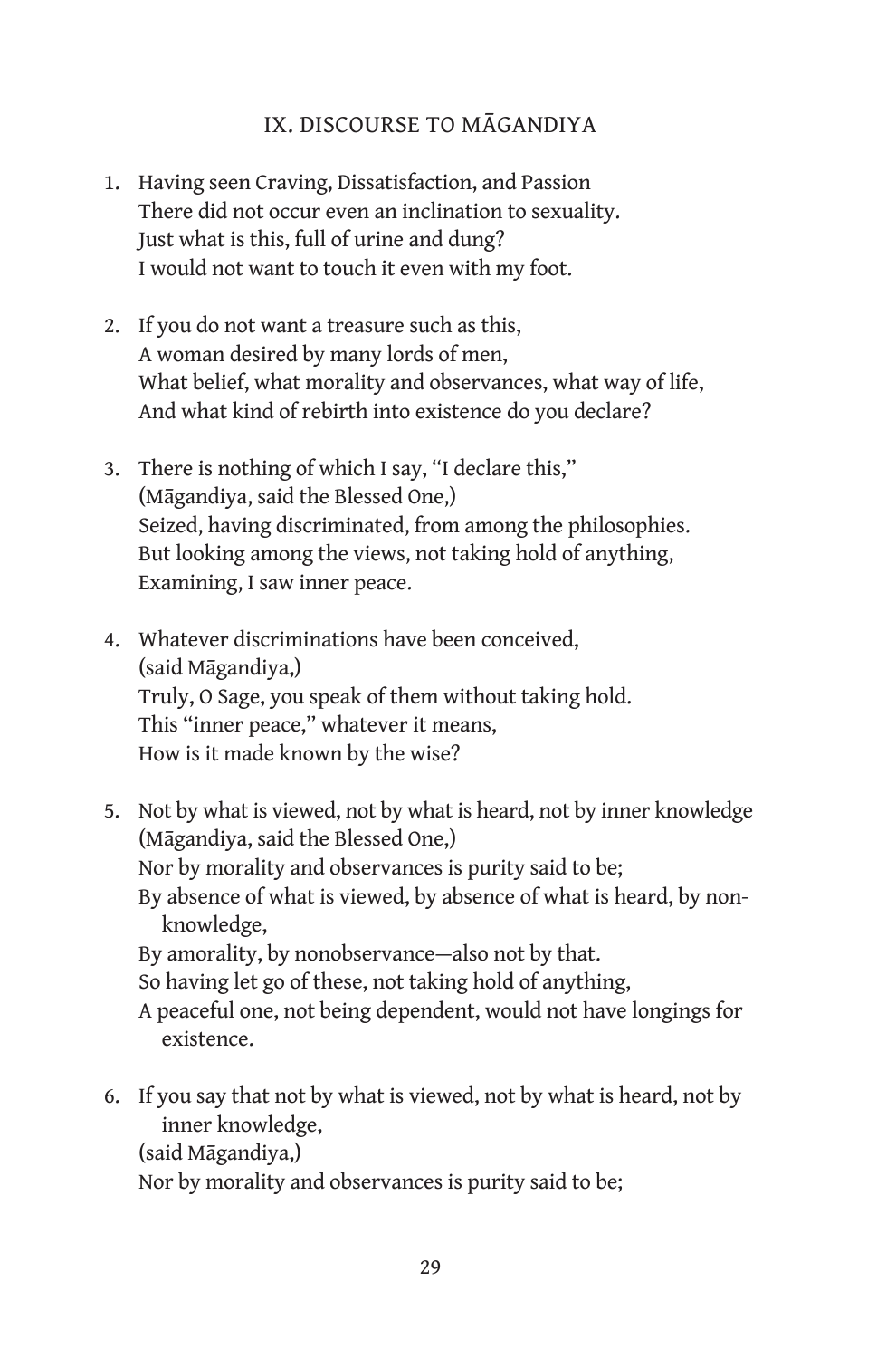## IX. DISCOURSE TO MĀGANDIYA

1. Having seen Craving, Dissatisfaction, and Passion
   There did not occur even an inclination to sexuality.
   Just what is this, full of urine and dung?
   I would not want to touch it even with my foot.

2. If you do not want a treasure such as this,
   A woman desired by many lords of men,
   What belief, what morality and observances, what way of life,
   And what kind of rebirth into existence do you declare?

3. There is nothing of which I say, "I declare this,"
   (Māgandiya, said the Blessed One,)
   Seized, having discriminated, from among the philosophies.
   But looking among the views, not taking hold of anything,
   Examining, I saw inner peace.

4. Whatever discriminations have been conceived,
   (said Māgandiya,)
   Truly, O Sage, you speak of them without taking hold.
   This "inner peace," whatever it means,
   How is it made known by the wise?

5. Not by what is viewed, not by what is heard, not by inner knowledge
   (Māgandiya, said the Blessed One,)
   Nor by morality and observances is purity said to be;
   By absence of what is viewed, by absence of what is heard, by non-knowledge,
   By amorality, by nonobservance—also not by that.
   So having let go of these, not taking hold of anything,
   A peaceful one, not being dependent, would not have longings for existence.

6. If you say that not by what is viewed, not by what is heard, not by inner knowledge,
   (said Māgandiya,)
   Nor by morality and observances is purity said to be;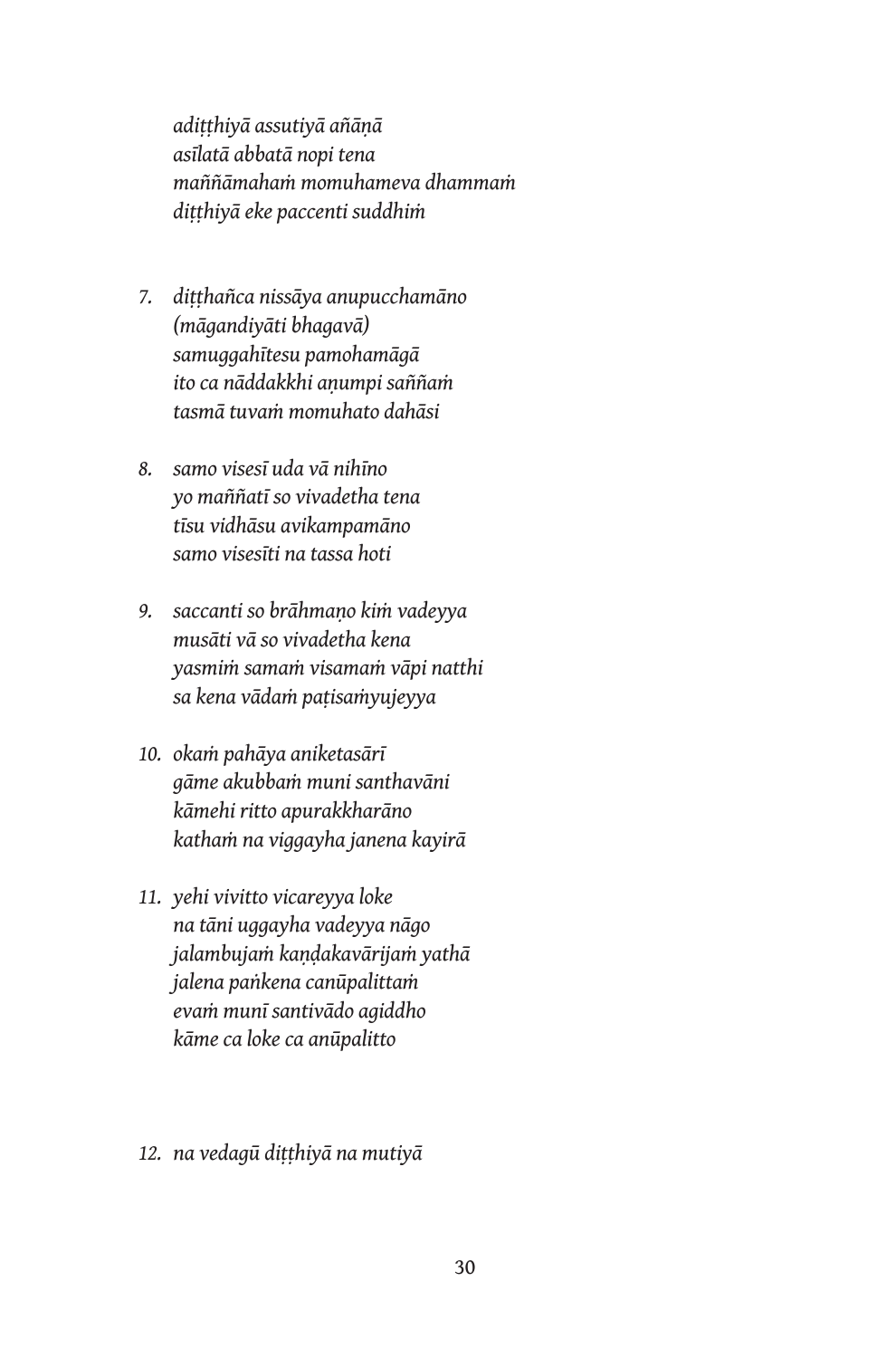*adiṭṭhiyā assutiyā aññāṇā*
*asīlatā abbatā nopi tena*
*maññāmahaṁ momuhameva dhammaṁ*
*diṭṭhiyā eke paccenti suddhiṁ*

7. *diṭṭhañca nissāya anupucchamāno*
   *(māgandiyāti bhagavā)*
   *samuggahītesu pamohamāgā*
   *ito ca nāddakkhi aṇumpi saññaṁ*
   *tasmā tuvaṁ momuhato dahāsi*

8. *samo visesī uda vā nihīno*
   *yo maññatī so vivadetha tena*
   *tīsu vidhāsu avikampamāno*
   *samo visesīti na tassa hoti*

9. *saccanti so brāhmaṇo kiṁ vadeyya*
   *musāti vā so vivadetha kena*
   *yasmiṁ samaṁ visamaṁ vāpi natthi*
   *sa kena vādaṁ paṭisaṁyujeyya*

10. *okaṁ pahāya aniketasārī*
    *gāme akubbaṁ muni santhavāni*
    *kāmehi ritto apurakkharāno*
    *kathaṁ na viggayha janena kayirā*

11. *yehi vivitto vicareyya loke*
    *na tāni uggayha vadeyya nāgo*
    *jalambujaṁ kaṇḍakavārijaṁ yathā*
    *jalena paṅkena canūpalittaṁ*
    *evaṁ munī santivādo agiddho*
    *kāme ca loke ca anūpalitto*

12. *na vedagū diṭṭhiyā na mutiyā*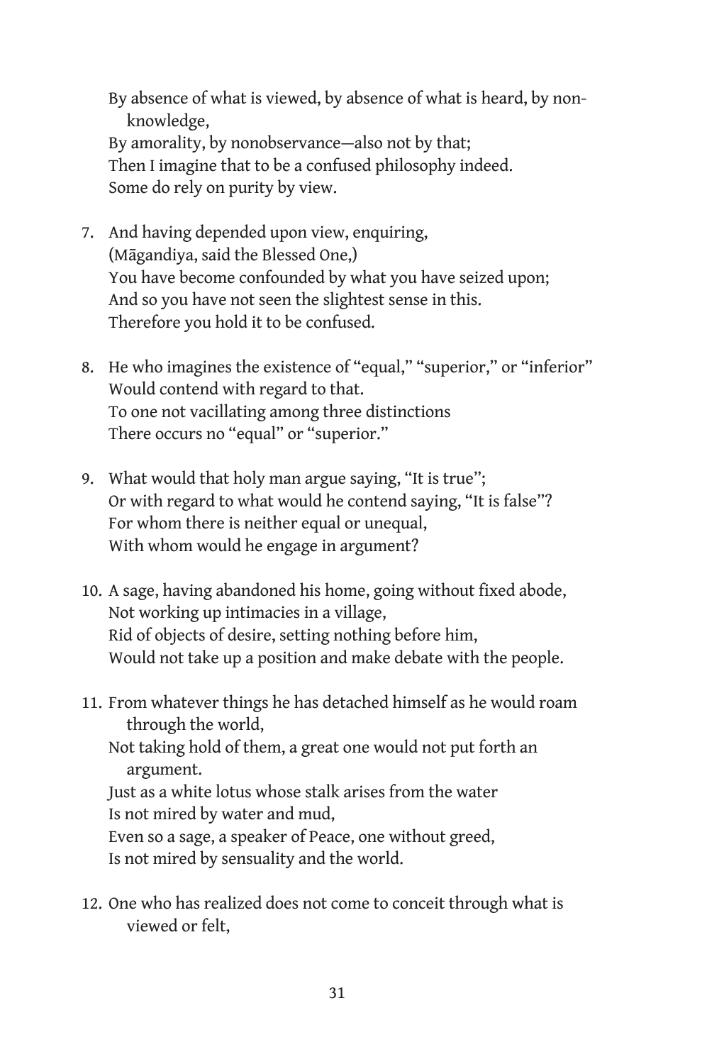By absence of what is viewed, by absence of what is heard, by non-knowledge,
By amorality, by nonobservance—also not by that;
Then I imagine that to be a confused philosophy indeed.
Some do rely on purity by view.

7. And having depended upon view, enquiring,
(Māgandiya, said the Blessed One,)
You have become confounded by what you have seized upon;
And so you have not seen the slightest sense in this.
Therefore you hold it to be confused.

8. He who imagines the existence of "equal," "superior," or "inferior"
Would contend with regard to that.
To one not vacillating among three distinctions
There occurs no "equal" or "superior."

9. What would that holy man argue saying, "It is true";
Or with regard to what would he contend saying, "It is false"?
For whom there is neither equal or unequal,
With whom would he engage in argument?

10. A sage, having abandoned his home, going without fixed abode,
Not working up intimacies in a village,
Rid of objects of desire, setting nothing before him,
Would not take up a position and make debate with the people.

11. From whatever things he has detached himself as he would roam through the world,
Not taking hold of them, a great one would not put forth an argument.
Just as a white lotus whose stalk arises from the water
Is not mired by water and mud,
Even so a sage, a speaker of Peace, one without greed,
Is not mired by sensuality and the world.

12. One who has realized does not come to conceit through what is viewed or felt,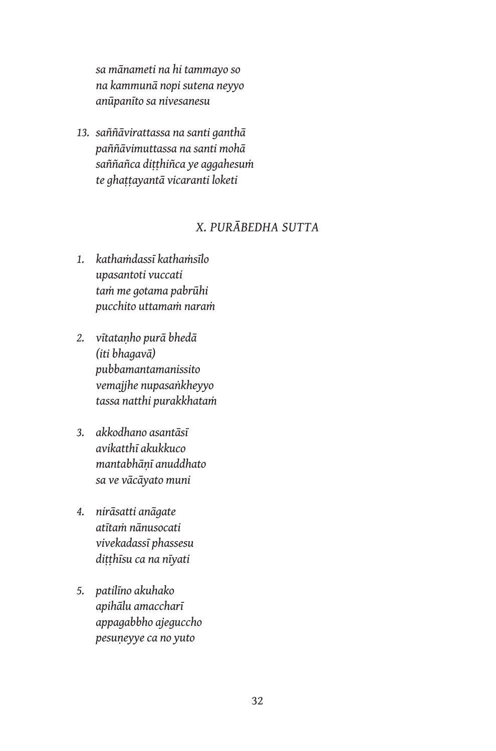*sa mānameti na hi tammayo so*
*na kammunā nopi sutena neyyo*
*anūpanīto sa nivesanesu*

13. *saññāvirattassa na santi ganthā*
*paññāvimuttassa na santi mohā*
*saññañca diṭṭhiñca ye aggahesuṁ*
*te ghaṭṭayantā vicaranti loketi*

## *X. PURĀBEDHA SUTTA*

1. *kathaṁdassī kathaṁsīlo*
*upasantoti vuccati*
*taṁ me gotama pabrūhi*
*pucchito uttamaṁ naraṁ*

2. *vītataṇho purā bhedā*
*(iti bhagavā)*
*pubbamantamanissito*
*vemajjhe nupasaṅkheyyo*
*tassa natthi purakkhataṁ*

3. *akkodhano asantāsī*
*avikatthī akukkuco*
*mantabhāṇī anuddhato*
*sa ve vācāyato muni*

4. *nirāsatti anāgate*
*atītaṁ nānusocati*
*vivekadassī phassesu*
*diṭṭhīsu ca na nīyati*

5. *patilīno akuhako*
*apihālu amaccharī*
*appagabbho ajeguccho*
*pesuṇeyye ca no yuto*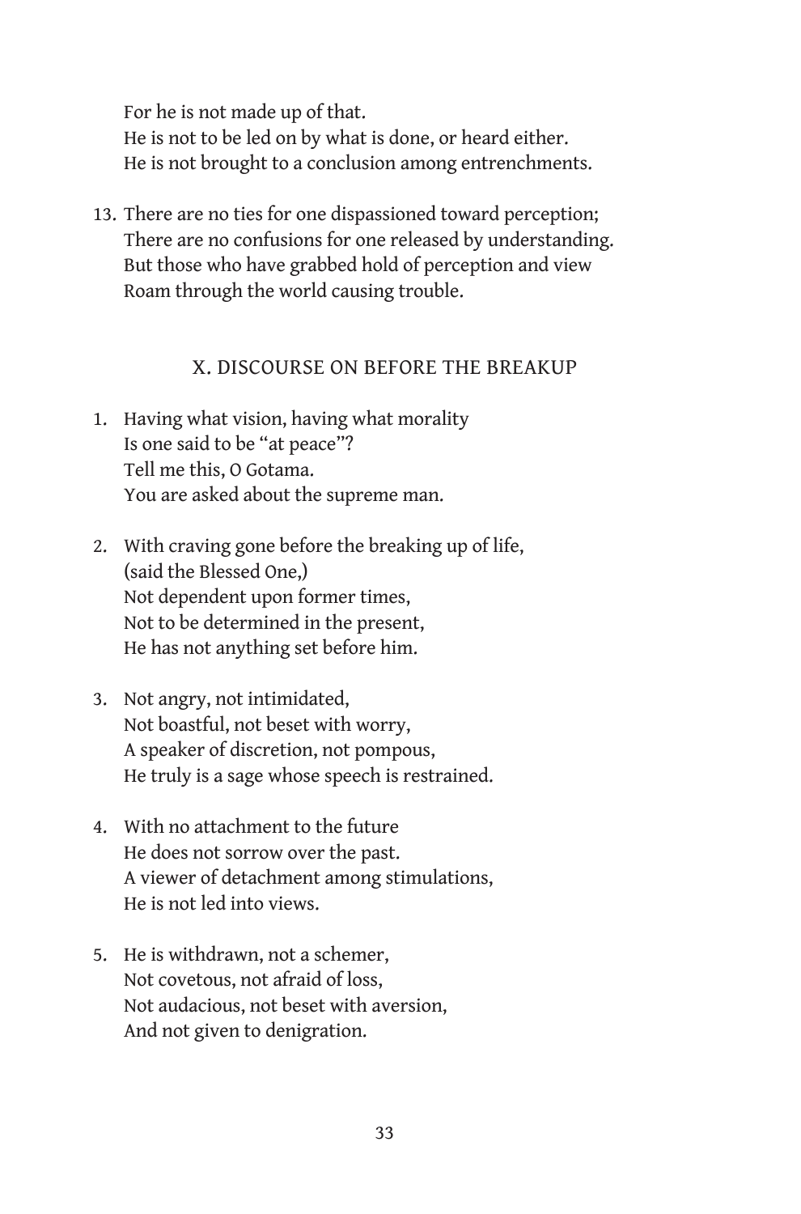For he is not made up of that.  
He is not to be led on by what is done, or heard either.  
He is not brought to a conclusion among entrenchments.

13. There are no ties for one dispassioned toward perception;  
There are no confusions for one released by understanding.  
But those who have grabbed hold of perception and view  
Roam through the world causing trouble.

## X. DISCOURSE ON BEFORE THE BREAKUP

1. Having what vision, having what morality  
Is one said to be "at peace"?  
Tell me this, O Gotama.  
You are asked about the supreme man.

2. With craving gone before the breaking up of life,  
(said the Blessed One,)  
Not dependent upon former times,  
Not to be determined in the present,  
He has not anything set before him.

3. Not angry, not intimidated,  
Not boastful, not beset with worry,  
A speaker of discretion, not pompous,  
He truly is a sage whose speech is restrained.

4. With no attachment to the future  
He does not sorrow over the past.  
A viewer of detachment among stimulations,  
He is not led into views.

5. He is withdrawn, not a schemer,  
Not covetous, not afraid of loss,  
Not audacious, not beset with aversion,  
And not given to denigration.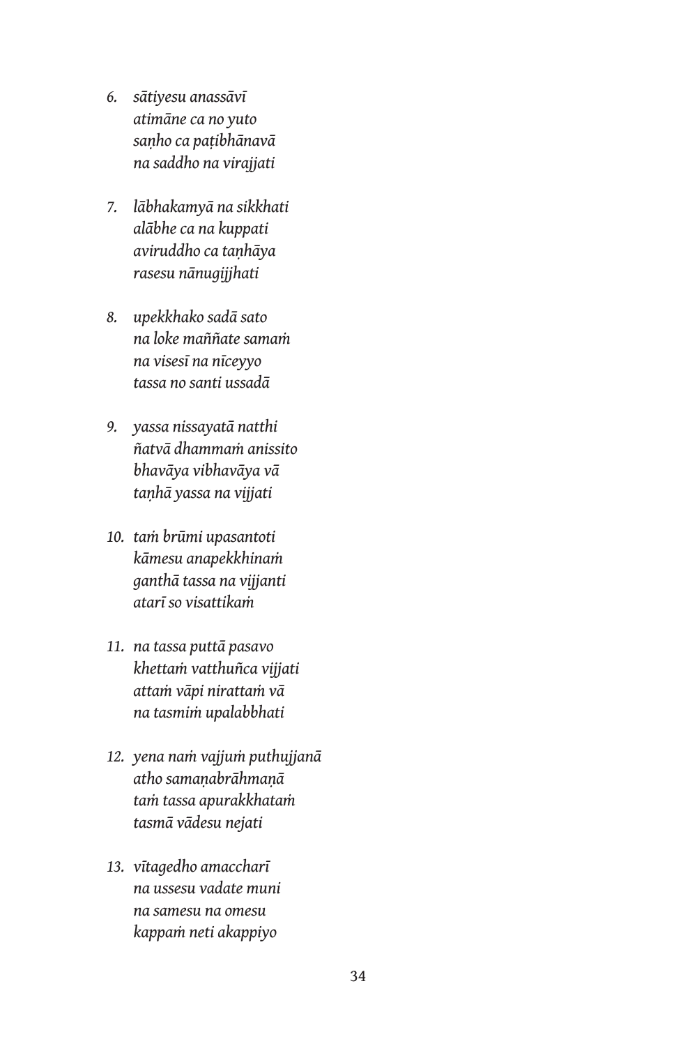6. *sātiyesu anassāvī*
   *atimāne ca no yuto*
   *saṇho ca paṭibhānavā*
   *na saddho na virajjati*

7. *lābhakamyā na sikkhati*
   *alābhe ca na kuppati*
   *aviruddho ca taṇhāya*
   *rasesu nānugijjhati*

8. *upekkhako sadā sato*
   *na loke maññate samaṁ*
   *na visesī na nīceyyo*
   *tassa no santi ussadā*

9. *yassa nissayatā natthi*
   *ñatvā dhammaṁ anissito*
   *bhavāya vibhavāya vā*
   *taṇhā yassa na vijjati*

10. *taṁ brūmi upasantoti*
    *kāmesu anapekkhinaṁ*
    *ganthā tassa na vijjanti*
    *atarī so visattikaṁ*

11. *na tassa puttā pasavo*
    *khettaṁ vatthuñca vijjati*
    *attaṁ vāpi nirattaṁ vā*
    *na tasmiṁ upalabbhati*

12. *yena naṁ vajjuṁ puthujjanā*
    *atho samaṇabrāhmaṇā*
    *taṁ tassa apurakkhataṁ*
    *tasmā vādesu nejati*

13. *vītagedho amaccharī*
    *na ussesu vadate muni*
    *na samesu na omesu*
    *kappaṁ neti akappiyo*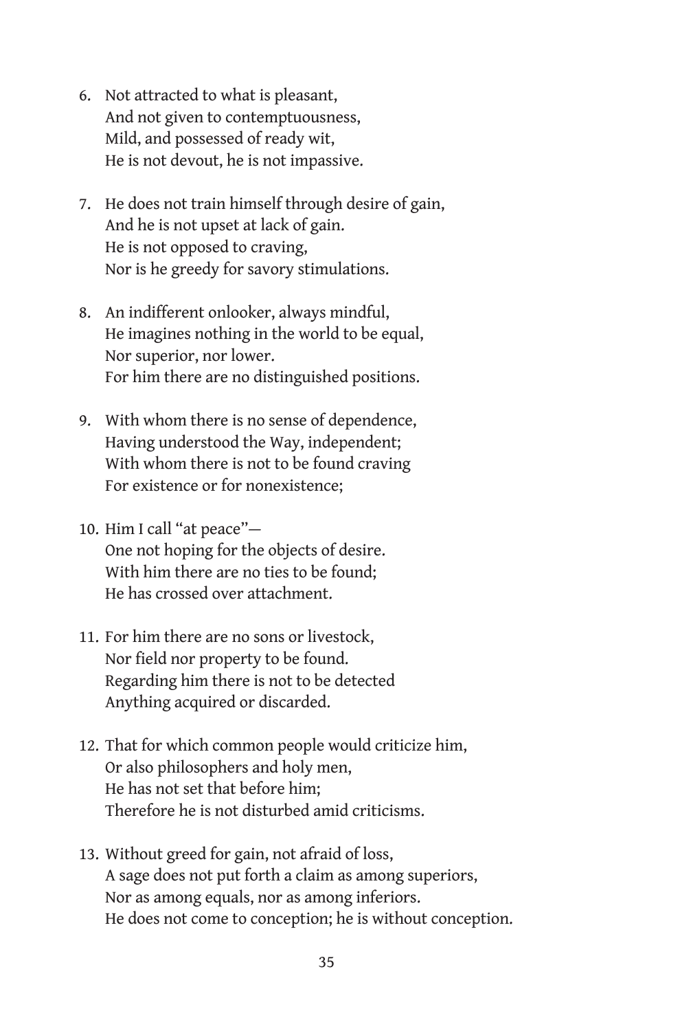6. Not attracted to what is pleasant,  
   And not given to contemptuousness,  
   Mild, and possessed of ready wit,  
   He is not devout, he is not impassive.

7. He does not train himself through desire of gain,  
   And he is not upset at lack of gain.  
   He is not opposed to craving,  
   Nor is he greedy for savory stimulations.

8. An indifferent onlooker, always mindful,  
   He imagines nothing in the world to be equal,  
   Nor superior, nor lower.  
   For him there are no distinguished positions.

9. With whom there is no sense of dependence,  
   Having understood the Way, independent;  
   With whom there is not to be found craving  
   For existence or for nonexistence;

10. Him I call "at peace"—  
    One not hoping for the objects of desire.  
    With him there are no ties to be found;  
    He has crossed over attachment.

11. For him there are no sons or livestock,  
    Nor field nor property to be found.  
    Regarding him there is not to be detected  
    Anything acquired or discarded.

12. That for which common people would criticize him,  
    Or also philosophers and holy men,  
    He has not set that before him;  
    Therefore he is not disturbed amid criticisms.

13. Without greed for gain, not afraid of loss,  
    A sage does not put forth a claim as among superiors,  
    Nor as among equals, nor as among inferiors.  
    He does not come to conception; he is without conception.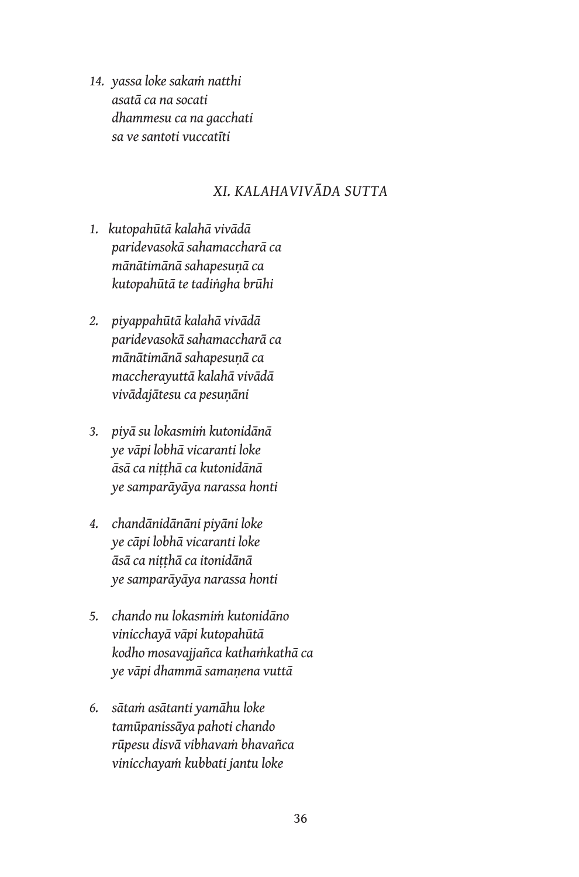14. *yassa loke sakaṁ natthi*  
*asatā ca na socati*  
*dhammesu ca na gacchati*  
*sa ve santoti vuccatīti*

## *XI. KALAHAVIVĀDA SUTTA*

1. *kutopahūtā kalahā vivādā*  
*paridevasokā sahamaccharā ca*  
*mānātimānā sahapesuṇā ca*  
*kutopahūtā te tadiṅgha brūhi*

2. *piyappahūtā kalahā vivādā*  
*paridevasokā sahamaccharā ca*  
*mānātimānā sahapesuṇā ca*  
*maccherayuttā kalahā vivādā*  
*vivādajātesu ca pesuṇāni*

3. *piyā su lokasmiṁ kutonidānā*  
*ye vāpi lobhā vicaranti loke*  
*āsā ca niṭṭhā ca kutonidānā*  
*ye samparāyāya narassa honti*

4. *chandānidānāni piyāni loke*  
*ye cāpi lobhā vicaranti loke*  
*āsā ca niṭṭhā ca itonidānā*  
*ye samparāyāya narassa honti*

5. *chando nu lokasmiṁ kutonidāno*  
*vinicchayā vāpi kutopahūtā*  
*kodho mosavajjañca kathaṁkathā ca*  
*ye vāpi dhammā samaṇena vuttā*

6. *sātaṁ asātanti yamāhu loke*  
*tamūpanissāya pahoti chando*  
*rūpesu disvā vibhavaṁ bhavañca*  
*vinicchayaṁ kubbati jantu loke*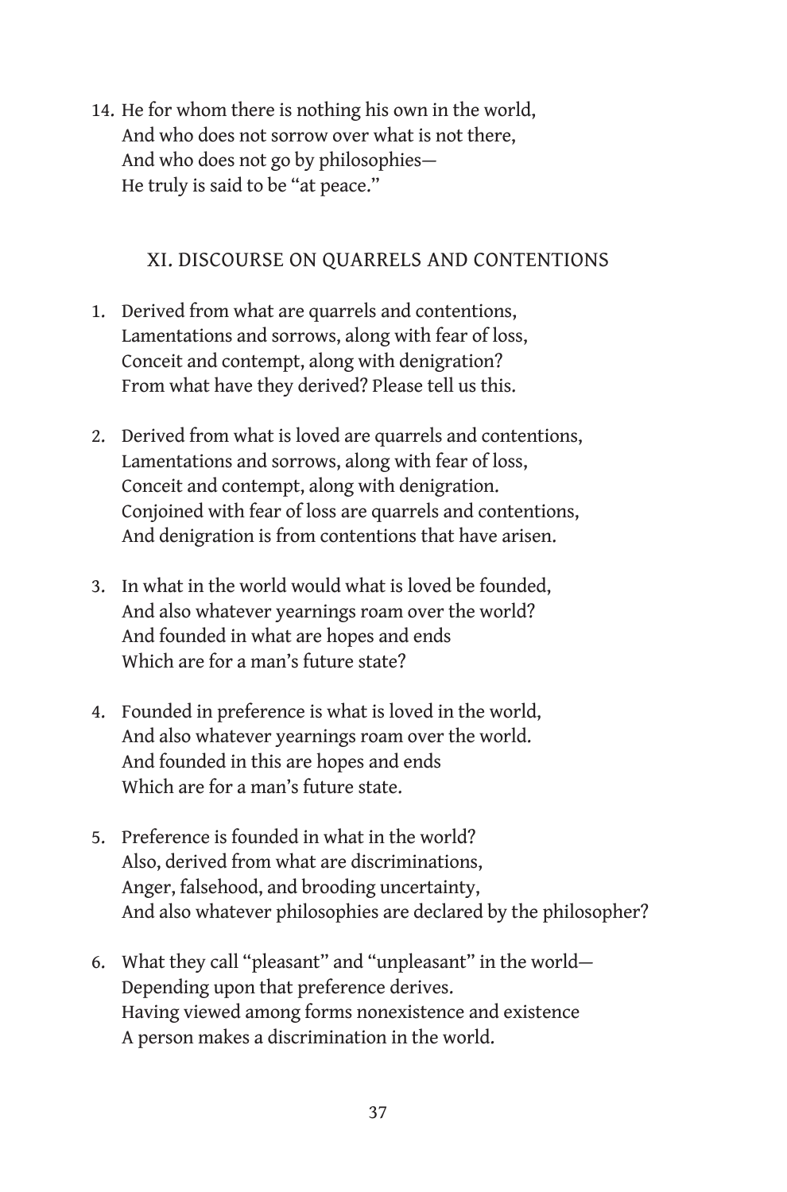14. He for whom there is nothing his own in the world,  
    And who does not sorrow over what is not there,  
    And who does not go by philosophies—  
    He truly is said to be "at peace."

## XI. DISCOURSE ON QUARRELS AND CONTENTIONS

1. Derived from what are quarrels and contentions,  
   Lamentations and sorrows, along with fear of loss,  
   Conceit and contempt, along with denigration?  
   From what have they derived? Please tell us this.

2. Derived from what is loved are quarrels and contentions,  
   Lamentations and sorrows, along with fear of loss,  
   Conceit and contempt, along with denigration.  
   Conjoined with fear of loss are quarrels and contentions,  
   And denigration is from contentions that have arisen.

3. In what in the world would what is loved be founded,  
   And also whatever yearnings roam over the world?  
   And founded in what are hopes and ends  
   Which are for a man's future state?

4. Founded in preference is what is loved in the world,  
   And also whatever yearnings roam over the world.  
   And founded in this are hopes and ends  
   Which are for a man's future state.

5. Preference is founded in what in the world?  
   Also, derived from what are discriminations,  
   Anger, falsehood, and brooding uncertainty,  
   And also whatever philosophies are declared by the philosopher?

6. What they call "pleasant" and "unpleasant" in the world—  
   Depending upon that preference derives.  
   Having viewed among forms nonexistence and existence  
   A person makes a discrimination in the world.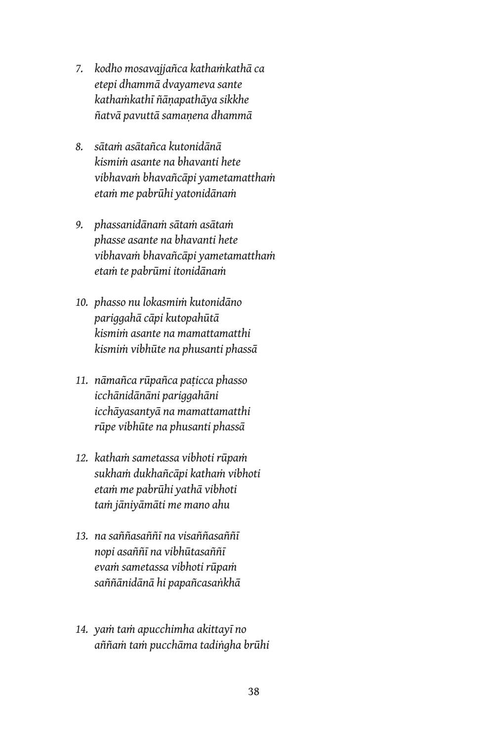7. *kodho mosavajjañca kathaṁkathā ca*
   *etepi dhammā dvayameva sante*
   *kathaṁkathī ñāṇapathāya sikkhe*
   *ñatvā pavuttā samaṇena dhammā*

8. *sātaṁ asātañca kutonidānā*
   *kismiṁ asante na bhavanti hete*
   *vibhavaṁ bhavañcāpi yametamatthaṁ*
   *etaṁ me pabrūhi yatonidānaṁ*

9. *phassanidānaṁ sātaṁ asātaṁ*
   *phasse asante na bhavanti hete*
   *vibhavaṁ bhavañcāpi yametamatthaṁ*
   *etaṁ te pabrūmi itonidānaṁ*

10. *phasso nu lokasmiṁ kutonidāno*
    *pariggahā cāpi kutopahūtā*
    *kismiṁ asante na mamattamatthi*
    *kismiṁ vibhūte na phusanti phassā*

11. *nāmañca rūpañca paṭicca phasso*
    *icchānidānāni pariggahāni*
    *icchāyasantyā na mamattamatthi*
    *rūpe vibhūte na phusanti phassā*

12. *kathaṁ sametassa vibhoti rūpaṁ*
    *sukhaṁ dukhañcāpi kathaṁ vibhoti*
    *etaṁ me pabrūhi yathā vibhoti*
    *taṁ jāniyāmāti me mano ahu*

13. *na saññasaññī na visaññasaññī*
    *nopi asaññī na vibhūtasaññī*
    *evaṁ sametassa vibhoti rūpaṁ*
    *saññānidānā hi papañcasaṅkhā*

14. *yaṁ taṁ apucchimha akittayī no*
    *aññaṁ taṁ pucchāma tadiṅgha brūhi*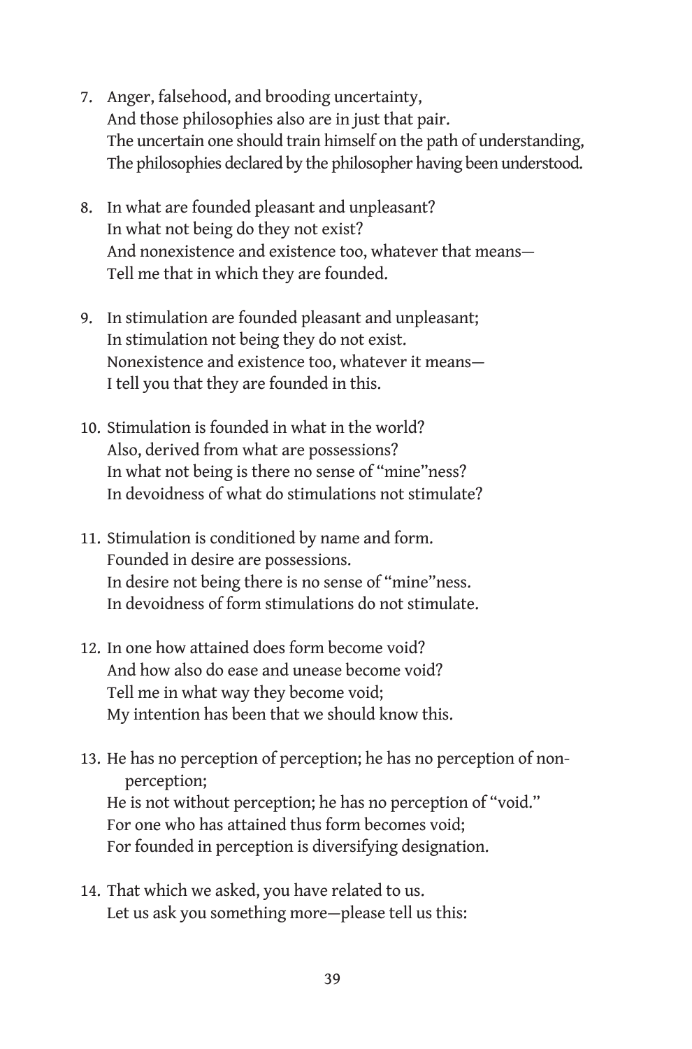7. Anger, falsehood, and brooding uncertainty,
   And those philosophies also are in just that pair.
   The uncertain one should train himself on the path of understanding,
   The philosophies declared by the philosopher having been understood.

8. In what are founded pleasant and unpleasant?
   In what not being do they not exist?
   And nonexistence and existence too, whatever that means—
   Tell me that in which they are founded.

9. In stimulation are founded pleasant and unpleasant;
   In stimulation not being they do not exist.
   Nonexistence and existence too, whatever it means—
   I tell you that they are founded in this.

10. Stimulation is founded in what in the world?
    Also, derived from what are possessions?
    In what not being is there no sense of "mine"ness?
    In devoidness of what do stimulations not stimulate?

11. Stimulation is conditioned by name and form.
    Founded in desire are possessions.
    In desire not being there is no sense of "mine"ness.
    In devoidness of form stimulations do not stimulate.

12. In one how attained does form become void?
    And how also do ease and unease become void?
    Tell me in what way they become void;
    My intention has been that we should know this.

13. He has no perception of perception; he has no perception of non-perception;
    He is not without perception; he has no perception of "void."
    For one who has attained thus form becomes void;
    For founded in perception is diversifying designation.

14. That which we asked, you have related to us.
    Let us ask you something more—please tell us this: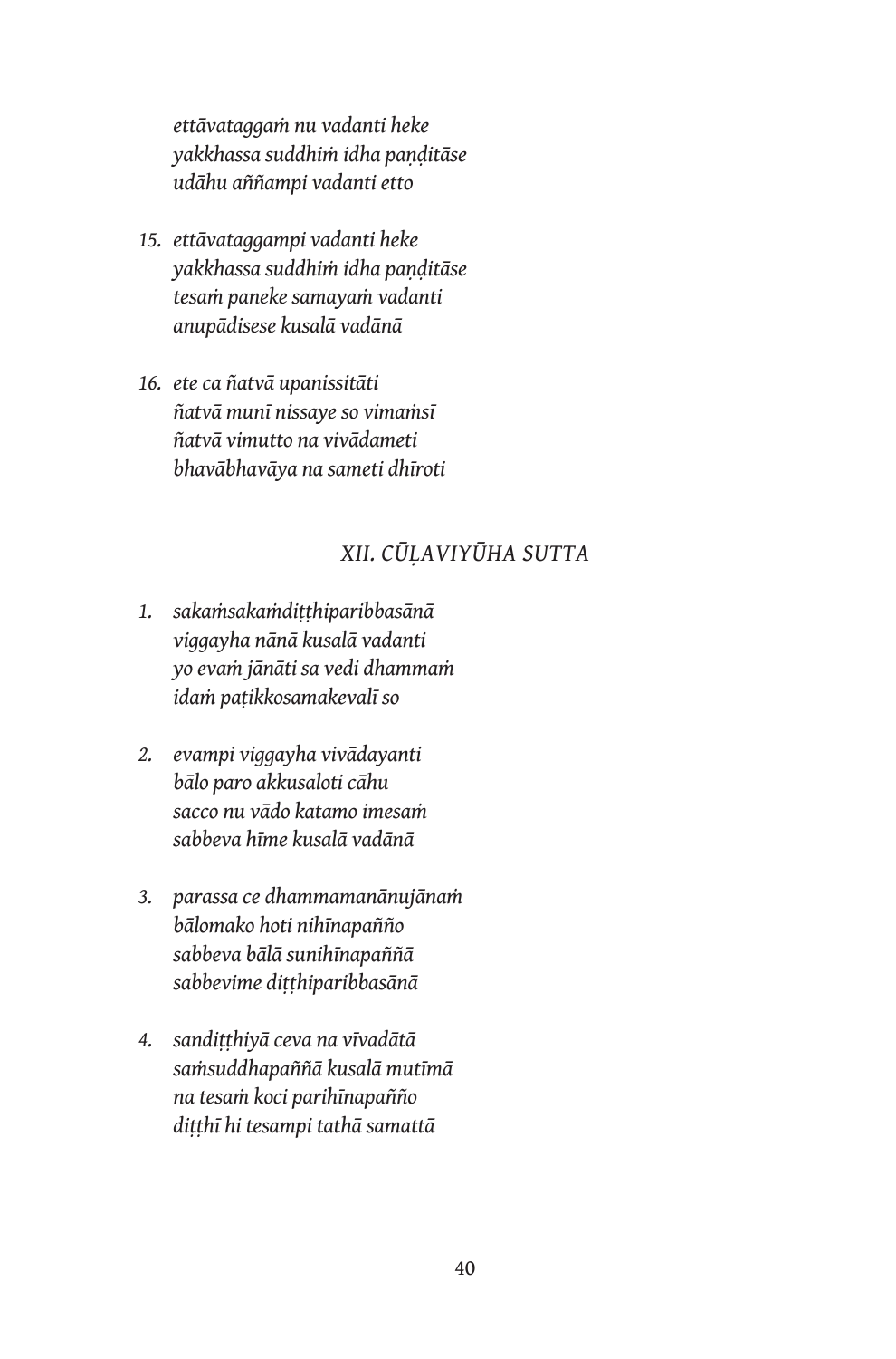*ettāvataggaṁ nu vadanti heke*  
*yakkhassa suddhiṁ idha paṇḍitāse*  
*udāhu aññampi vadanti etto*

15. *ettāvataggampi vadanti heke*  
*yakkhassa suddhiṁ idha paṇḍitāse*  
*tesaṁ paneke samayaṁ vadanti*  
*anupādisese kusalā vadānā*

16. *ete ca ñatvā upanissitāti*  
*ñatvā munī nissaye so vimaṁsī*  
*ñatvā vimutto na vivādameti*  
*bhavābhavāya na sameti dhīroti*

## *XII. CŪḶAVIYŪHA SUTTA*

1. *sakaṁsakaṁdiṭṭhiparibbasānā*  
*viggayha nānā kusalā vadanti*  
*yo evaṁ jānāti sa vedi dhammaṁ*  
*idaṁ paṭikkosamakevalī so*

2. *evampi viggayha vivādayanti*  
*bālo paro akkusaloti cāhu*  
*sacco nu vādo katamo imesaṁ*  
*sabbeva hīme kusalā vadānā*

3. *parassa ce dhammamanānujānaṁ*  
*bālomako hoti nihīnapañño*  
*sabbeva bālā sunihīnapaññā*  
*sabbevime diṭṭhiparibbasānā*

4. *sandiṭṭhiyā ceva na vīvadātā*  
*saṁsuddhapaññā kusalā mutīmā*  
*na tesaṁ koci parihīnapañño*  
*diṭṭhī hi tesampi tathā samattā*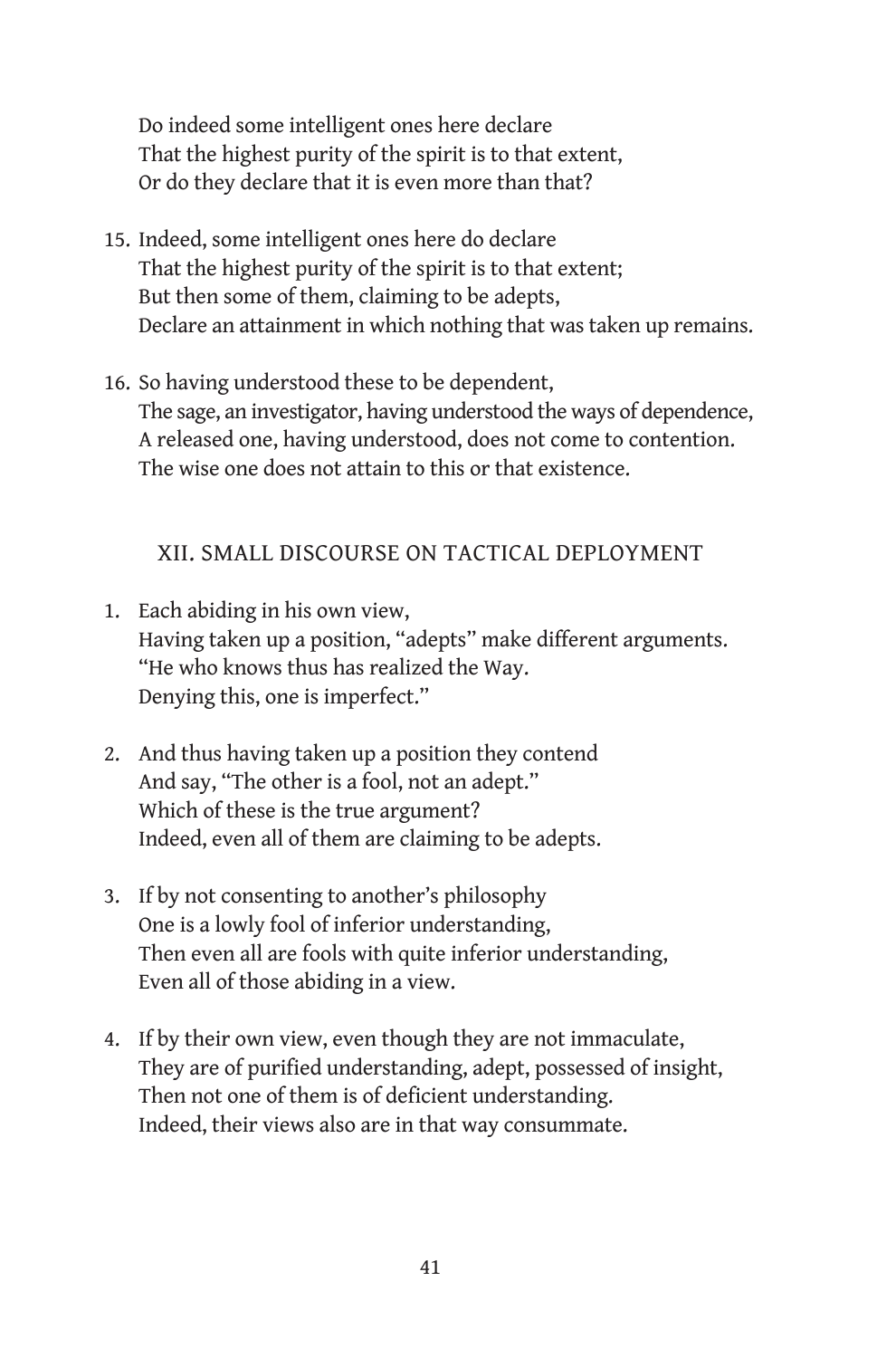Do indeed some intelligent ones here declare
That the highest purity of the spirit is to that extent,
Or do they declare that it is even more than that?

15. Indeed, some intelligent ones here do declare
    That the highest purity of the spirit is to that extent;
    But then some of them, claiming to be adepts,
    Declare an attainment in which nothing that was taken up remains.

16. So having understood these to be dependent,
    The sage, an investigator, having understood the ways of dependence,
    A released one, having understood, does not come to contention.
    The wise one does not attain to this or that existence.

## XII. SMALL DISCOURSE ON TACTICAL DEPLOYMENT

1. Each abiding in his own view,
   Having taken up a position, "adepts" make different arguments.
   "He who knows thus has realized the Way.
   Denying this, one is imperfect."

2. And thus having taken up a position they contend
   And say, "The other is a fool, not an adept."
   Which of these is the true argument?
   Indeed, even all of them are claiming to be adepts.

3. If by not consenting to another's philosophy
   One is a lowly fool of inferior understanding,
   Then even all are fools with quite inferior understanding,
   Even all of those abiding in a view.

4. If by their own view, even though they are not immaculate,
   They are of purified understanding, adept, possessed of insight,
   Then not one of them is of deficient understanding.
   Indeed, their views also are in that way consummate.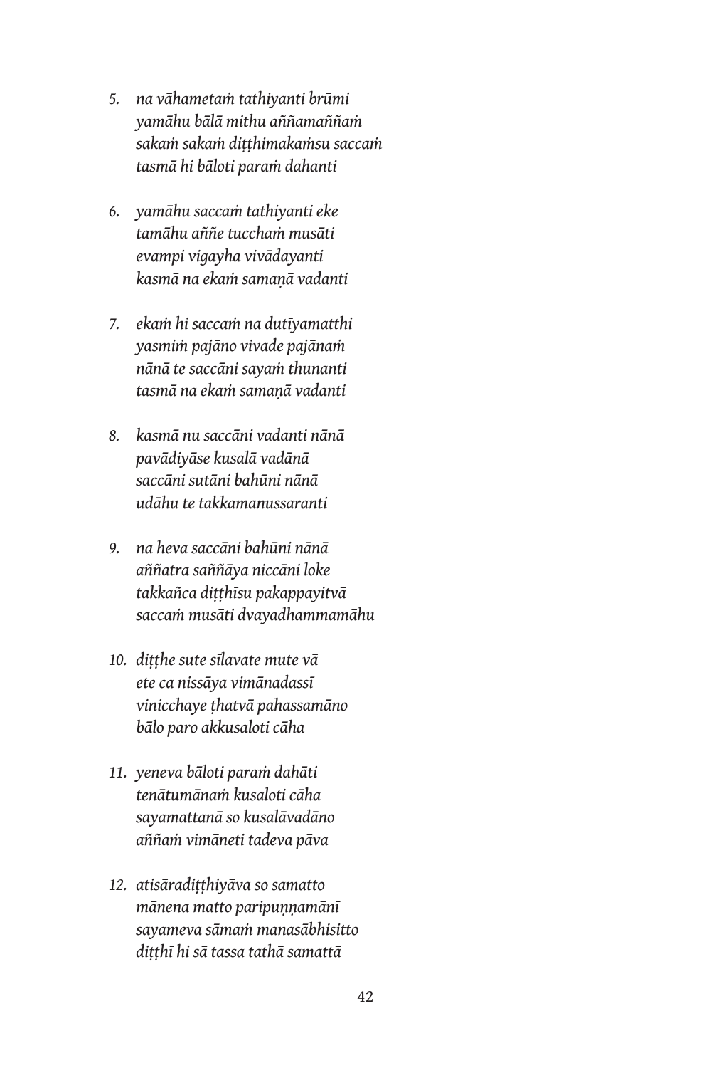5. *na vāhametaṁ tathiyanti brūmi*  
   *yamāhu bālā mithu aññamaññaṁ*  
   *sakaṁ sakaṁ diṭṭhimakaṁsu saccaṁ*  
   *tasmā hi bāloti paraṁ dahanti*

6. *yamāhu saccaṁ tathiyanti eke*  
   *tamāhu aññe tucchaṁ musāti*  
   *evampi vigayha vivādayanti*  
   *kasmā na ekaṁ samaṇā vadanti*

7. *ekaṁ hi saccaṁ na dutīyamatthi*  
   *yasmiṁ pajāno vivade pajānaṁ*  
   *nānā te saccāni sayaṁ thunanti*  
   *tasmā na ekaṁ samaṇā vadanti*

8. *kasmā nu saccāni vadanti nānā*  
   *pavādiyāse kusalā vadānā*  
   *saccāni sutāni bahūni nānā*  
   *udāhu te takkamanussaranti*

9. *na heva saccāni bahūni nānā*  
   *aññatra saññāya niccāni loke*  
   *takkañca diṭṭhīsu pakappayitvā*  
   *saccaṁ musāti dvayadhammamāhu*

10. *diṭṭhe sute sīlavate mute vā*  
    *ete ca nissāya vimānadassī*  
    *vinicchaye ṭhatvā pahassamāno*  
    *bālo paro akkusaloti cāha*

11. *yeneva bāloti paraṁ dahāti*  
    *tenātumānaṁ kusaloti cāha*  
    *sayamattanā so kusalāvadāno*  
    *aññaṁ vimāneti tadeva pāva*

12. *atisāradiṭṭhiyāva so samatto*  
    *mānena matto paripuṇṇamānī*  
    *sayameva sāmaṁ manasābhisitto*  
    *diṭṭhī hi sā tassa tathā samattā*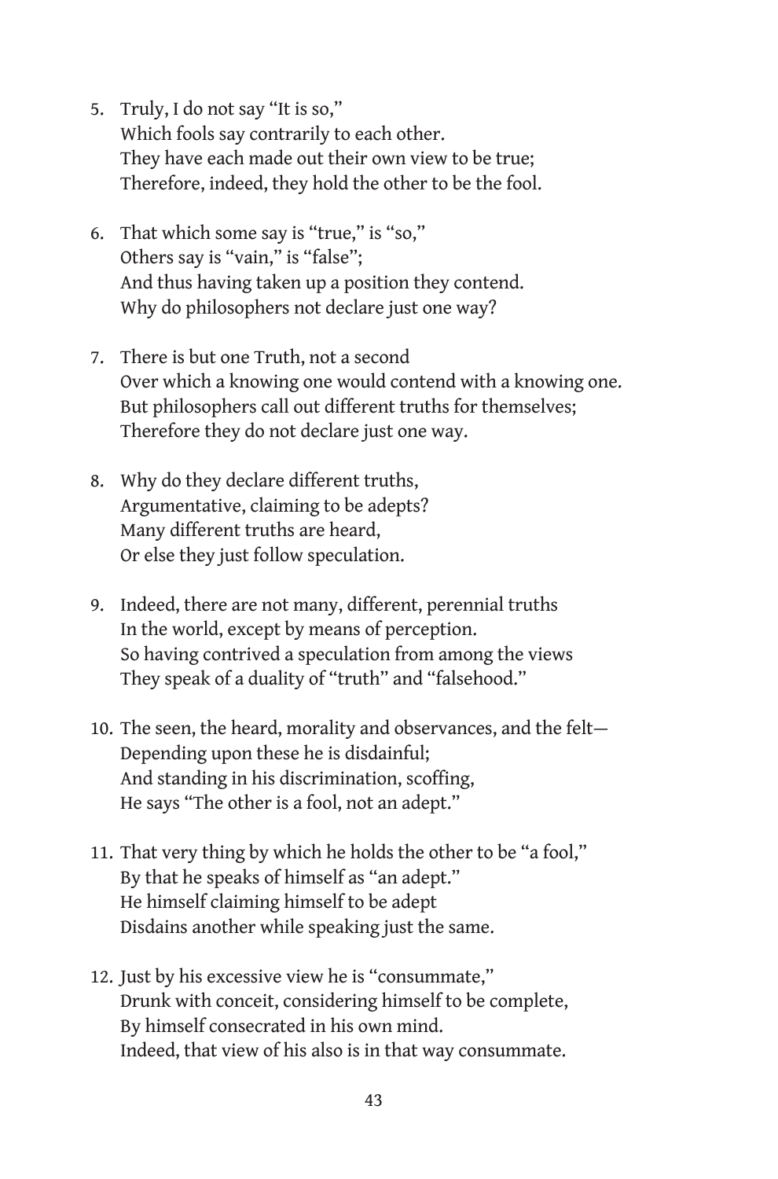5. Truly, I do not say "It is so,"  
   Which fools say contrarily to each other.  
   They have each made out their own view to be true;  
   Therefore, indeed, they hold the other to be the fool.

6. That which some say is "true," is "so,"  
   Others say is "vain," is "false";  
   And thus having taken up a position they contend.  
   Why do philosophers not declare just one way?

7. There is but one Truth, not a second  
   Over which a knowing one would contend with a knowing one.  
   But philosophers call out different truths for themselves;  
   Therefore they do not declare just one way.

8. Why do they declare different truths,  
   Argumentative, claiming to be adepts?  
   Many different truths are heard,  
   Or else they just follow speculation.

9. Indeed, there are not many, different, perennial truths  
   In the world, except by means of perception.  
   So having contrived a speculation from among the views  
   They speak of a duality of "truth" and "falsehood."

10. The seen, the heard, morality and observances, and the felt—  
    Depending upon these he is disdainful;  
    And standing in his discrimination, scoffing,  
    He says "The other is a fool, not an adept."

11. That very thing by which he holds the other to be "a fool,"  
    By that he speaks of himself as "an adept."  
    He himself claiming himself to be adept  
    Disdains another while speaking just the same.

12. Just by his excessive view he is "consummate,"  
    Drunk with conceit, considering himself to be complete,  
    By himself consecrated in his own mind.  
    Indeed, that view of his also is in that way consummate.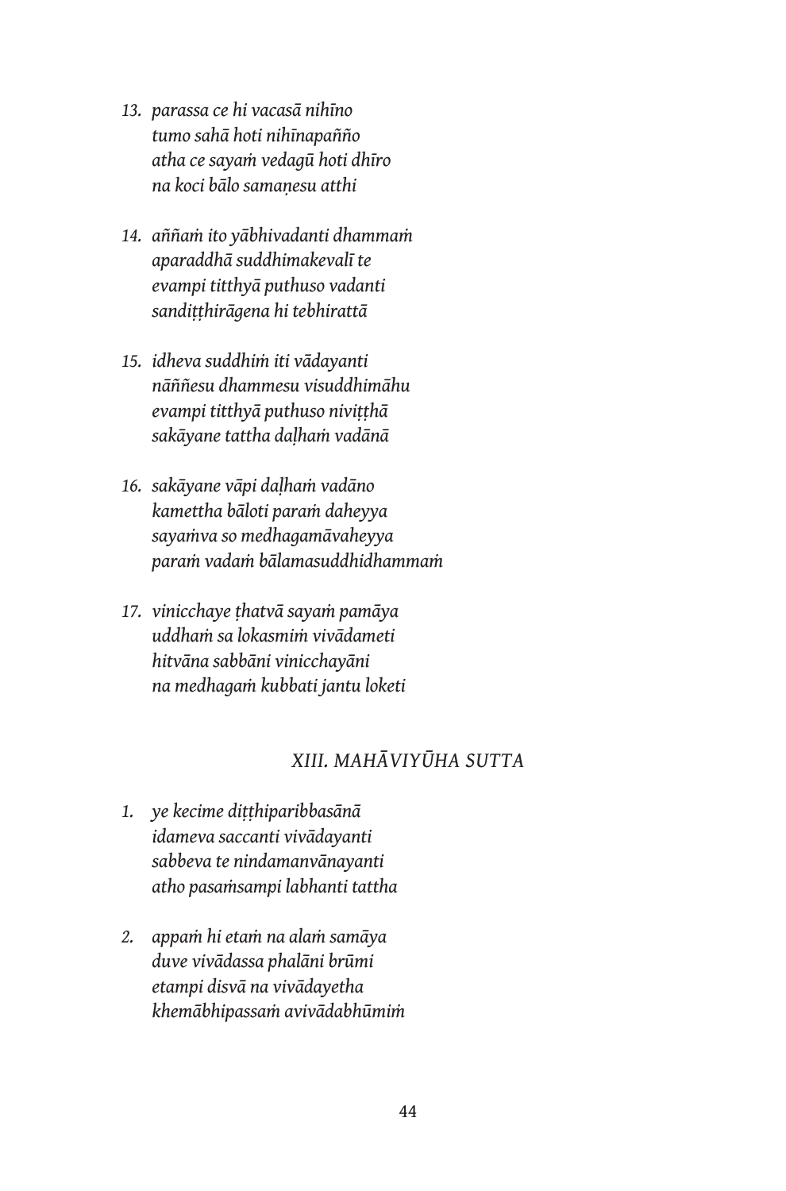13. *parassa ce hi vacasā nihīno*  
    *tumo sahā hoti nihīnapañño*  
    *atha ce sayaṁ vedagū hoti dhīro*  
    *na koci bālo samaṇesu atthi*

14. *aññaṁ ito yābhivadanti dhammaṁ*  
    *aparaddhā suddhimakevalī te*  
    *evampi titthyā puthuso vadanti*  
    *sandiṭṭhirāgena hi tebhirattā*

15. *idheva suddhiṁ iti vādayanti*  
    *nāññesu dhammesu visuddhimāhu*  
    *evampi titthyā puthuso niviṭṭhā*  
    *sakāyane tattha daḷhaṁ vadānā*

16. *sakāyane vāpi daḷhaṁ vadāno*  
    *kamettha bāloti paraṁ daheyya*  
    *sayaṁva so medhagamāvaheyya*  
    *paraṁ vadaṁ bālamasuddhidhammaṁ*

17. *vinicchaye ṭhatvā sayaṁ pamāya*  
    *uddhaṁ sa lokasmiṁ vivādameti*  
    *hitvāna sabbāni vinicchayāni*  
    *na medhagaṁ kubbati jantu loketi*

## *XIII. MAHĀVIYŪHA SUTTA*

1. *ye kecime diṭṭhiparibbasānā*  
   *idameva saccanti vivādayanti*  
   *sabbeva te nindamanvānayanti*  
   *atho pasaṁsampi labhanti tattha*

2. *appaṁ hi etaṁ na alaṁ samāya*  
   *duve vivādassa phalāni brūmi*  
   *etampi disvā na vivādayetha*  
   *khemābhipassaṁ avivādabhūmiṁ*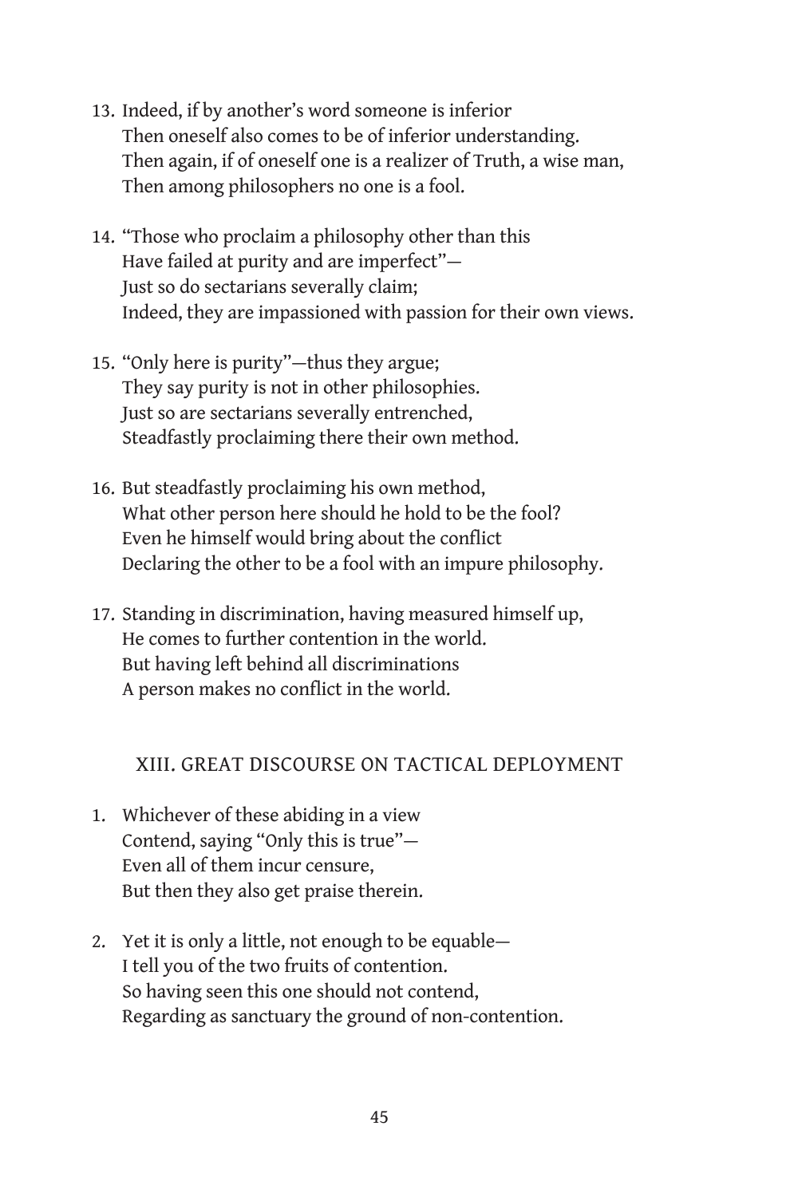13. Indeed, if by another's word someone is inferior  
    Then oneself also comes to be of inferior understanding.  
    Then again, if of oneself one is a realizer of Truth, a wise man,  
    Then among philosophers no one is a fool.

14. "Those who proclaim a philosophy other than this  
    Have failed at purity and are imperfect"—  
    Just so do sectarians severally claim;  
    Indeed, they are impassioned with passion for their own views.

15. "Only here is purity"—thus they argue;  
    They say purity is not in other philosophies.  
    Just so are sectarians severally entrenched,  
    Steadfastly proclaiming there their own method.

16. But steadfastly proclaiming his own method,  
    What other person here should he hold to be the fool?  
    Even he himself would bring about the conflict  
    Declaring the other to be a fool with an impure philosophy.

17. Standing in discrimination, having measured himself up,  
    He comes to further contention in the world.  
    But having left behind all discriminations  
    A person makes no conflict in the world.

## XIII. GREAT DISCOURSE ON TACTICAL DEPLOYMENT

1. Whichever of these abiding in a view  
   Contend, saying "Only this is true"—  
   Even all of them incur censure,  
   But then they also get praise therein.

2. Yet it is only a little, not enough to be equable—  
   I tell you of the two fruits of contention.  
   So having seen this one should not contend,  
   Regarding as sanctuary the ground of non-contention.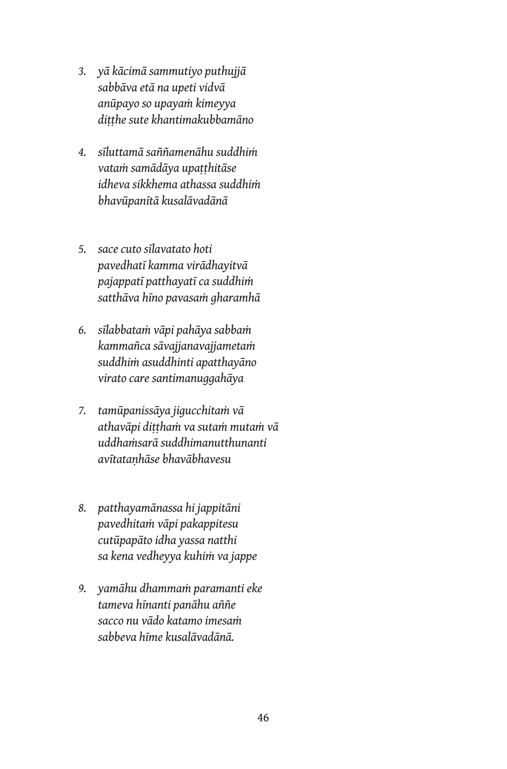3. *yā kācimā sammutiyo puthujjā*  
   *sabbāva etā na upeti vidvā*  
   *anūpayo so upayaṁ kimeyya*  
   *diṭṭhe sute khantimakubbamāno*

4. *sīluttamā saññamenāhu suddhiṁ*  
   *vataṁ samādāya upaṭṭhitāse*  
   *idheva sikkhema athassa suddhiṁ*  
   *bhavūpanītā kusalāvadānā*

5. *sace cuto sīlavatato hoti*  
   *pavedhatī kamma virādhayitvā*  
   *pajappatī patthayatī ca suddhiṁ*  
   *satthāva hīno pavasaṁ gharamhā*

6. *sīlabbataṁ vāpi pahāya sabbaṁ*  
   *kammañca sāvajjanavajjametaṁ*  
   *suddhiṁ asuddhinti apatthayāno*  
   *virato care santimanuggahāya*

7. *tamūpanissāya jigucchitaṁ vā*  
   *athavāpi diṭṭhaṁ va sutaṁ mutaṁ vā*  
   *uddhaṁsarā suddhimanutthunanti*  
   *avītataṇhāse bhavābhavesu*

8. *patthayamānassa hi jappitāni*  
   *pavedhitaṁ vāpi pakappitesu*  
   *cutūpapāto idha yassa natthi*  
   *sa kena vedheyya kuhiṁ va jappe*

9. *yamāhu dhammaṁ paramanti eke*  
   *tameva hīnanti panāhu aññe*  
   *sacco nu vādo katamo imesaṁ*  
   *sabbeva hīme kusalāvadānā.*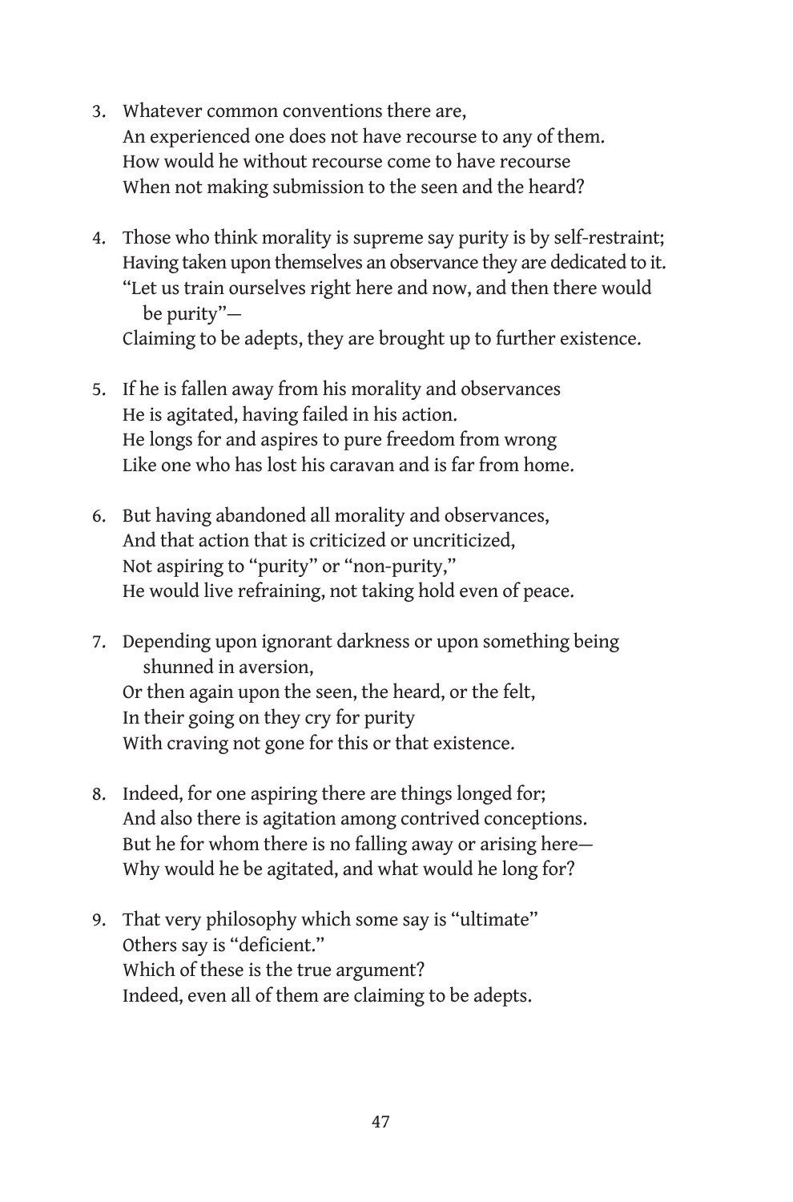3. Whatever common conventions there are,  
   An experienced one does not have recourse to any of them.  
   How would he without recourse come to have recourse  
   When not making submission to the seen and the heard?

4. Those who think morality is supreme say purity is by self-restraint;  
   Having taken upon themselves an observance they are dedicated to it.  
   "Let us train ourselves right here and now, and then there would be purity"—  
   Claiming to be adepts, they are brought up to further existence.

5. If he is fallen away from his morality and observances  
   He is agitated, having failed in his action.  
   He longs for and aspires to pure freedom from wrong  
   Like one who has lost his caravan and is far from home.

6. But having abandoned all morality and observances,  
   And that action that is criticized or uncriticized,  
   Not aspiring to "purity" or "non-purity,"  
   He would live refraining, not taking hold even of peace.

7. Depending upon ignorant darkness or upon something being shunned in aversion,  
   Or then again upon the seen, the heard, or the felt,  
   In their going on they cry for purity  
   With craving not gone for this or that existence.

8. Indeed, for one aspiring there are things longed for;  
   And also there is agitation among contrived conceptions.  
   But he for whom there is no falling away or arising here—  
   Why would he be agitated, and what would he long for?

9. That very philosophy which some say is "ultimate"  
   Others say is "deficient."  
   Which of these is the true argument?  
   Indeed, even all of them are claiming to be adepts.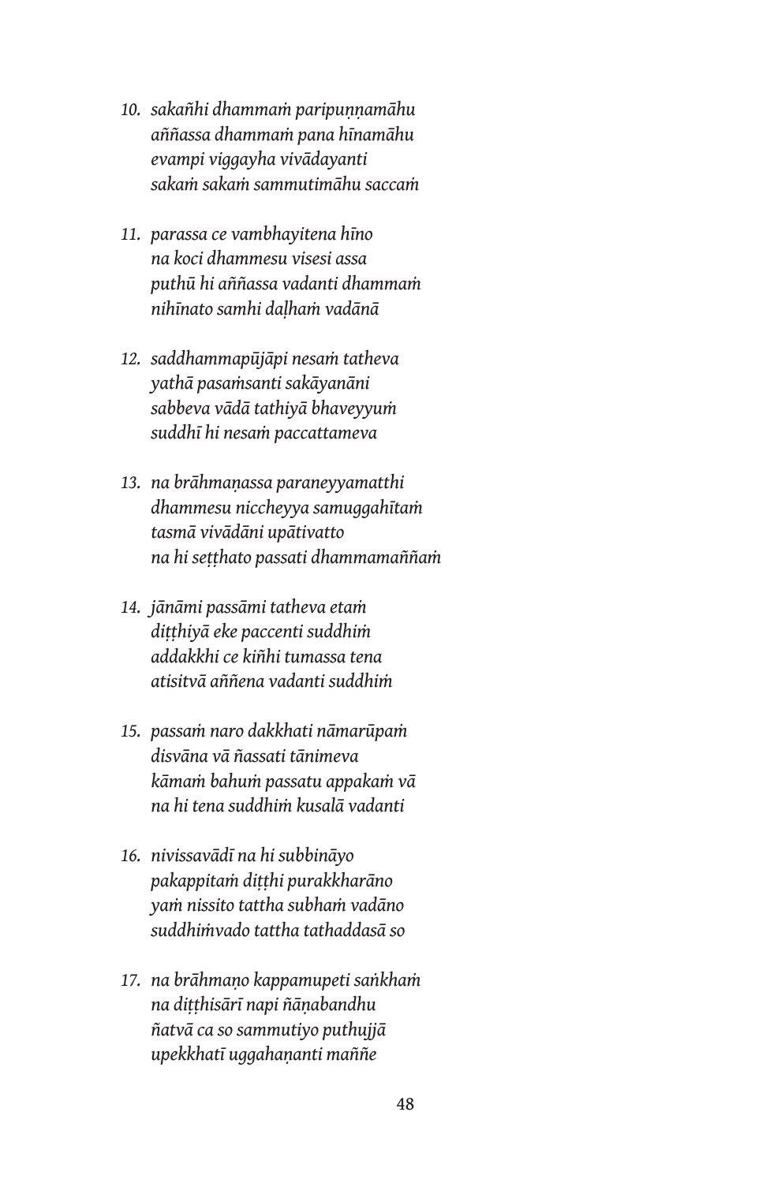10. *sakañhi dhammaṁ paripuṇṇamāhu*
 *aññassa dhammaṁ pana hīnamāhu*
 *evampi viggayha vivādayanti*
 *sakaṁ sakaṁ sammutimāhu saccaṁ*

11. *parassa ce vambhayitena hīno*
 *na koci dhammesu visesi assa*
 *puthū hi aññassa vadanti dhammaṁ*
 *nihīnato samhi daḷhaṁ vadānā*

12. *saddhammapūjāpi nesaṁ tatheva*
 *yathā pasaṁsanti sakāyanāni*
 *sabbeva vādā tathiyā bhaveyyuṁ*
 *suddhī hi nesaṁ paccattameva*

13. *na brāhmaṇassa paraneyyamatthi*
 *dhammesu niccheyya samuggahītaṁ*
 *tasmā vivādāni upātivatto*
 *na hi seṭṭhato passati dhammamaññaṁ*

14. *jānāmi passāmi tatheva etaṁ*
 *diṭṭhiyā eke paccenti suddhiṁ*
 *addakkhi ce kiñhi tumassa tena*
 *atisitvā aññena vadanti suddhiṁ*

15. *passaṁ naro dakkhati nāmarūpaṁ*
 *disvāna vā ñassati tānimeva*
 *kāmaṁ bahuṁ passatu appakaṁ vā*
 *na hi tena suddhiṁ kusalā vadanti*

16. *nivissavādī na hi subbināyo*
 *pakappitaṁ diṭṭhi purakkharāno*
 *yaṁ nissito tattha subhaṁ vadāno*
 *suddhiṁvado tattha tathaddasā so*

17. *na brāhmaṇo kappamupeti saṅkhaṁ*
 *na diṭṭhisārī napi ñāṇabandhu*
 *ñatvā ca so sammutiyo puthujjā*
 *upekkhatī uggahaṇanti maññe*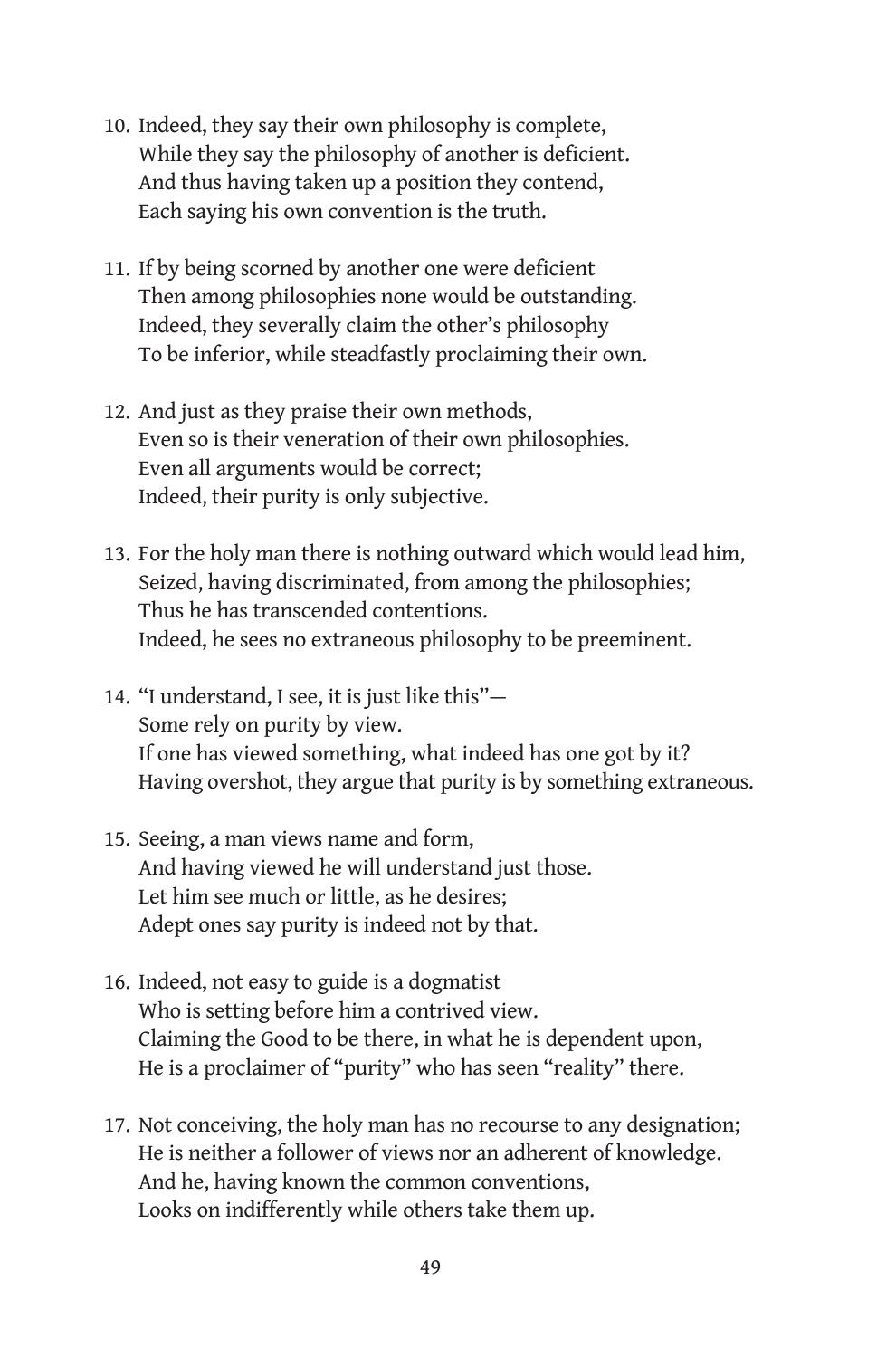10. Indeed, they say their own philosophy is complete,  
    While they say the philosophy of another is deficient.  
    And thus having taken up a position they contend,  
    Each saying his own convention is the truth.

11. If by being scorned by another one were deficient  
    Then among philosophies none would be outstanding.  
    Indeed, they severally claim the other's philosophy  
    To be inferior, while steadfastly proclaiming their own.

12. And just as they praise their own methods,  
    Even so is their veneration of their own philosophies.  
    Even all arguments would be correct;  
    Indeed, their purity is only subjective.

13. For the holy man there is nothing outward which would lead him,  
    Seized, having discriminated, from among the philosophies;  
    Thus he has transcended contentions.  
    Indeed, he sees no extraneous philosophy to be preeminent.

14. "I understand, I see, it is just like this"—  
    Some rely on purity by view.  
    If one has viewed something, what indeed has one got by it?  
    Having overshot, they argue that purity is by something extraneous.

15. Seeing, a man views name and form,  
    And having viewed he will understand just those.  
    Let him see much or little, as he desires;  
    Adept ones say purity is indeed not by that.

16. Indeed, not easy to guide is a dogmatist  
    Who is setting before him a contrived view.  
    Claiming the Good to be there, in what he is dependent upon,  
    He is a proclaimer of "purity" who has seen "reality" there.

17. Not conceiving, the holy man has no recourse to any designation;  
    He is neither a follower of views nor an adherent of knowledge.  
    And he, having known the common conventions,  
    Looks on indifferently while others take them up.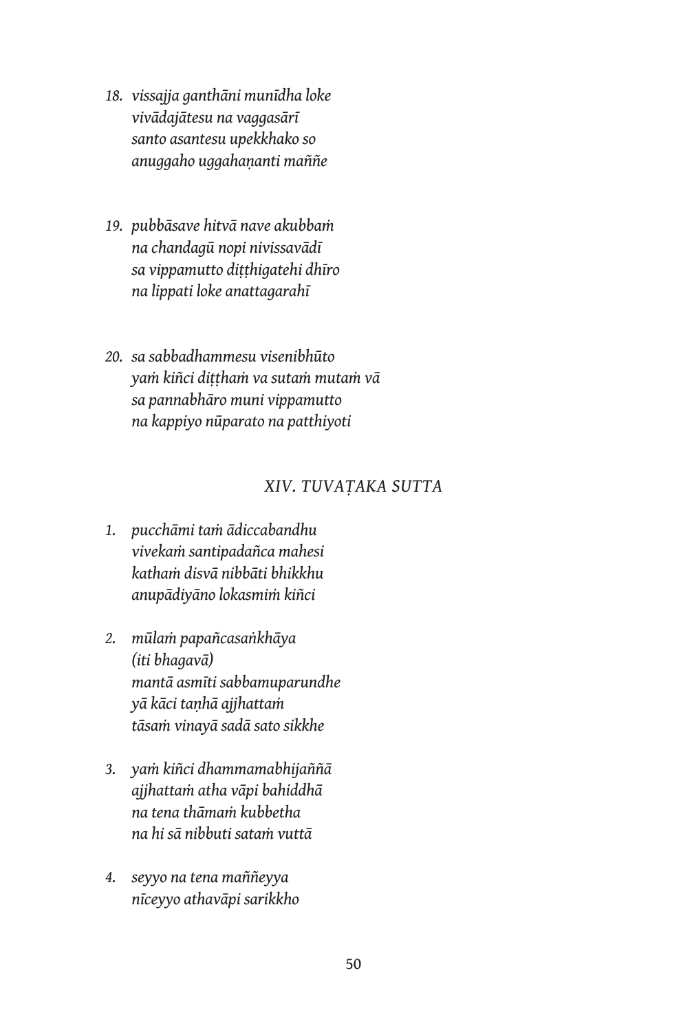18. *vissajja ganthāni munīdha loke*
    *vivādajātesu na vaggasārī*
    *santo asantesu upekkhako so*
    *anuggaho uggahaṇanti maññe*

19. *pubbāsave hitvā nave akubbaṁ*
    *na chandagū nopi nivissavādī*
    *sa vippamutto diṭṭhigatehi dhīro*
    *na lippati loke anattagarahī*

20. *sa sabbadhammesu visenibhūto*
    *yaṁ kiñci diṭṭhaṁ va sutaṁ mutaṁ vā*
    *sa pannabhāro muni vippamutto*
    *na kappiyo nūparato na patthiyoti*

## *XIV. TUVAṬAKA SUTTA*

1. *pucchāmi taṁ ādiccabandhu*
   *vivekaṁ santipadañca mahesi*
   *kathaṁ disvā nibbāti bhikkhu*
   *anupādiyāno lokasmiṁ kiñci*

2. *mūlaṁ papañcasaṅkhāya*
   *(iti bhagavā)*
   *mantā asmīti sabbamuparundhe*
   *yā kāci taṇhā ajjhattaṁ*
   *tāsaṁ vinayā sadā sato sikkhe*

3. *yaṁ kiñci dhammamabhijaññā*
   *ajjhattaṁ atha vāpi bahiddhā*
   *na tena thāmaṁ kubbetha*
   *na hi sā nibbuti sataṁ vuttā*

4. *seyyo na tena maññeyya*
   *nīceyyo athavāpi sarikkho*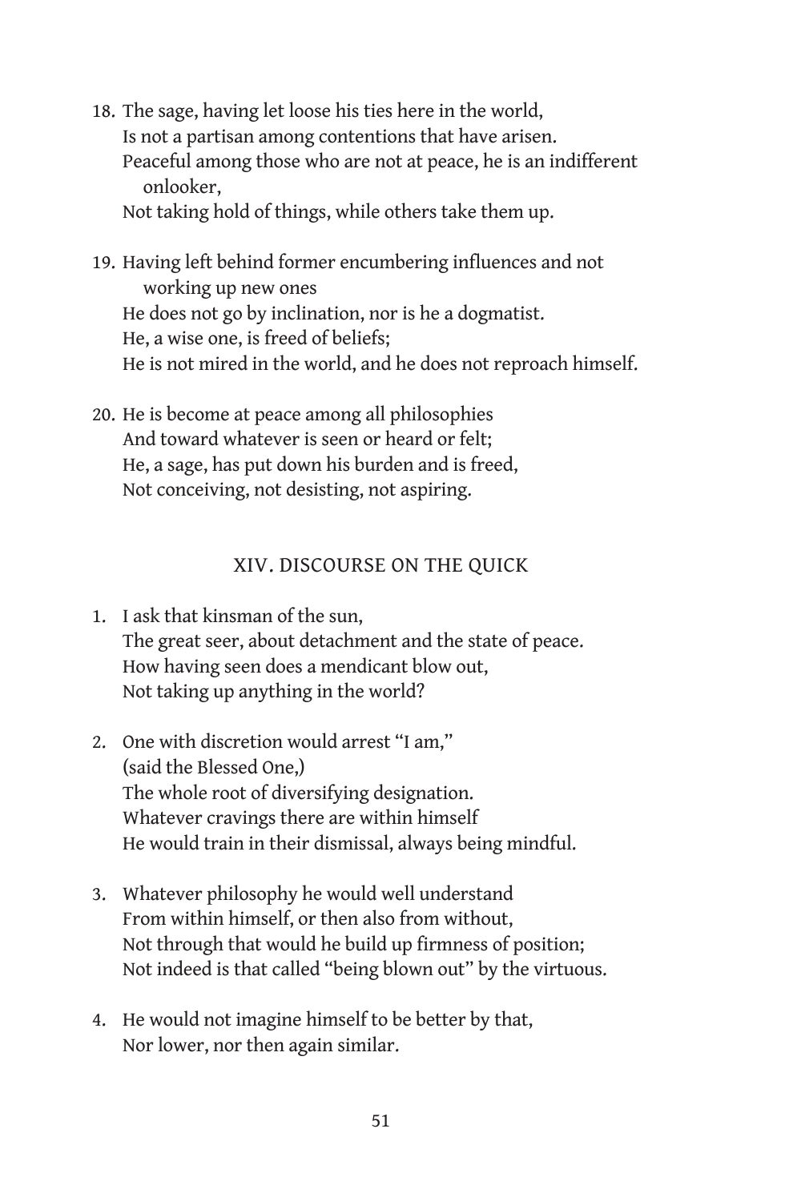18. The sage, having let loose his ties here in the world,  
Is not a partisan among contentions that have arisen.  
Peaceful among those who are not at peace, he is an indifferent onlooker,  
Not taking hold of things, while others take them up.

19. Having left behind former encumbering influences and not working up new ones  
He does not go by inclination, nor is he a dogmatist.  
He, a wise one, is freed of beliefs;  
He is not mired in the world, and he does not reproach himself.

20. He is become at peace among all philosophies  
And toward whatever is seen or heard or felt;  
He, a sage, has put down his burden and is freed,  
Not conceiving, not desisting, not aspiring.

## XIV. DISCOURSE ON THE QUICK

1. I ask that kinsman of the sun,  
The great seer, about detachment and the state of peace.  
How having seen does a mendicant blow out,  
Not taking up anything in the world?

2. One with discretion would arrest "I am,"  
(said the Blessed One,)  
The whole root of diversifying designation.  
Whatever cravings there are within himself  
He would train in their dismissal, always being mindful.

3. Whatever philosophy he would well understand  
From within himself, or then also from without,  
Not through that would he build up firmness of position;  
Not indeed is that called "being blown out" by the virtuous.

4. He would not imagine himself to be better by that,  
Nor lower, nor then again similar.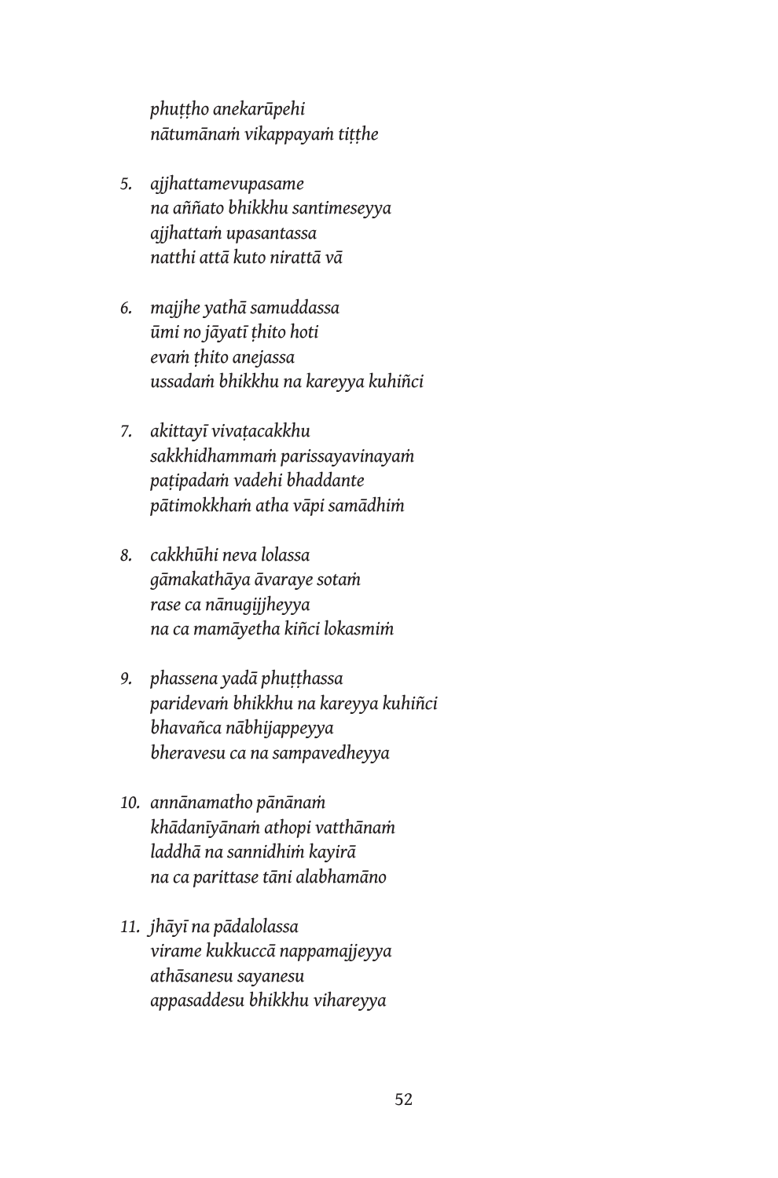*phuṭṭho anekarūpehi*
*nātumānaṁ vikappayaṁ tiṭṭhe*

5. *ajjhattamevupasame*
   *na aññato bhikkhu santimeseyya*
   *ajjhattaṁ upasantassa*
   *natthi attā kuto nirattā vā*

6. *majjhe yathā samuddassa*
   *ūmi no jāyatī ṭhito hoti*
   *evaṁ ṭhito anejassa*
   *ussadaṁ bhikkhu na kareyya kuhiñci*

7. *akittayī vivaṭacakkhu*
   *sakkhidhammaṁ parissayavinayaṁ*
   *paṭipadaṁ vadehi bhaddante*
   *pātimokkhaṁ atha vāpi samādhiṁ*

8. *cakkhūhi neva lolassa*
   *gāmakathāya āvaraye sotaṁ*
   *rase ca nānugijjheyya*
   *na ca mamāyetha kiñci lokasmiṁ*

9. *phassena yadā phuṭṭhassa*
   *paridevaṁ bhikkhu na kareyya kuhiñci*
   *bhavañca nābhijappeyya*
   *bheravesu ca na sampavedheyya*

10. *annānamatho pānānaṁ*
    *khādanīyānaṁ athopi vatthānaṁ*
    *laddhā na sannidhiṁ kayirā*
    *na ca parittase tāni alabhamāno*

11. *jhāyī na pādalolassa*
    *virame kukkuccā nappamajjeyya*
    *athāsanesu sayanesu*
    *appasaddesu bhikkhu vihareyya*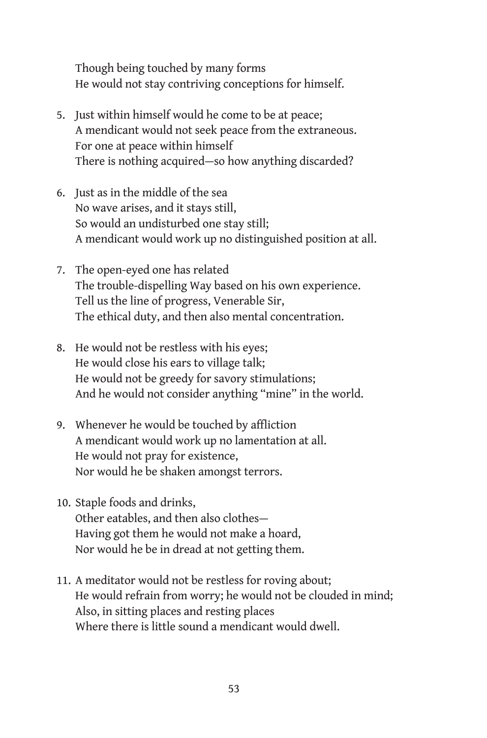Though being touched by many forms  
He would not stay contriving conceptions for himself.

5. Just within himself would he come to be at peace;  
   A mendicant would not seek peace from the extraneous.  
   For one at peace within himself  
   There is nothing acquired—so how anything discarded?

6. Just as in the middle of the sea  
   No wave arises, and it stays still,  
   So would an undisturbed one stay still;  
   A mendicant would work up no distinguished position at all.

7. The open-eyed one has related  
   The trouble-dispelling Way based on his own experience.  
   Tell us the line of progress, Venerable Sir,  
   The ethical duty, and then also mental concentration.

8. He would not be restless with his eyes;  
   He would close his ears to village talk;  
   He would not be greedy for savory stimulations;  
   And he would not consider anything "mine" in the world.

9. Whenever he would be touched by affliction  
   A mendicant would work up no lamentation at all.  
   He would not pray for existence,  
   Nor would he be shaken amongst terrors.

10. Staple foods and drinks,  
    Other eatables, and then also clothes—  
    Having got them he would not make a hoard,  
    Nor would he be in dread at not getting them.

11. A meditator would not be restless for roving about;  
    He would refrain from worry; he would not be clouded in mind;  
    Also, in sitting places and resting places  
    Where there is little sound a mendicant would dwell.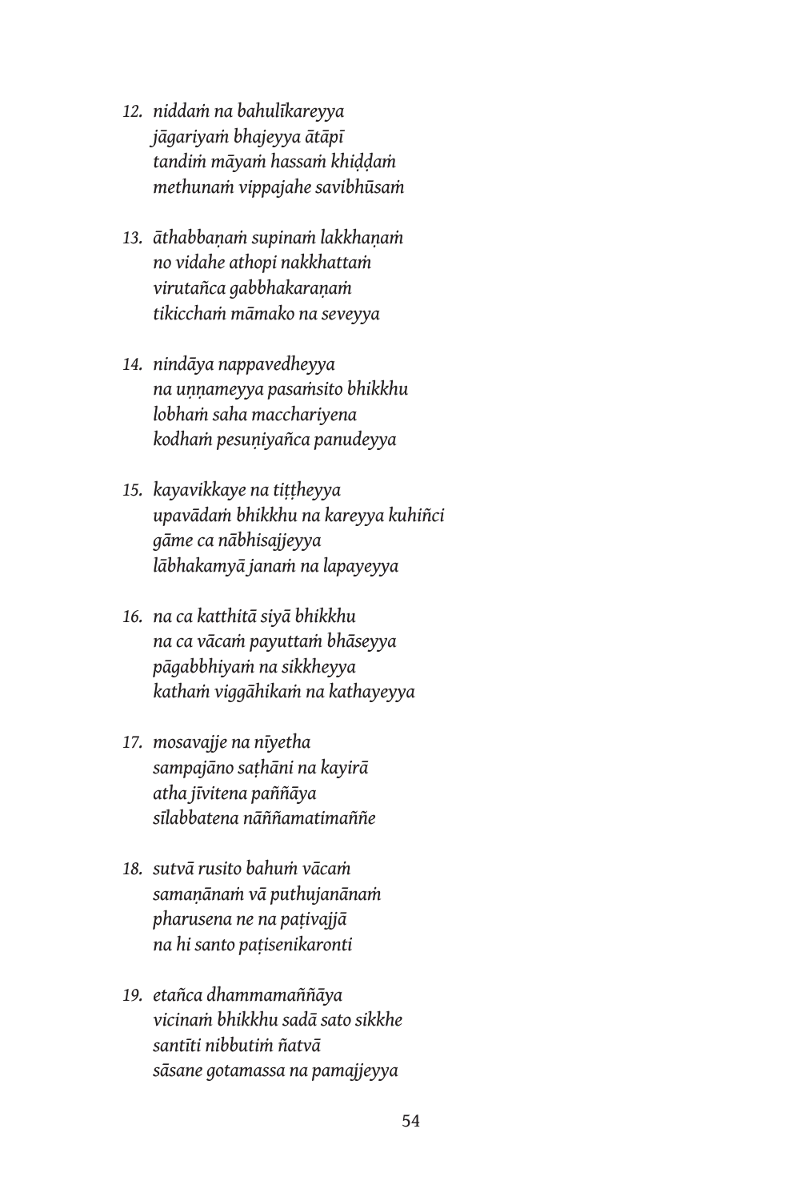12. *niddaṁ na bahulīkareyya*  
    *jāgariyaṁ bhajeyya ātāpī*  
    *tandiṁ māyaṁ hassaṁ khiḍḍaṁ*  
    *methunaṁ vippajahe savibhūsaṁ*

13. *āthabbaṇaṁ supinaṁ lakkhaṇaṁ*  
    *no vidahe athopi nakkhattaṁ*  
    *virutañca gabbhakaraṇaṁ*  
    *tikicchaṁ māmako na seveyya*

14. *nindāya nappavedheyya*  
    *na uṇṇameyya pasaṁsito bhikkhu*  
    *lobhaṁ saha macchariyena*  
    *kodhaṁ pesuṇiyañca panudeyya*

15. *kayavikkaye na tiṭṭheyya*  
    *upavādaṁ bhikkhu na kareyya kuhiñci*  
    *gāme ca nābhisajjeyya*  
    *lābhakamyā janaṁ na lapayeyya*

16. *na ca katthitā siyā bhikkhu*  
    *na ca vācaṁ payuttaṁ bhāseyya*  
    *pāgabbhiyaṁ na sikkheyya*  
    *kathaṁ viggāhikaṁ na kathayeyya*

17. *mosavajje na nīyetha*  
    *sampajāno saṭhāni na kayirā*  
    *atha jīvitena paññāya*  
    *sīlabbatena nāññamatimaññe*

18. *sutvā rusito bahuṁ vācaṁ*  
    *samaṇānaṁ vā puthujanānaṁ*  
    *pharusena ne na paṭivajjā*  
    *na hi santo paṭisenikaronti*

19. *etañca dhammamaññāya*  
    *vicinaṁ bhikkhu sadā sato sikkhe*  
    *santīti nibbutiṁ ñatvā*  
    *sāsane gotamassa na pamajjeyya*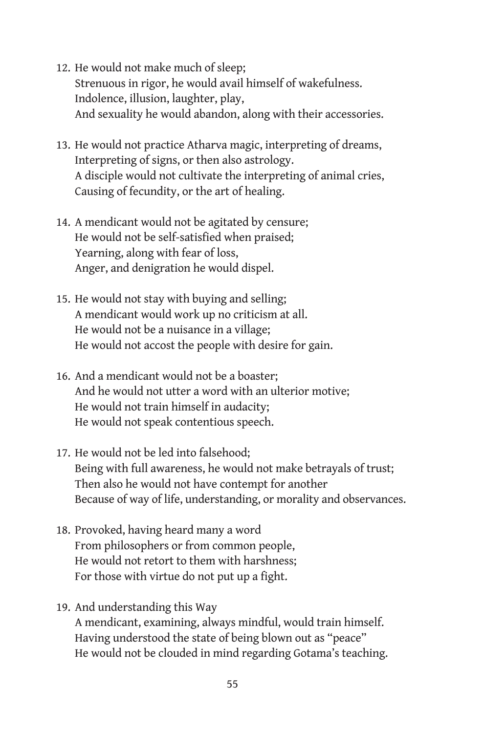12. He would not make much of sleep;  
    Strenuous in rigor, he would avail himself of wakefulness.  
    Indolence, illusion, laughter, play,  
    And sexuality he would abandon, along with their accessories.

13. He would not practice Atharva magic, interpreting of dreams,  
    Interpreting of signs, or then also astrology.  
    A disciple would not cultivate the interpreting of animal cries,  
    Causing of fecundity, or the art of healing.

14. A mendicant would not be agitated by censure;  
    He would not be self-satisfied when praised;  
    Yearning, along with fear of loss,  
    Anger, and denigration he would dispel.

15. He would not stay with buying and selling;  
    A mendicant would work up no criticism at all.  
    He would not be a nuisance in a village;  
    He would not accost the people with desire for gain.

16. And a mendicant would not be a boaster;  
    And he would not utter a word with an ulterior motive;  
    He would not train himself in audacity;  
    He would not speak contentious speech.

17. He would not be led into falsehood;  
    Being with full awareness, he would not make betrayals of trust;  
    Then also he would not have contempt for another  
    Because of way of life, understanding, or morality and observances.

18. Provoked, having heard many a word  
    From philosophers or from common people,  
    He would not retort to them with harshness;  
    For those with virtue do not put up a fight.

19. And understanding this Way  
    A mendicant, examining, always mindful, would train himself.  
    Having understood the state of being blown out as "peace"  
    He would not be clouded in mind regarding Gotama's teaching.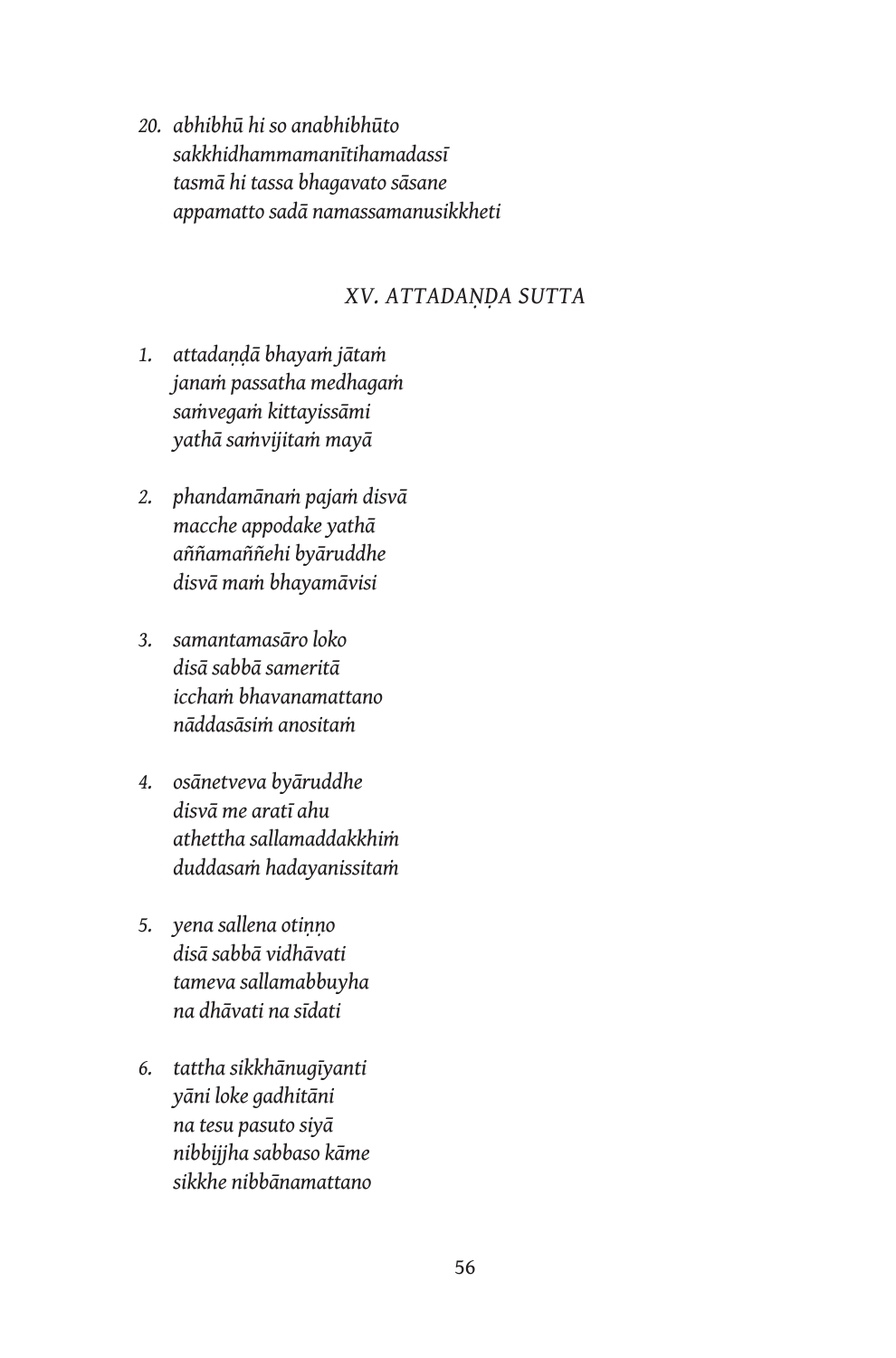20. *abhibhū hi so anabhibhūto*
    *sakkhidhammamanītihamadassī*
    *tasmā hi tassa bhagavato sāsane*
    *appamatto sadā namassamanusikkheti*

## *XV. ATTADAṆḌA SUTTA*

1. *attadaṇḍā bhayaṁ jātaṁ*
   *janaṁ passatha medhagaṁ*
   *saṁvegaṁ kittayissāmi*
   *yathā saṁvijitaṁ mayā*

2. *phandamānaṁ pajaṁ disvā*
   *macche appodake yathā*
   *aññamaññehi byāruddhe*
   *disvā maṁ bhayamāvisi*

3. *samantamasāro loko*
   *disā sabbā sameritā*
   *icchaṁ bhavanamattano*
   *nāddasāsiṁ anositaṁ*

4. *osānetveva byāruddhe*
   *disvā me aratī ahu*
   *athettha sallamaddakkhiṁ*
   *duddasaṁ hadayanissitaṁ*

5. *yena sallena otiṇṇo*
   *disā sabbā vidhāvati*
   *tameva sallamabbuyha*
   *na dhāvati na sīdati*

6. *tattha sikkhānugīyanti*
   *yāni loke gadhitāni*
   *na tesu pasuto siyā*
   *nibbijjha sabbaso kāme*
   *sikkhe nibbānamattano*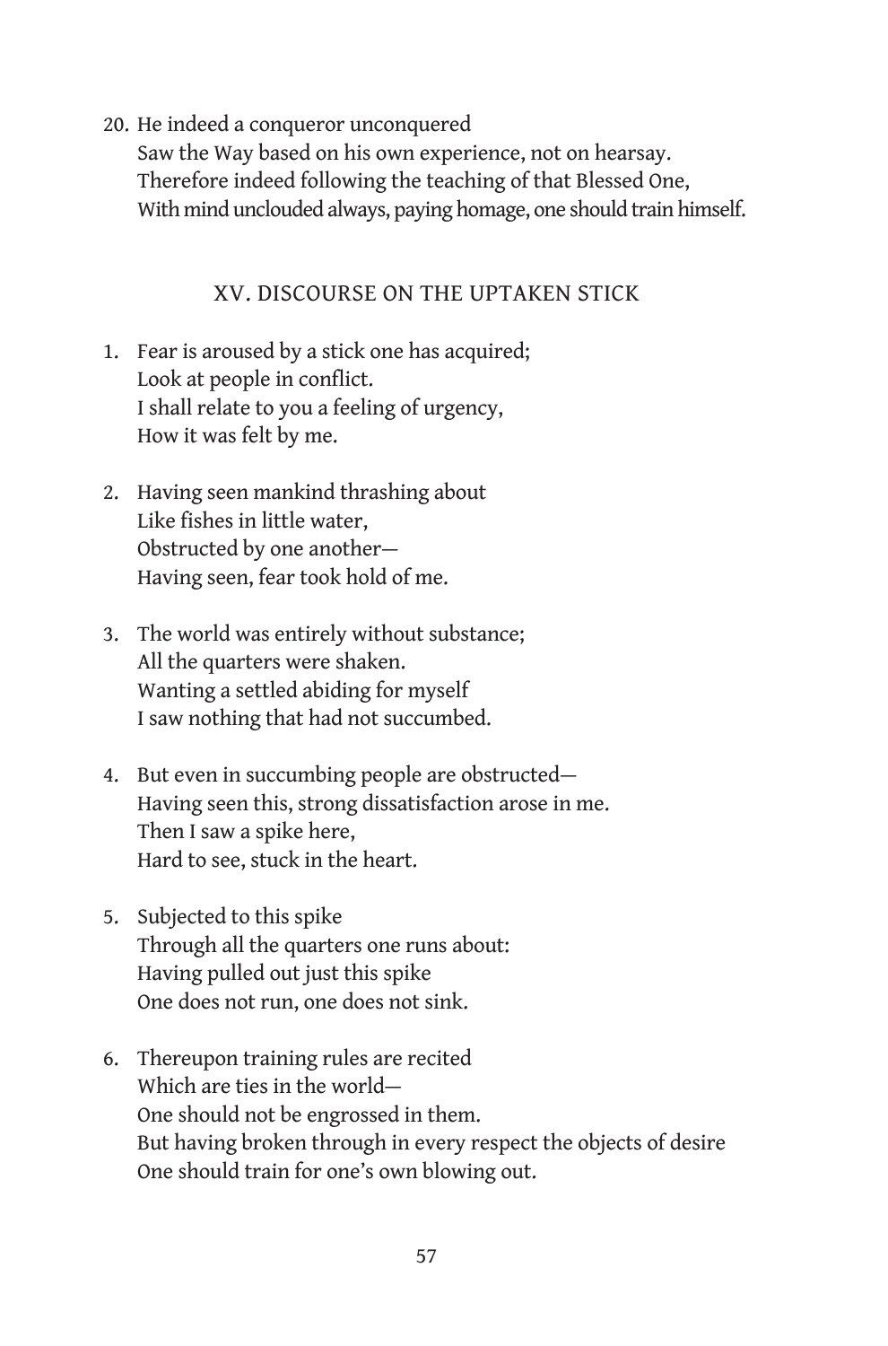20. He indeed a conqueror unconquered
    Saw the Way based on his own experience, not on hearsay.
    Therefore indeed following the teaching of that Blessed One,
    With mind unclouded always, paying homage, one should train himself.

## XV. DISCOURSE ON THE UPTAKEN STICK

1. Fear is aroused by a stick one has acquired;
   Look at people in conflict.
   I shall relate to you a feeling of urgency,
   How it was felt by me.

2. Having seen mankind thrashing about
   Like fishes in little water,
   Obstructed by one another—
   Having seen, fear took hold of me.

3. The world was entirely without substance;
   All the quarters were shaken.
   Wanting a settled abiding for myself
   I saw nothing that had not succumbed.

4. But even in succumbing people are obstructed—
   Having seen this, strong dissatisfaction arose in me.
   Then I saw a spike here,
   Hard to see, stuck in the heart.

5. Subjected to this spike
   Through all the quarters one runs about:
   Having pulled out just this spike
   One does not run, one does not sink.

6. Thereupon training rules are recited
   Which are ties in the world—
   One should not be engrossed in them.
   But having broken through in every respect the objects of desire
   One should train for one's own blowing out.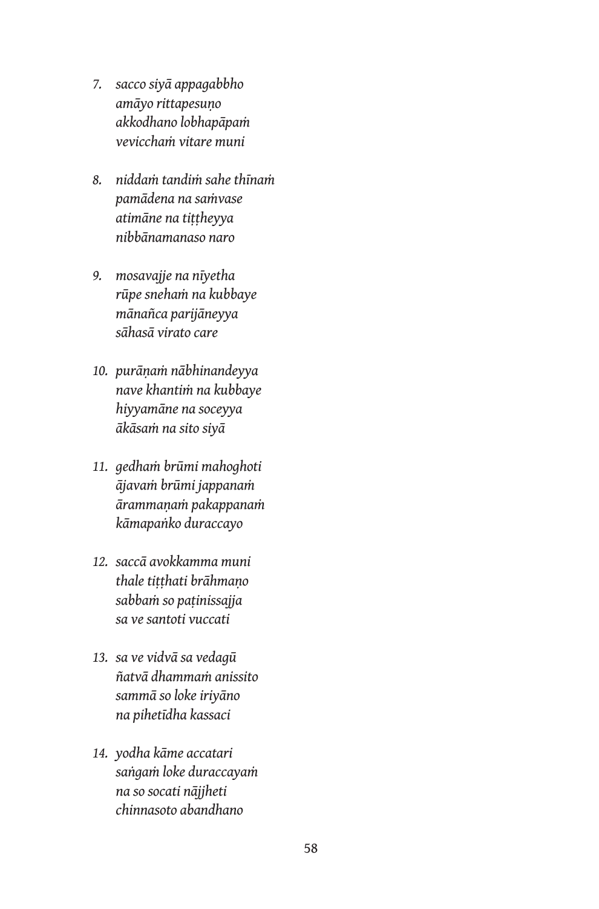7. *sacco siyā appagabbho*
   *amāyo rittapesuṇo*
   *akkodhano lobhapāpaṁ*
   *vevicchaṁ vitare muni*

8. *niddaṁ tandiṁ sahe thīnaṁ*
   *pamādena na saṁvase*
   *atimāne na tiṭṭheyya*
   *nibbānamanaso naro*

9. *mosavajje na nīyetha*
   *rūpe snehaṁ na kubbaye*
   *mānañca parijāneyya*
   *sāhasā virato care*

10. *purāṇaṁ nābhinandeyya*
    *nave khantiṁ na kubbaye*
    *hiyyamāne na soceyya*
    *ākāsaṁ na sito siyā*

11. *gedhaṁ brūmi mahoghoti*
    *ājavaṁ brūmi jappanaṁ*
    *ārammaṇaṁ pakappanaṁ*
    *kāmapaṅko duraccayo*

12. *saccā avokkamma muni*
    *thale tiṭṭhati brāhmaṇo*
    *sabbaṁ so paṭinissajja*
    *sa ve santoti vuccati*

13. *sa ve vidvā sa vedagū*
    *ñatvā dhammaṁ anissito*
    *sammā so loke iriyāno*
    *na pihetīdha kassaci*

14. *yodha kāme accatari*
    *saṅgaṁ loke duraccayaṁ*
    *na so socati nājjheti*
    *chinnasoto abandhano*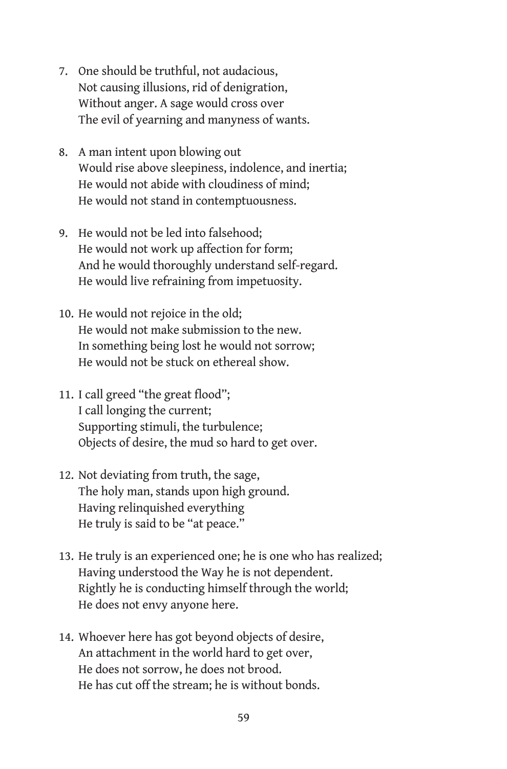7. One should be truthful, not audacious,  
   Not causing illusions, rid of denigration,  
   Without anger. A sage would cross over  
   The evil of yearning and manyness of wants.

8. A man intent upon blowing out  
   Would rise above sleepiness, indolence, and inertia;  
   He would not abide with cloudiness of mind;  
   He would not stand in contemptuousness.

9. He would not be led into falsehood;  
   He would not work up affection for form;  
   And he would thoroughly understand self-regard.  
   He would live refraining from impetuosity.

10. He would not rejoice in the old;  
    He would not make submission to the new.  
    In something being lost he would not sorrow;  
    He would not be stuck on ethereal show.

11. I call greed "the great flood";  
    I call longing the current;  
    Supporting stimuli, the turbulence;  
    Objects of desire, the mud so hard to get over.

12. Not deviating from truth, the sage,  
    The holy man, stands upon high ground.  
    Having relinquished everything  
    He truly is said to be "at peace."

13. He truly is an experienced one; he is one who has realized;  
    Having understood the Way he is not dependent.  
    Rightly he is conducting himself through the world;  
    He does not envy anyone here.

14. Whoever here has got beyond objects of desire,  
    An attachment in the world hard to get over,  
    He does not sorrow, he does not brood.  
    He has cut off the stream; he is without bonds.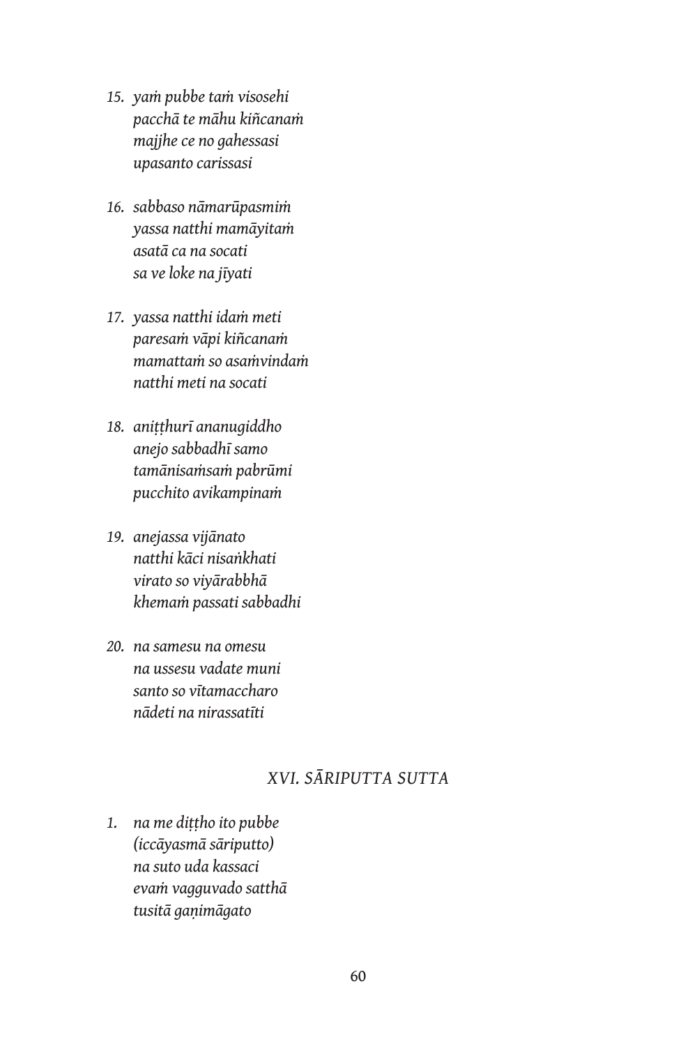15. *yaṁ pubbe taṁ visosehi*
    *pacchā te māhu kiñcanaṁ*
    *majjhe ce no gahessasi*
    *upasanto carissasi*

16. *sabbaso nāmarūpasmiṁ*
    *yassa natthi mamāyitaṁ*
    *asatā ca na socati*
    *sa ve loke na jīyati*

17. *yassa natthi idaṁ meti*
    *paresaṁ vāpi kiñcanaṁ*
    *mamattaṁ so asaṁvindaṁ*
    *natthi meti na socati*

18. *aniṭṭhurī ananugiddho*
    *anejo sabbadhī samo*
    *tamānisaṁsaṁ pabrūmi*
    *pucchito avikampinaṁ*

19. *anejassa vijānato*
    *natthi kāci nisaṅkhati*
    *virato so viyārabbhā*
    *khemaṁ passati sabbadhi*

20. *na samesu na omesu*
    *na ussesu vadate muni*
    *santo so vītamaccharo*
    *nādeti na nirassatīti*

## *XVI. SĀRIPUTTA SUTTA*

1. *na me diṭṭho ito pubbe*
   *(iccāyasmā sāriputto)*
   *na suto uda kassaci*
   *evaṁ vagguvado satthā*
   *tusitā gaṇimāgato*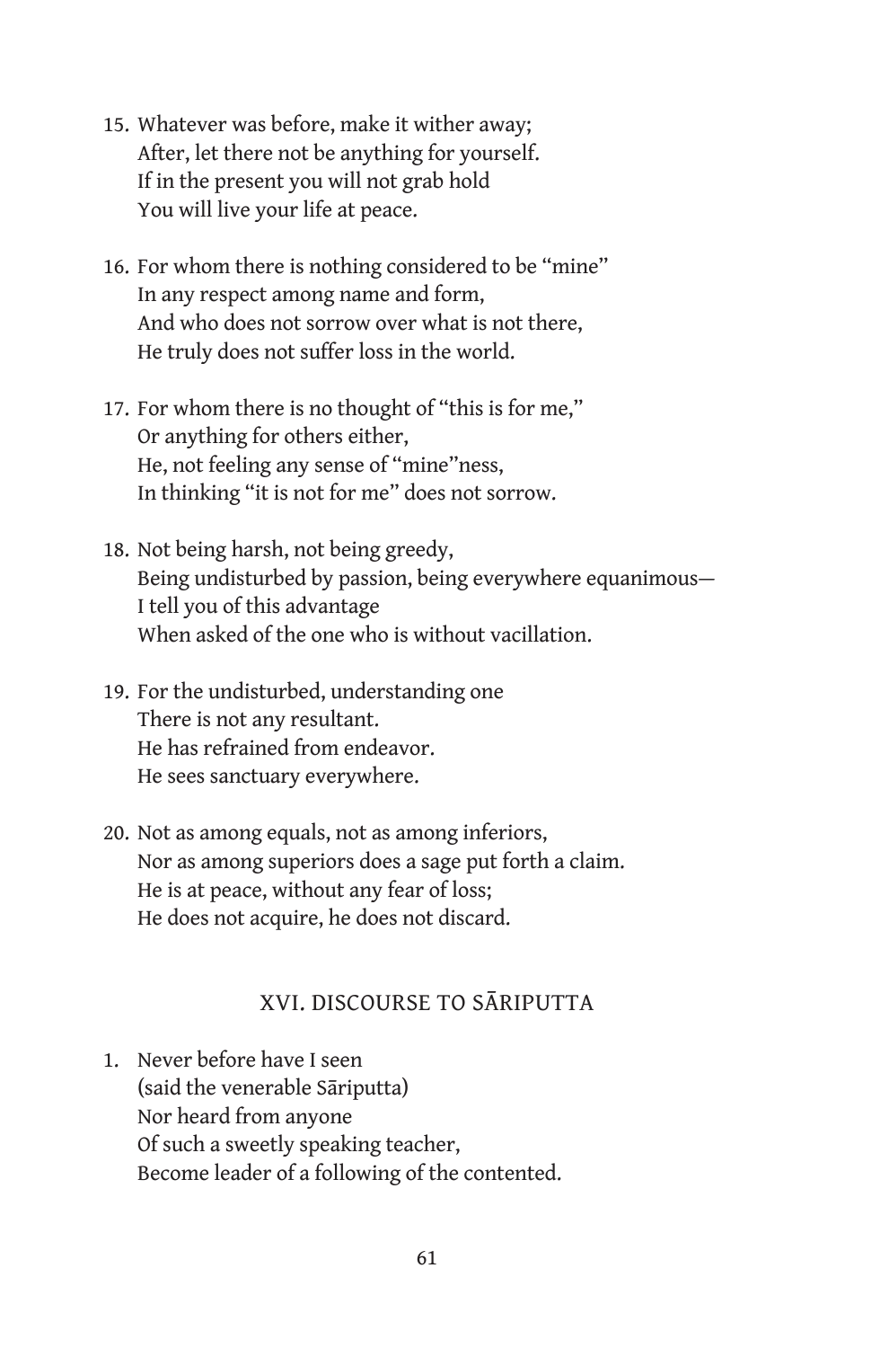15. Whatever was before, make it wither away;  
    After, let there not be anything for yourself.  
    If in the present you will not grab hold  
    You will live your life at peace.

16. For whom there is nothing considered to be "mine"  
    In any respect among name and form,  
    And who does not sorrow over what is not there,  
    He truly does not suffer loss in the world.

17. For whom there is no thought of "this is for me,"  
    Or anything for others either,  
    He, not feeling any sense of "mine"ness,  
    In thinking "it is not for me" does not sorrow.

18. Not being harsh, not being greedy,  
    Being undisturbed by passion, being everywhere equanimous—  
    I tell you of this advantage  
    When asked of the one who is without vacillation.

19. For the undisturbed, understanding one  
    There is not any resultant.  
    He has refrained from endeavor.  
    He sees sanctuary everywhere.

20. Not as among equals, not as among inferiors,  
    Nor as among superiors does a sage put forth a claim.  
    He is at peace, without any fear of loss;  
    He does not acquire, he does not discard.

## XVI. DISCOURSE TO SĀRIPUTTA

1. Never before have I seen  
   (said the venerable Sāriputta)  
   Nor heard from anyone  
   Of such a sweetly speaking teacher,  
   Become leader of a following of the contented.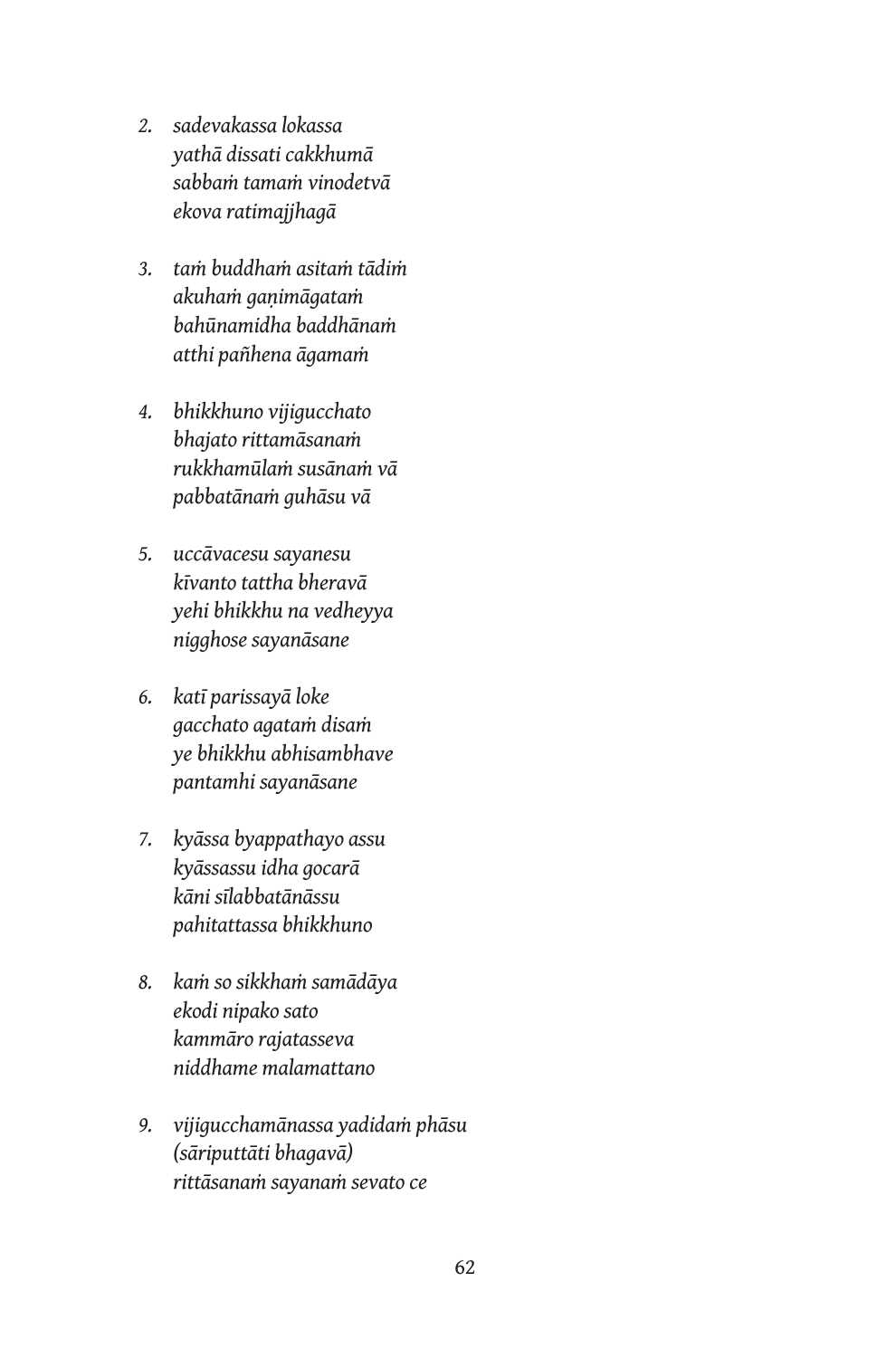2. *sadevakassa lokassa*
   *yathā dissati cakkhumā*
   *sabbaṁ tamaṁ vinodetvā*
   *ekova ratimajjhagā*

3. *taṁ buddhaṁ asitaṁ tādiṁ*
   *akuhaṁ gaṇimāgataṁ*
   *bahūnamidha baddhānaṁ*
   *atthi pañhena āgamaṁ*

4. *bhikkhuno vijigucchato*
   *bhajato rittamāsanaṁ*
   *rukkhamūlaṁ susānaṁ vā*
   *pabbatānaṁ guhāsu vā*

5. *uccāvacesu sayanesu*
   *kīvanto tattha bheravā*
   *yehi bhikkhu na vedheyya*
   *nigghose sayanāsane*

6. *katī parissayā loke*
   *gacchato agataṁ disaṁ*
   *ye bhikkhu abhisambhave*
   *pantamhi sayanāsane*

7. *kyāssa byappathayo assu*
   *kyāssassu idha gocarā*
   *kāni sīlabbatānāssu*
   *pahitattassa bhikkhuno*

8. *kaṁ so sikkhaṁ samādāya*
   *ekodi nipako sato*
   *kammāro rajatasseva*
   *niddhame malamattano*

9. *vijigucchamānassa yadidaṁ phāsu*
   *(sāriputtāti bhagavā)*
   *rittāsanaṁ sayanaṁ sevato ce*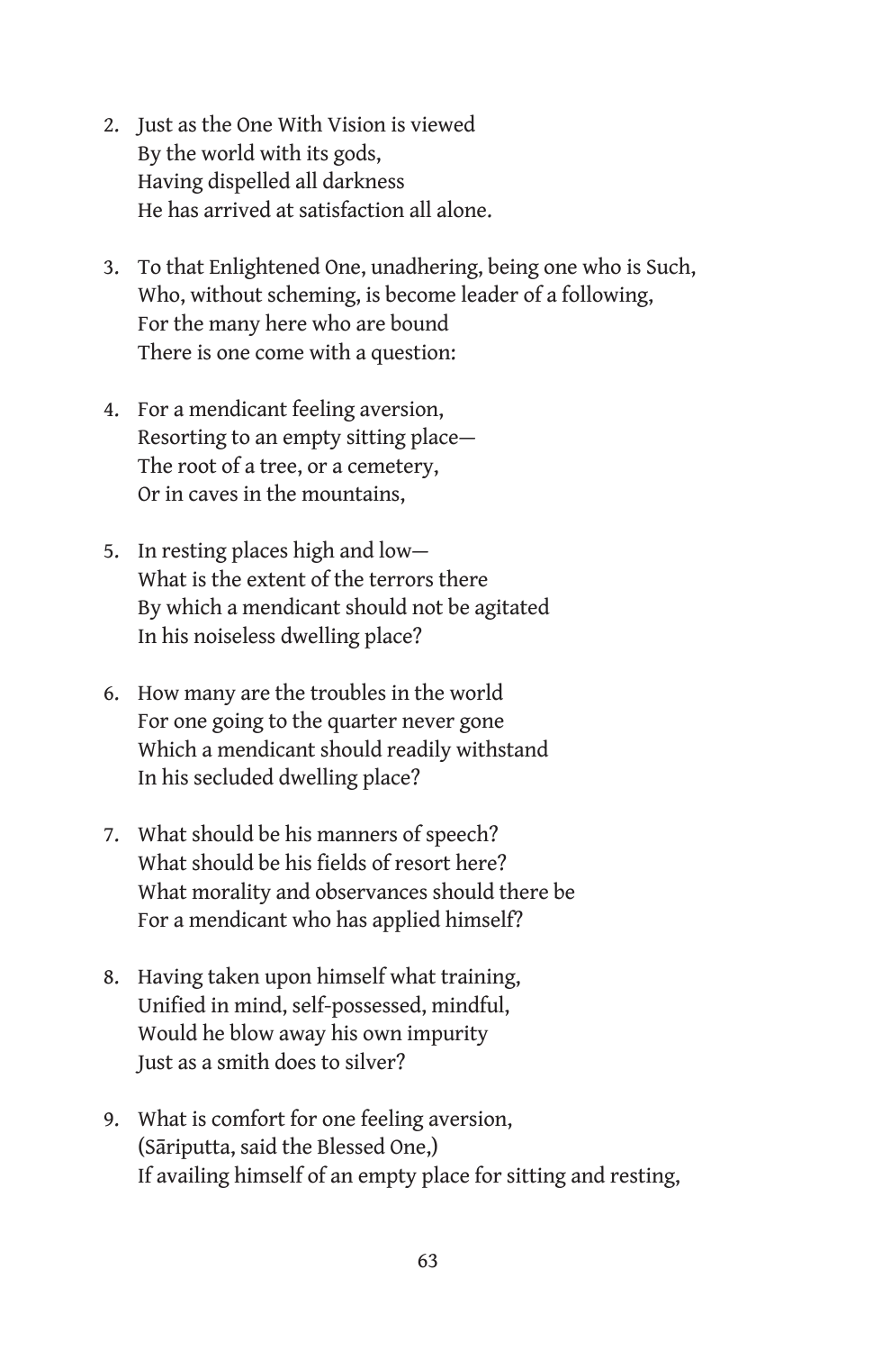2. Just as the One With Vision is viewed
   By the world with its gods,
   Having dispelled all darkness
   He has arrived at satisfaction all alone.

3. To that Enlightened One, unadhering, being one who is Such,
   Who, without scheming, is become leader of a following,
   For the many here who are bound
   There is one come with a question:

4. For a mendicant feeling aversion,
   Resorting to an empty sitting place—
   The root of a tree, or a cemetery,
   Or in caves in the mountains,

5. In resting places high and low—
   What is the extent of the terrors there
   By which a mendicant should not be agitated
   In his noiseless dwelling place?

6. How many are the troubles in the world
   For one going to the quarter never gone
   Which a mendicant should readily withstand
   In his secluded dwelling place?

7. What should be his manners of speech?
   What should be his fields of resort here?
   What morality and observances should there be
   For a mendicant who has applied himself?

8. Having taken upon himself what training,
   Unified in mind, self-possessed, mindful,
   Would he blow away his own impurity
   Just as a smith does to silver?

9. What is comfort for one feeling aversion,
   (Sāriputta, said the Blessed One,)
   If availing himself of an empty place for sitting and resting,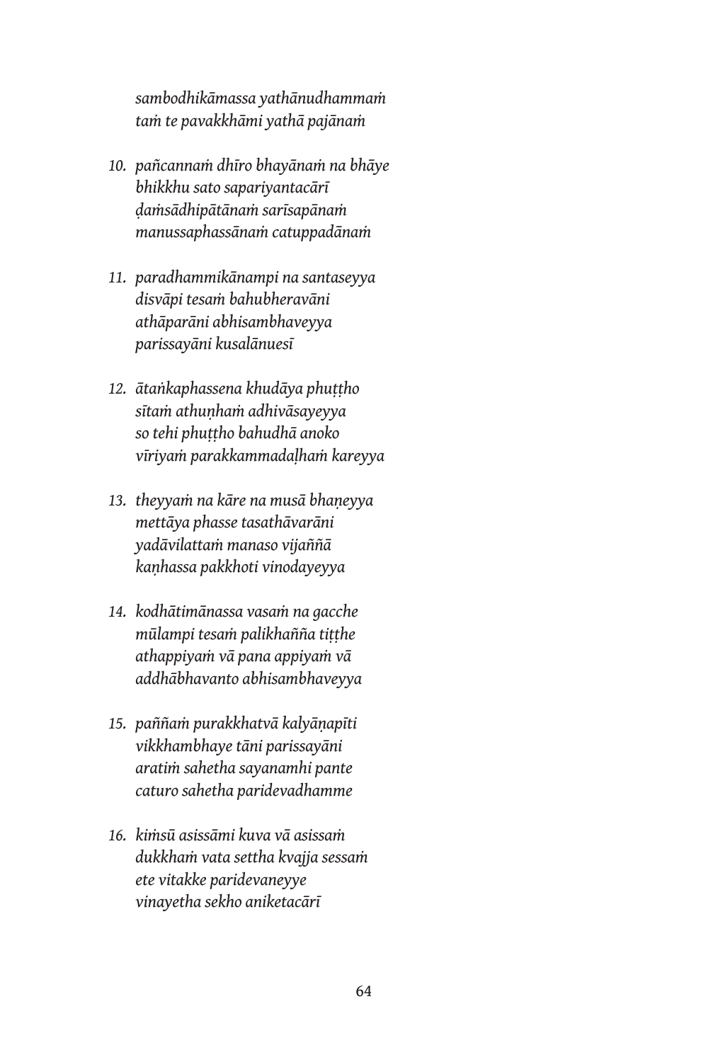*sambodhikāmassa yathānudhammaṁ*  
*taṁ te pavakkhāmi yathā pajānaṁ*

10. *pañcannaṁ dhīro bhayānaṁ na bhāye*  
*bhikkhu sato sapariyantacārī*  
*ḍaṁsādhipātānaṁ sarīsapānaṁ*  
*manussaphassānaṁ catuppadānaṁ*

11. *paradhammikānampi na santaseyya*  
*disvāpi tesaṁ bahubheravāni*  
*athāparāni abhisambhaveyya*  
*parissayāni kusalānuesī*

12. *ātaṅkaphassena khudāya phuṭṭho*  
*sītaṁ athuṇhaṁ adhivāsayeyya*  
*so tehi phuṭṭho bahudhā anoko*  
*vīriyaṁ parakkammadaḷhaṁ kareyya*

13. *theyyaṁ na kāre na musā bhaṇeyya*  
*mettāya phasse tasathāvarāni*  
*yadāvilattaṁ manaso vijaññā*  
*kaṇhassa pakkhoti vinodayeyya*

14. *kodhātimānassa vasaṁ na gacche*  
*mūlampi tesaṁ palikhañña tiṭṭhe*  
*athappiyaṁ vā pana appiyaṁ vā*  
*addhābhavanto abhisambhaveyya*

15. *paññaṁ purakkhatvā kalyāṇapīti*  
*vikkhambhaye tāni parissayāni*  
*aratiṁ sahetha sayanamhi pante*  
*caturo sahetha paridevadhamme*

16. *kiṁsū asissāmi kuva vā asissaṁ*  
*dukkhaṁ vata settha kvajja sessaṁ*  
*ete vitakke paridevaneyye*  
*vinayetha sekho aniketacārī*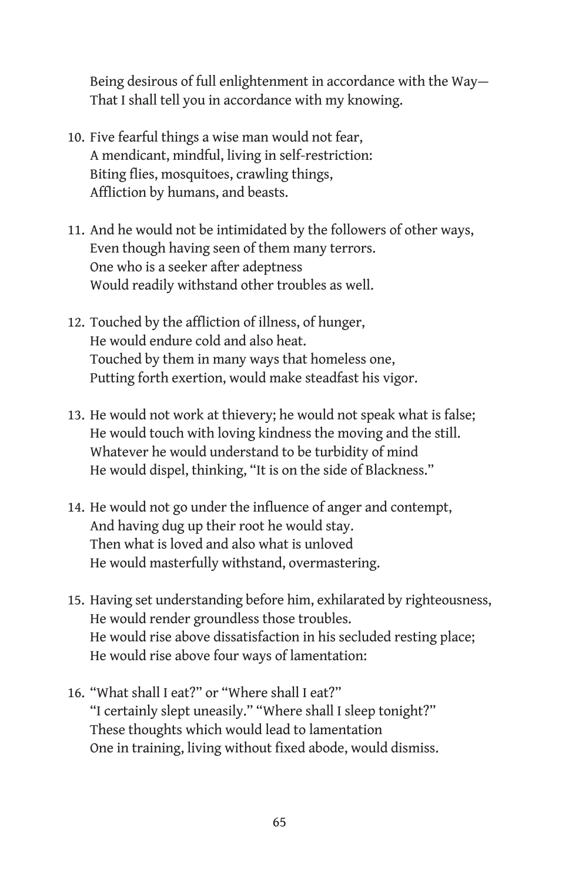Being desirous of full enlightenment in accordance with the Way—  
That I shall tell you in accordance with my knowing.

10. Five fearful things a wise man would not fear,  
    A mendicant, mindful, living in self-restriction:  
    Biting flies, mosquitoes, crawling things,  
    Affliction by humans, and beasts.

11. And he would not be intimidated by the followers of other ways,  
    Even though having seen of them many terrors.  
    One who is a seeker after adeptness  
    Would readily withstand other troubles as well.

12. Touched by the affliction of illness, of hunger,  
    He would endure cold and also heat.  
    Touched by them in many ways that homeless one,  
    Putting forth exertion, would make steadfast his vigor.

13. He would not work at thievery; he would not speak what is false;  
    He would touch with loving kindness the moving and the still.  
    Whatever he would understand to be turbidity of mind  
    He would dispel, thinking, "It is on the side of Blackness."

14. He would not go under the influence of anger and contempt,  
    And having dug up their root he would stay.  
    Then what is loved and also what is unloved  
    He would masterfully withstand, overmastering.

15. Having set understanding before him, exhilarated by righteousness,  
    He would render groundless those troubles.  
    He would rise above dissatisfaction in his secluded resting place;  
    He would rise above four ways of lamentation:

16. "What shall I eat?" or "Where shall I eat?"  
    "I certainly slept uneasily." "Where shall I sleep tonight?"  
    These thoughts which would lead to lamentation  
    One in training, living without fixed abode, would dismiss.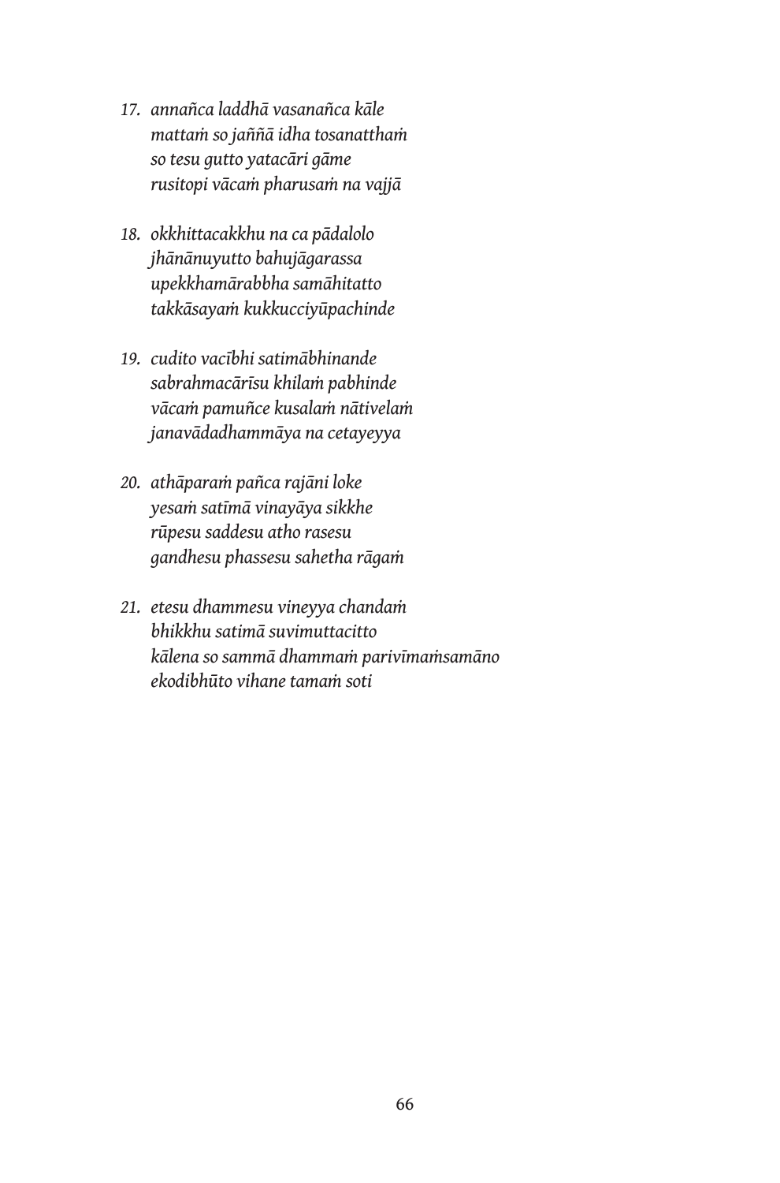17. *annañca laddhā vasanañca kāle*
    *mattaṁ so jaññā idha tosanatthaṁ*
    *so tesu gutto yatacāri gāme*
    *rusitopi vācaṁ pharusaṁ na vajjā*

18. *okkhittacakkhu na ca pādalolo*
    *jhānānuyutto bahujāgarassa*
    *upekkhamārabbha samāhitatto*
    *takkāsayaṁ kukkucciyūpachinde*

19. *cudito vacībhi satimābhinande*
    *sabrahmacārīsu khilaṁ pabhinde*
    *vācaṁ pamuñce kusalaṁ nātivelaṁ*
    *janavādadhammāya na cetayeyya*

20. *athāparaṁ pañca rajāni loke*
    *yesaṁ satīmā vinayāya sikkhe*
    *rūpesu saddesu atho rasesu*
    *gandhesu phassesu sahetha rāgaṁ*

21. *etesu dhammesu vineyya chandaṁ*
    *bhikkhu satimā suvimuttacitto*
    *kālena so sammā dhammaṁ parivīmaṁsamāno*
    *ekodibhūto vihane tamaṁ soti*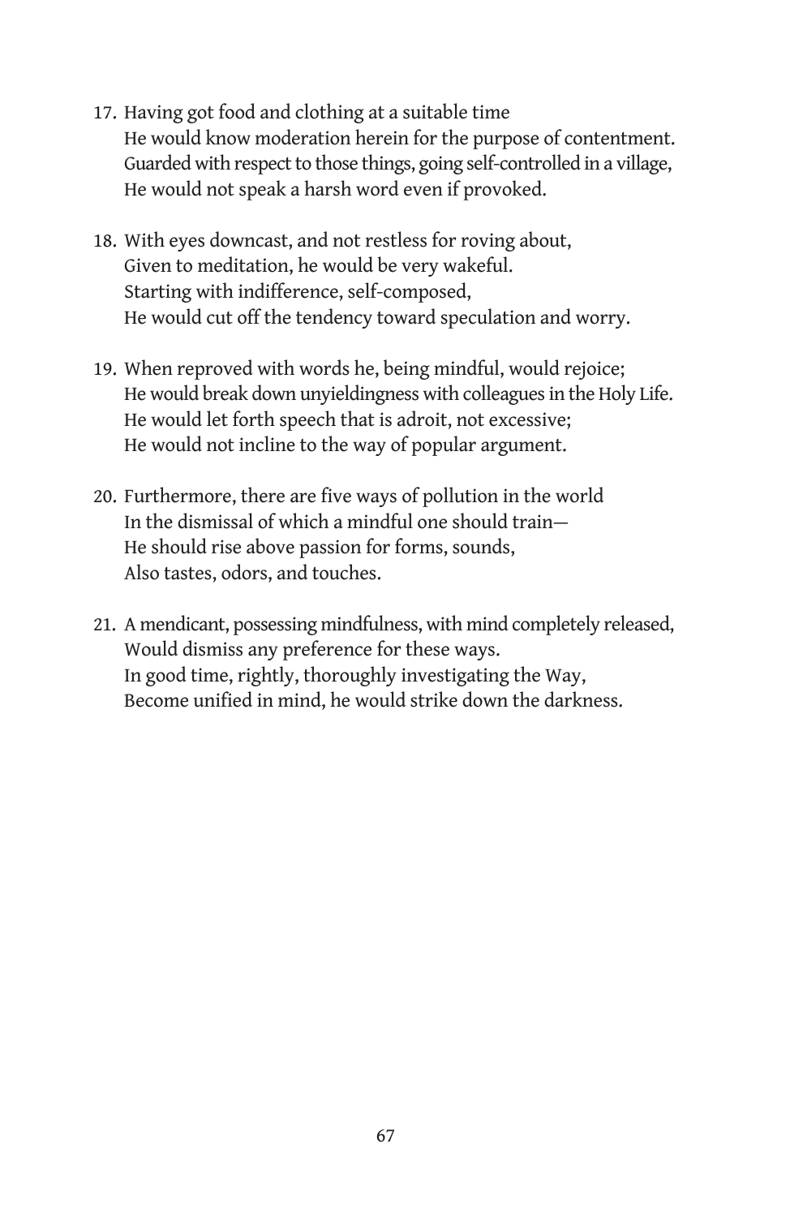17. Having got food and clothing at a suitable time
    He would know moderation herein for the purpose of contentment.
    Guarded with respect to those things, going self-controlled in a village,
    He would not speak a harsh word even if provoked.

18. With eyes downcast, and not restless for roving about,
    Given to meditation, he would be very wakeful.
    Starting with indifference, self-composed,
    He would cut off the tendency toward speculation and worry.

19. When reproved with words he, being mindful, would rejoice;
    He would break down unyieldingness with colleagues in the Holy Life.
    He would let forth speech that is adroit, not excessive;
    He would not incline to the way of popular argument.

20. Furthermore, there are five ways of pollution in the world
    In the dismissal of which a mindful one should train—
    He should rise above passion for forms, sounds,
    Also tastes, odors, and touches.

21. A mendicant, possessing mindfulness, with mind completely released,
    Would dismiss any preference for these ways.
    In good time, rightly, thoroughly investigating the Way,
    Become unified in mind, he would strike down the darkness.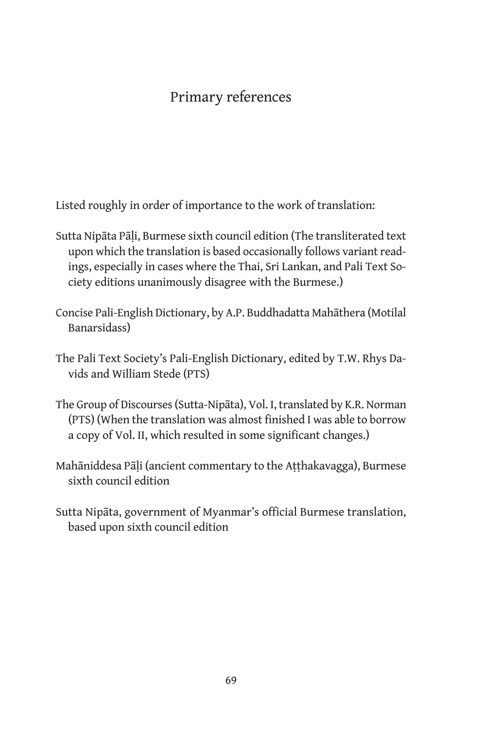# Primary references

Listed roughly in order of importance to the work of translation:

Sutta Nipāta Pāḷi, Burmese sixth council edition (The transliterated text upon which the translation is based occasionally follows variant readings, especially in cases where the Thai, Sri Lankan, and Pali Text Society editions unanimously disagree with the Burmese.)

Concise Pali-English Dictionary, by A.P. Buddhadatta Mahāthera (Motilal Banarsidass)

The Pali Text Society's Pali-English Dictionary, edited by T.W. Rhys Davids and William Stede (PTS)

The Group of Discourses (Sutta-Nipāta), Vol. I, translated by K.R. Norman (PTS) (When the translation was almost finished I was able to borrow a copy of Vol. II, which resulted in some significant changes.)

Mahāniddesa Pāḷi (ancient commentary to the Aṭṭhakavagga), Burmese sixth council edition

Sutta Nipāta, government of Myanmar's official Burmese translation, based upon sixth council edition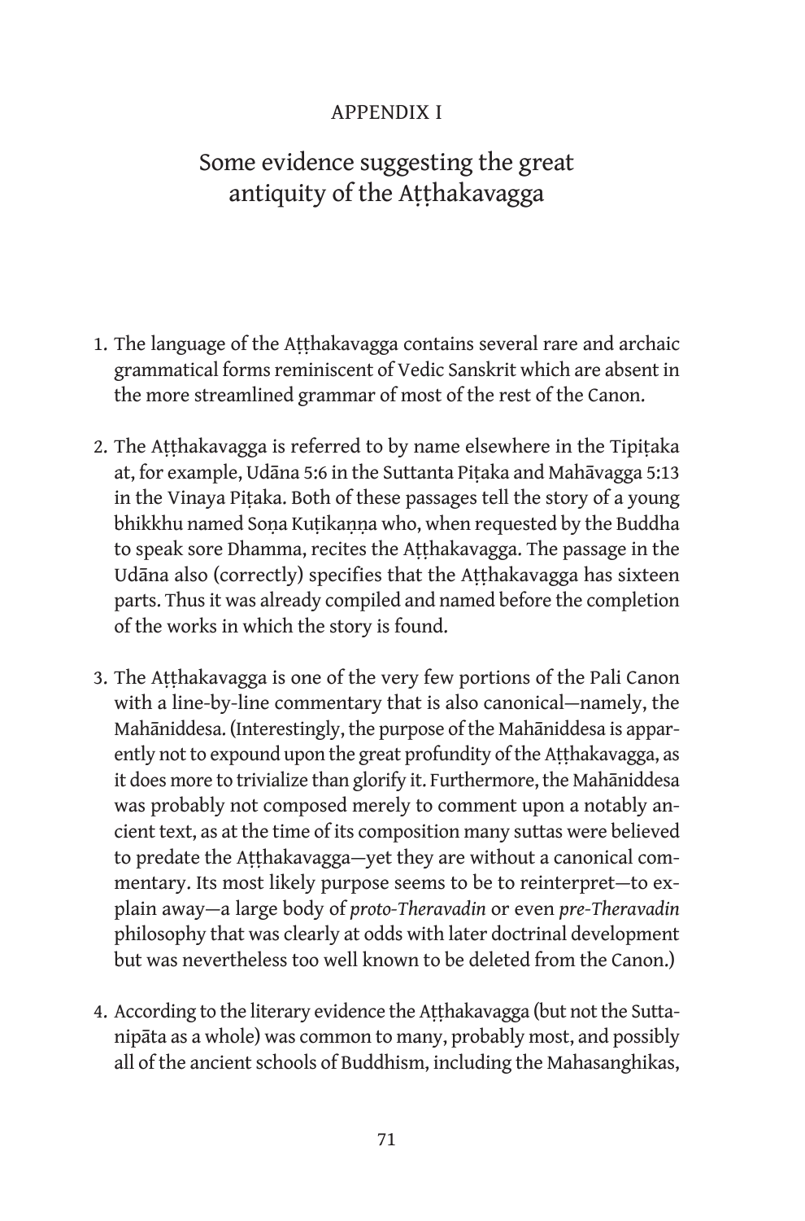APPENDIX I

# Some evidence suggesting the great antiquity of the Aṭṭhakavagga

1. The language of the Aṭṭhakavagga contains several rare and archaic grammatical forms reminiscent of Vedic Sanskrit which are absent in the more streamlined grammar of most of the rest of the Canon.

2. The Aṭṭhakavagga is referred to by name elsewhere in the Tipiṭaka at, for example, Udāna 5:6 in the Suttanta Piṭaka and Mahāvagga 5:13 in the Vinaya Piṭaka. Both of these passages tell the story of a young bhikkhu named Soṇa Kuṭikaṇṇa who, when requested by the Buddha to speak sore Dhamma, recites the Aṭṭhakavagga. The passage in the Udāna also (correctly) specifies that the Aṭṭhakavagga has sixteen parts. Thus it was already compiled and named before the completion of the works in which the story is found.

3. The Aṭṭhakavagga is one of the very few portions of the Pali Canon with a line-by-line commentary that is also canonical—namely, the Mahāniddesa. (Interestingly, the purpose of the Mahāniddesa is apparently not to expound upon the great profundity of the Aṭṭhakavagga, as it does more to trivialize than glorify it. Furthermore, the Mahāniddesa was probably not composed merely to comment upon a notably ancient text, as at the time of its composition many suttas were believed to predate the Aṭṭhakavagga—yet they are without a canonical commentary. Its most likely purpose seems to be to reinterpret—to explain away—a large body of *proto-Theravadin* or even *pre-Theravadin* philosophy that was clearly at odds with later doctrinal development but was nevertheless too well known to be deleted from the Canon.)

4. According to the literary evidence the Aṭṭhakavagga (but not the Suttanipāta as a whole) was common to many, probably most, and possibly all of the ancient schools of Buddhism, including the Mahasanghikas,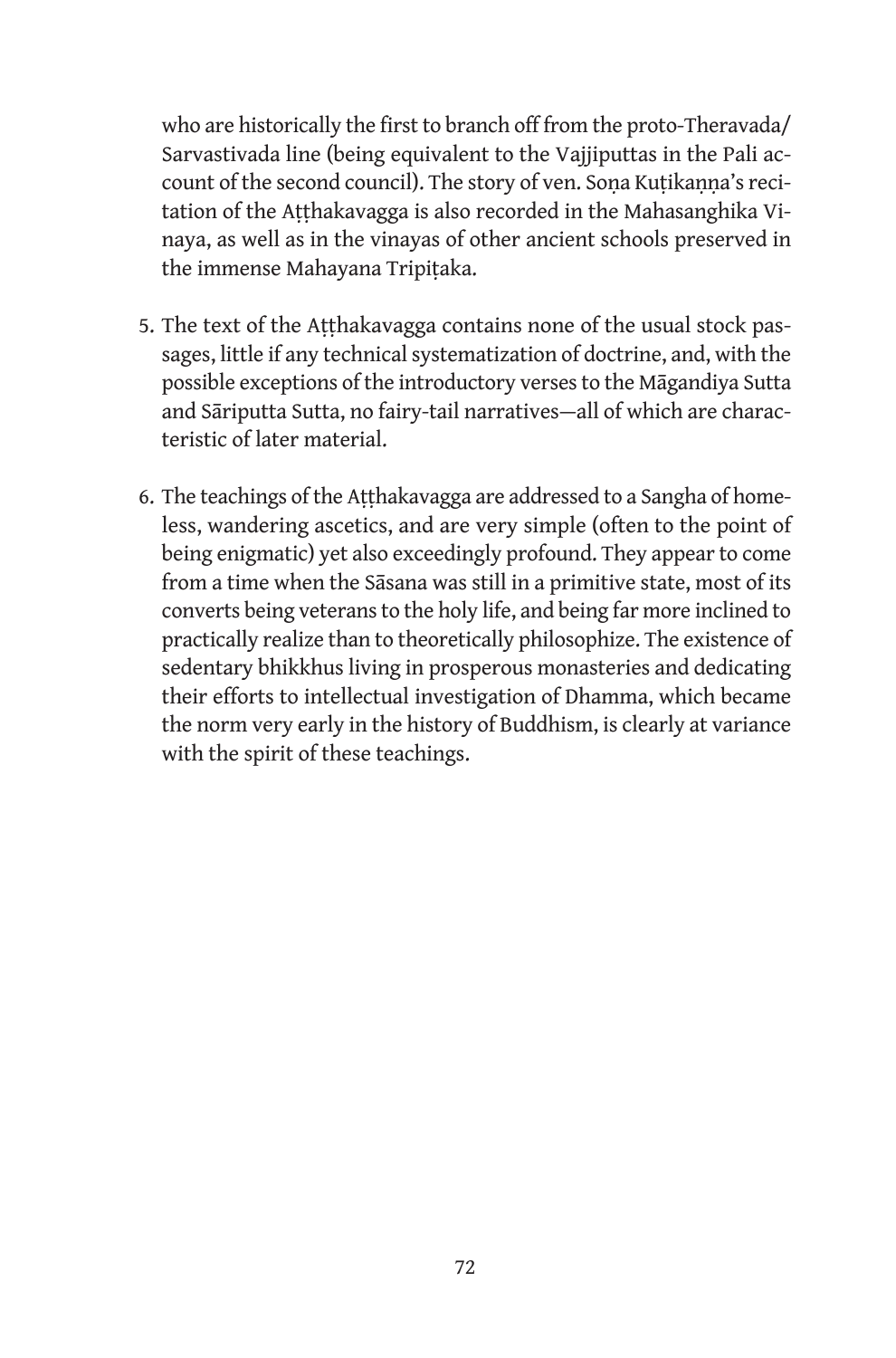who are historically the first to branch off from the proto-Theravada/Sarvastivada line (being equivalent to the Vajjiputtas in the Pali account of the second council). The story of ven. Soṇa Kuṭikaṇṇa's recitation of the Aṭṭhakavagga is also recorded in the Mahasanghika Vinaya, as well as in the vinayas of other ancient schools preserved in the immense Mahayana Tripiṭaka.

5. The text of the Aṭṭhakavagga contains none of the usual stock passages, little if any technical systematization of doctrine, and, with the possible exceptions of the introductory verses to the Māgandiya Sutta and Sāriputta Sutta, no fairy-tail narratives—all of which are characteristic of later material.

6. The teachings of the Aṭṭhakavagga are addressed to a Sangha of homeless, wandering ascetics, and are very simple (often to the point of being enigmatic) yet also exceedingly profound. They appear to come from a time when the Sāsana was still in a primitive state, most of its converts being veterans to the holy life, and being far more inclined to practically realize than to theoretically philosophize. The existence of sedentary bhikkhus living in prosperous monasteries and dedicating their efforts to intellectual investigation of Dhamma, which became the norm very early in the history of Buddhism, is clearly at variance with the spirit of these teachings.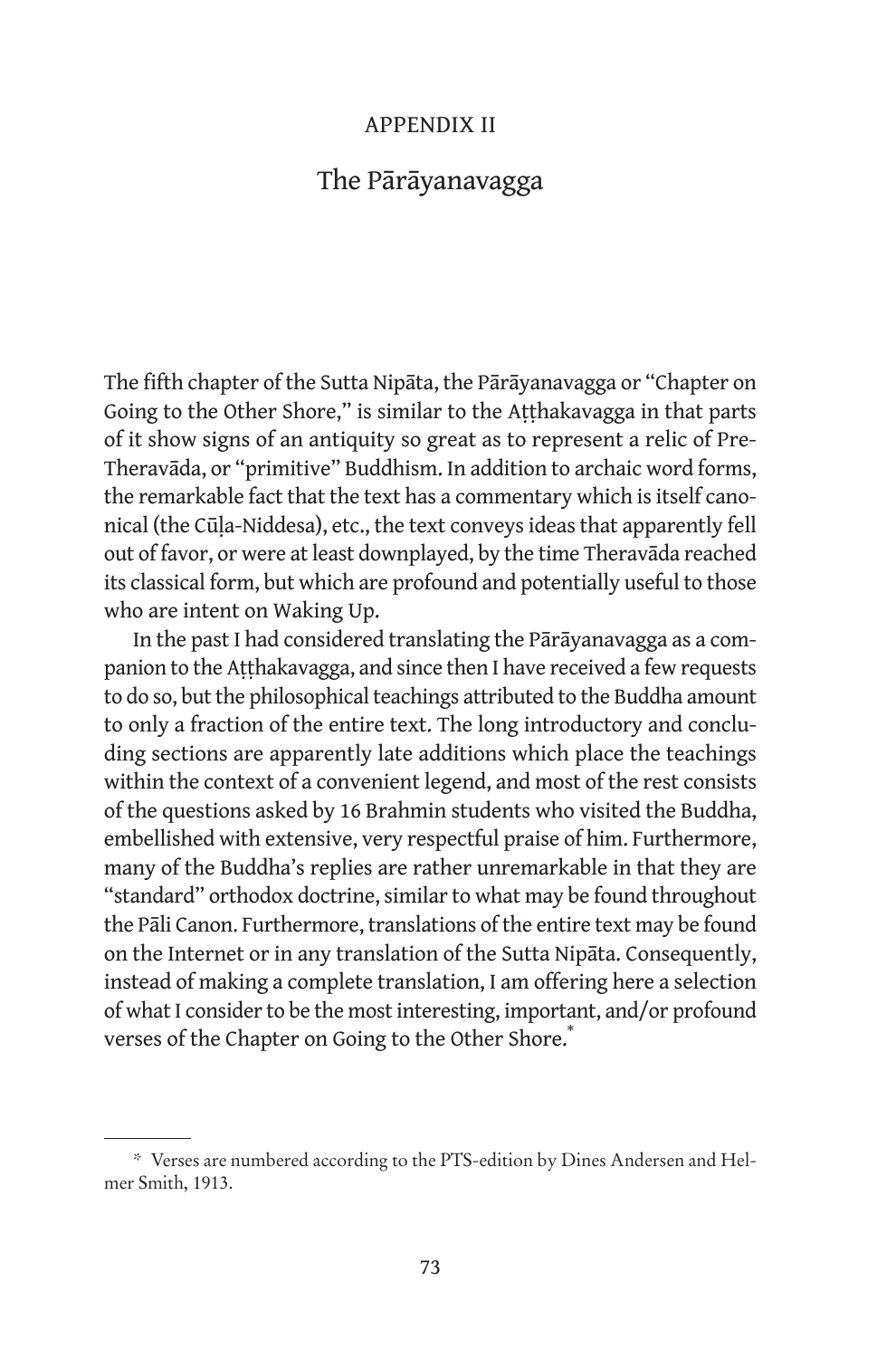APPENDIX II

# The Pārāyanavagga

The fifth chapter of the Sutta Nipāta, the Pārāyanavagga or "Chapter on Going to the Other Shore," is similar to the Aṭṭhakavagga in that parts of it show signs of an antiquity so great as to represent a relic of Pre-Theravāda, or "primitive" Buddhism. In addition to archaic word forms, the remarkable fact that the text has a commentary which is itself canonical (the Cūḷa-Niddesa), etc., the text conveys ideas that apparently fell out of favor, or were at least downplayed, by the time Theravāda reached its classical form, but which are profound and potentially useful to those who are intent on Waking Up.

In the past I had considered translating the Pārāyanavagga as a companion to the Aṭṭhakavagga, and since then I have received a few requests to do so, but the philosophical teachings attributed to the Buddha amount to only a fraction of the entire text. The long introductory and concluding sections are apparently late additions which place the teachings within the context of a convenient legend, and most of the rest consists of the questions asked by 16 Brahmin students who visited the Buddha, embellished with extensive, very respectful praise of him. Furthermore, many of the Buddha's replies are rather unremarkable in that they are "standard" orthodox doctrine, similar to what may be found throughout the Pāli Canon. Furthermore, translations of the entire text may be found on the Internet or in any translation of the Sutta Nipāta. Consequently, instead of making a complete translation, I am offering here a selection of what I consider to be the most interesting, important, and/or profound verses of the Chapter on Going to the Other Shore.*

---

* Verses are numbered according to the PTS-edition by Dines Andersen and Helmer Smith, 1913.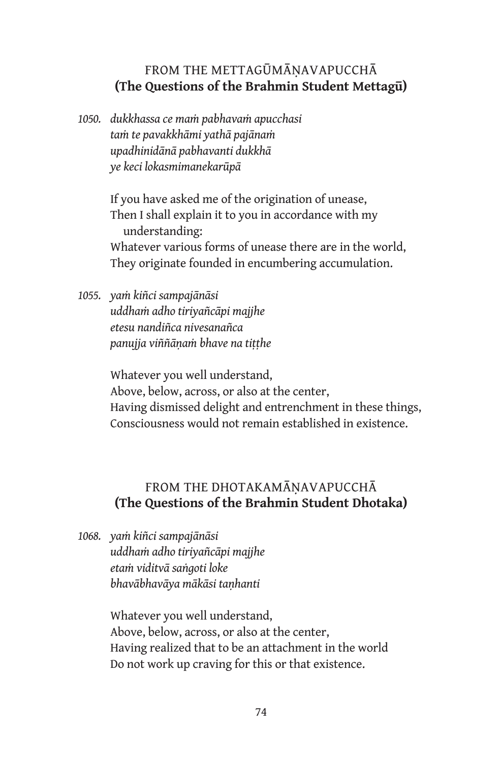## FROM THE METTAGŪMĀṆAVAPUCCHĀ
## **(The Questions of the Brahmin Student Mettagū)**

1050. *dukkhassa ce maṁ pabhavaṁ apucchasi*
*taṁ te pavakkhāmi yathā pajānaṁ*
*upadhinidānā pabhavanti dukkhā*
*ye keci lokasmimanekarūpā*

If you have asked me of the origination of unease,
Then I shall explain it to you in accordance with my understanding:
Whatever various forms of unease there are in the world,
They originate founded in encumbering accumulation.

1055. *yaṁ kiñci sampajānāsi*
*uddhaṁ adho tiriyañcāpi majjhe*
*etesu nandiñca nivesanañca*
*panujja viññāṇaṁ bhave na tiṭṭhe*

Whatever you well understand,
Above, below, across, or also at the center,
Having dismissed delight and entrenchment in these things,
Consciousness would not remain established in existence.

## FROM THE DHOTAKAMĀṆAVAPUCCHĀ
## **(The Questions of the Brahmin Student Dhotaka)**

1068. *yaṁ kiñci sampajānāsi*
*uddhaṁ adho tiriyañcāpi majjhe*
*etaṁ viditvā saṅgoti loke*
*bhavābhavāya mākāsi taṇhanti*

Whatever you well understand,
Above, below, across, or also at the center,
Having realized that to be an attachment in the world
Do not work up craving for this or that existence.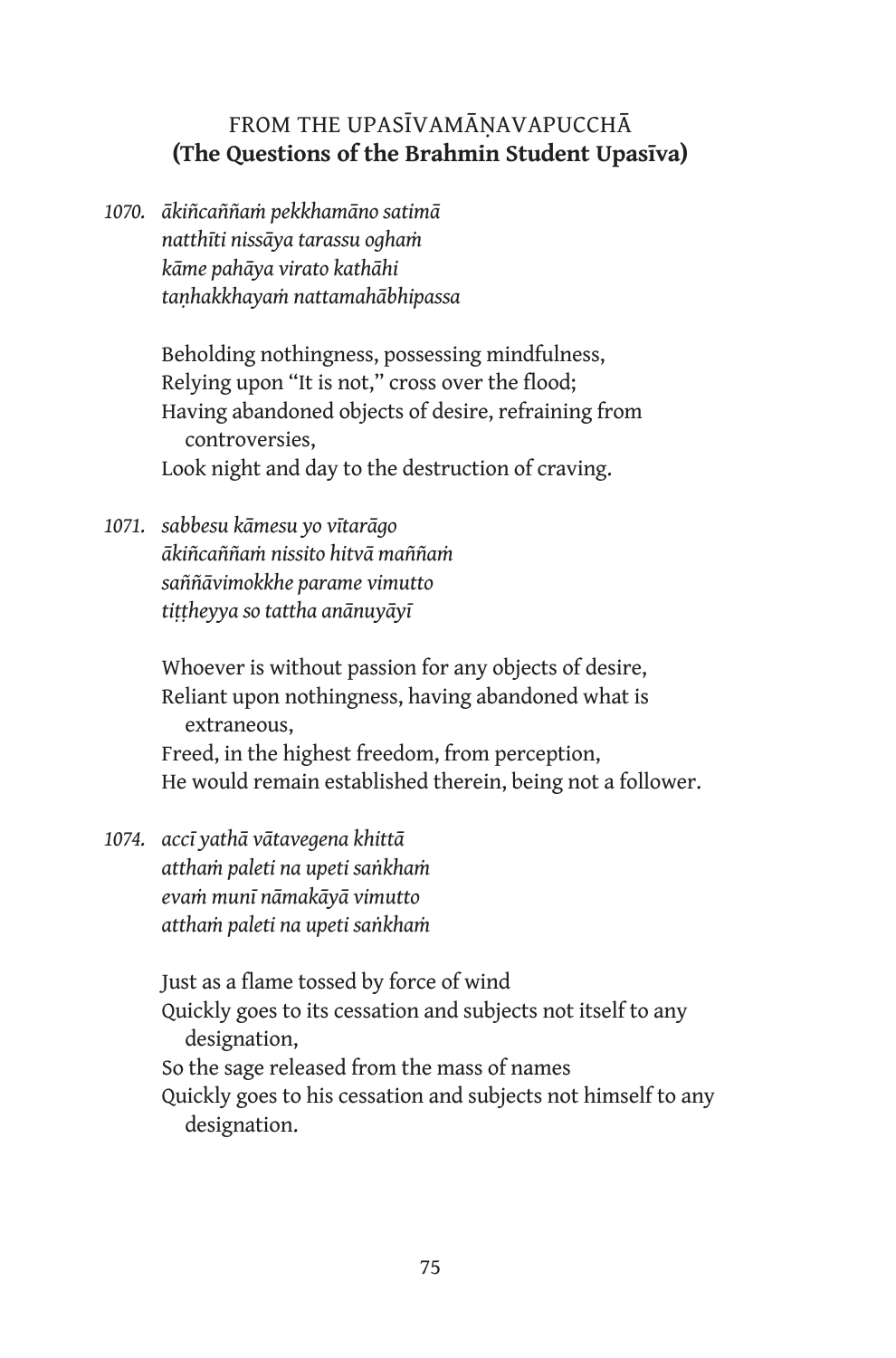## FROM THE UPASĪVAMĀṆAVAPUCCHĀ
## **(The Questions of the Brahmin Student Upasīva)**

*1070. ākiñcaññaṁ pekkhamāno satimā*
*natthīti nissāya tarassu oghaṁ*
*kāme pahāya virato kathāhi*
*taṇhakkhayaṁ nattamahābhipassa*

Beholding nothingness, possessing mindfulness,
Relying upon "It is not," cross over the flood;
Having abandoned objects of desire, refraining from controversies,
Look night and day to the destruction of craving.

*1071. sabbesu kāmesu yo vītarāgo*
*ākiñcaññaṁ nissito hitvā maññaṁ*
*saññāvimokkhe parame vimutto*
*tiṭṭheyya so tattha anānuyāyī*

Whoever is without passion for any objects of desire,
Reliant upon nothingness, having abandoned what is extraneous,
Freed, in the highest freedom, from perception,
He would remain established therein, being not a follower.

*1074. accī yathā vātavegena khittā*
*atthaṁ paleti na upeti saṅkhaṁ*
*evaṁ munī nāmakāyā vimutto*
*atthaṁ paleti na upeti saṅkhaṁ*

Just as a flame tossed by force of wind
Quickly goes to its cessation and subjects not itself to any designation,
So the sage released from the mass of names
Quickly goes to his cessation and subjects not himself to any designation.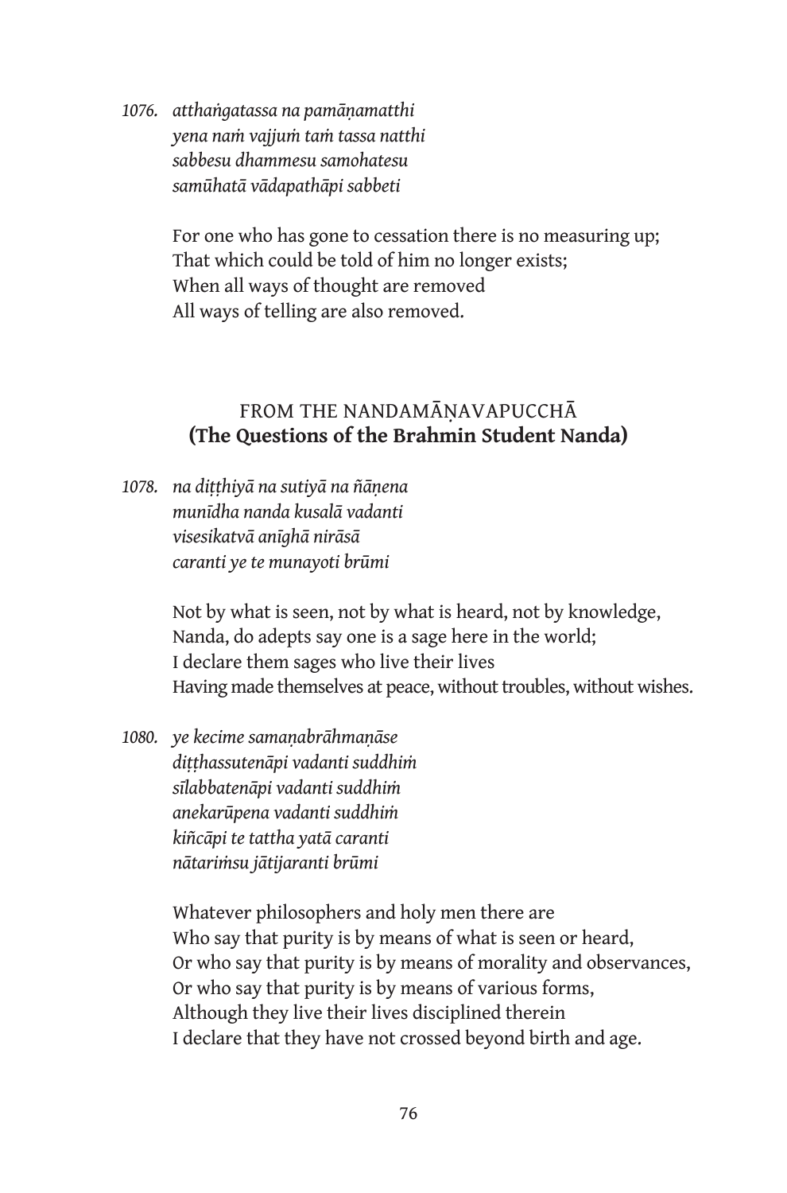1076. *atthaṅgatassa na pamāṇamatthi*
*yena naṁ vajjuṁ taṁ tassa natthi*
*sabbesu dhammesu samohatesu*
*samūhatā vādapathāpi sabbeti*

For one who has gone to cessation there is no measuring up;
That which could be told of him no longer exists;
When all ways of thought are removed
All ways of telling are also removed.

## FROM THE NANDAMĀṆAVAPUCCHĀ
## **(The Questions of the Brahmin Student Nanda)**

1078. *na diṭṭhiyā na sutiyā na ñāṇena*
*munīdha nanda kusalā vadanti*
*visesikatvā anīghā nirāsā*
*caranti ye te munayoti brūmi*

Not by what is seen, not by what is heard, not by knowledge,
Nanda, do adepts say one is a sage here in the world;
I declare them sages who live their lives
Having made themselves at peace, without troubles, without wishes.

1080. *ye kecime samaṇabrāhmaṇāse*
*diṭṭhassutenāpi vadanti suddhiṁ*
*sīlabbatenāpi vadanti suddhiṁ*
*anekarūpena vadanti suddhiṁ*
*kiñcāpi te tattha yatā caranti*
*nātariṁsu jātijaranti brūmi*

Whatever philosophers and holy men there are
Who say that purity is by means of what is seen or heard,
Or who say that purity is by means of morality and observances,
Or who say that purity is by means of various forms,
Although they live their lives disciplined therein
I declare that they have not crossed beyond birth and age.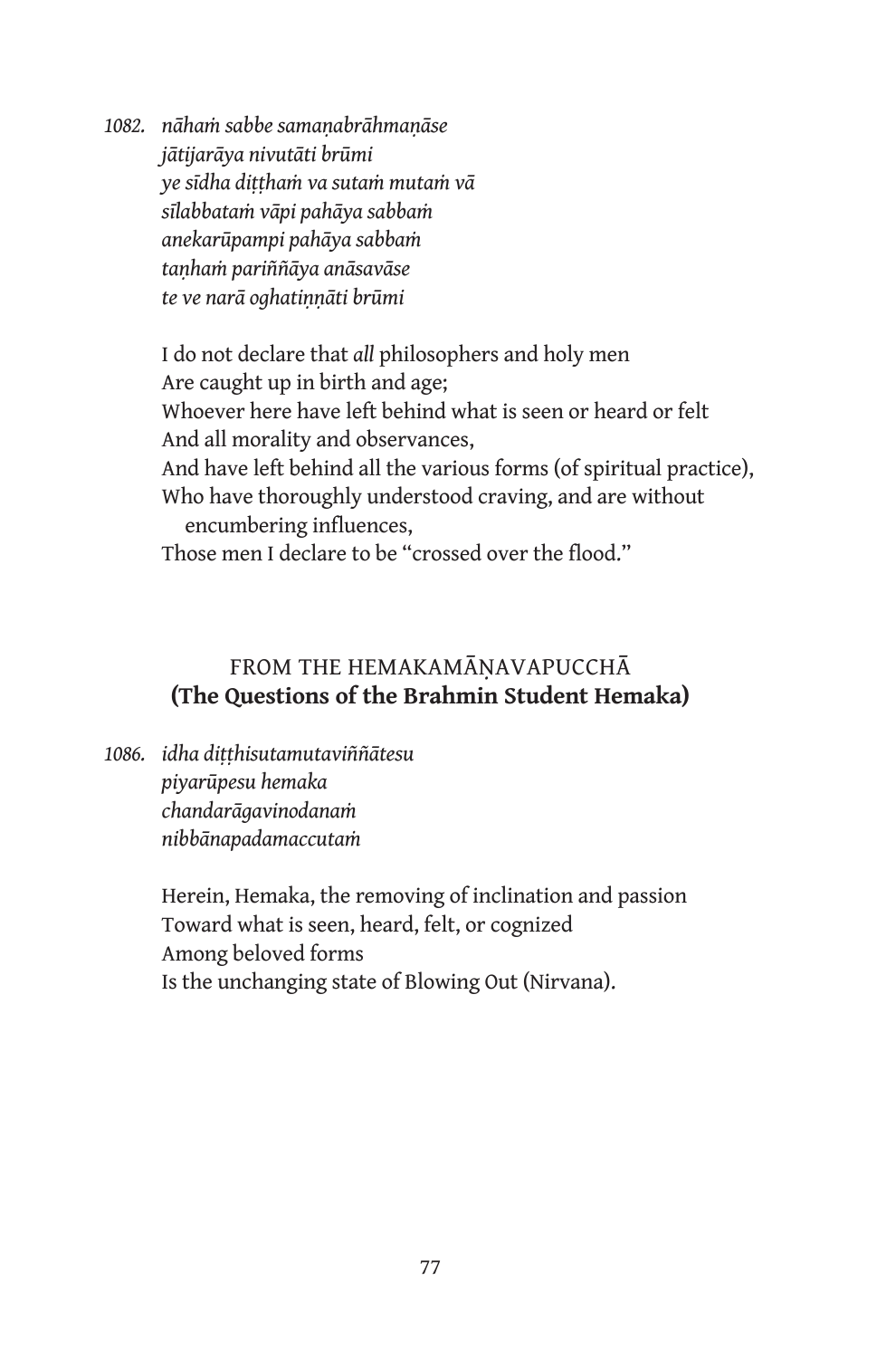1082. *nāhaṁ sabbe samaṇabrāhmaṇāse*
*jātijarāya nivutāti brūmi*
*ye sīdha diṭṭhaṁ va sutaṁ mutaṁ vā*
*sīlabbataṁ vāpi pahāya sabbaṁ*
*anekarūpampi pahāya sabbaṁ*
*taṇhaṁ pariññāya anāsavāse*
*te ve narā oghatiṇṇāti brūmi*

I do not declare that *all* philosophers and holy men
Are caught up in birth and age;
Whoever here have left behind what is seen or heard or felt
And all morality and observances,
And have left behind all the various forms (of spiritual practice),
Who have thoroughly understood craving, and are without encumbering influences,
Those men I declare to be "crossed over the flood."

## FROM THE HEMAKAMĀṆAVAPUCCHĀ
**(The Questions of the Brahmin Student Hemaka)**

1086. *idha diṭṭhisutamutaviññātesu*
*piyarūpesu hemaka*
*chandarāgavinodanaṁ*
*nibbānapadamaccutaṁ*

Herein, Hemaka, the removing of inclination and passion
Toward what is seen, heard, felt, or cognized
Among beloved forms
Is the unchanging state of Blowing Out (Nirvana).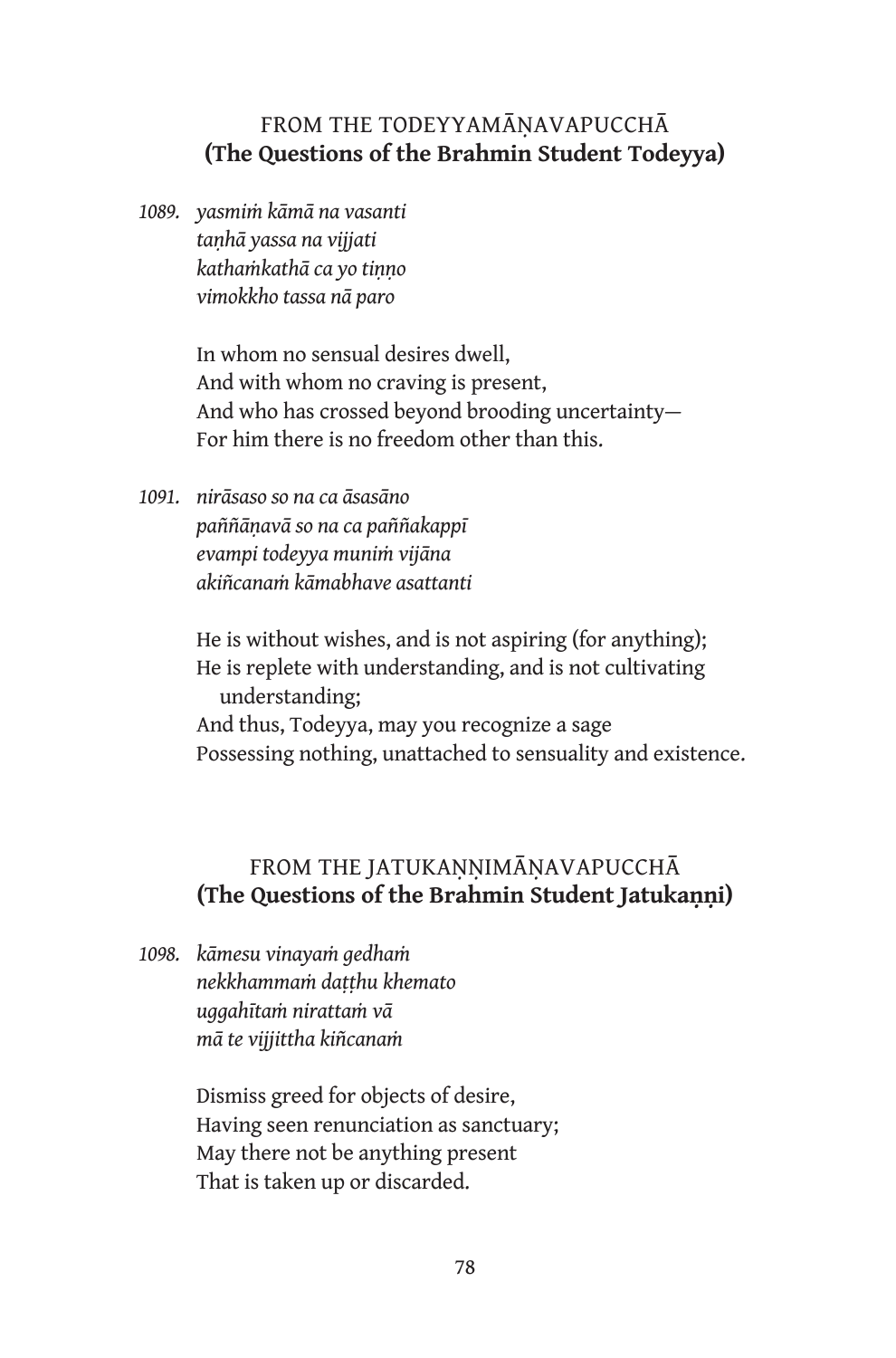## FROM THE TODEYYAMĀṆAVAPUCCHĀ
**(The Questions of the Brahmin Student Todeya)**

1089. *yasmiṁ kāmā na vasanti*
*taṇhā yassa na vijjati*
*kathaṁkathā ca yo tiṇṇo*
*vimokkho tassa nā paro*

In whom no sensual desires dwell,
And with whom no craving is present,
And who has crossed beyond brooding uncertainty—
For him there is no freedom other than this.

1091. *nirāsaso so na ca āsasāno*
*paññāṇavā so na ca paññakappī*
*evampi todeyya muniṁ vijāna*
*akiñcanaṁ kāmabhave asattanti*

He is without wishes, and is not aspiring (for anything);
He is replete with understanding, and is not cultivating understanding;
And thus, Todeyya, may you recognize a sage
Possessing nothing, unattached to sensuality and existence.

## FROM THE JATUKAṆṆIMĀṆAVAPUCCHĀ
**(The Questions of the Brahmin Student Jatukaṇṇi)**

1098. *kāmesu vinayaṁ gedhaṁ*
*nekkhammaṁ daṭṭhu khemato*
*uggahītaṁ nirattaṁ vā*
*mā te vijjittha kiñcanaṁ*

Dismiss greed for objects of desire,
Having seen renunciation as sanctuary;
May there not be anything present
That is taken up or discarded.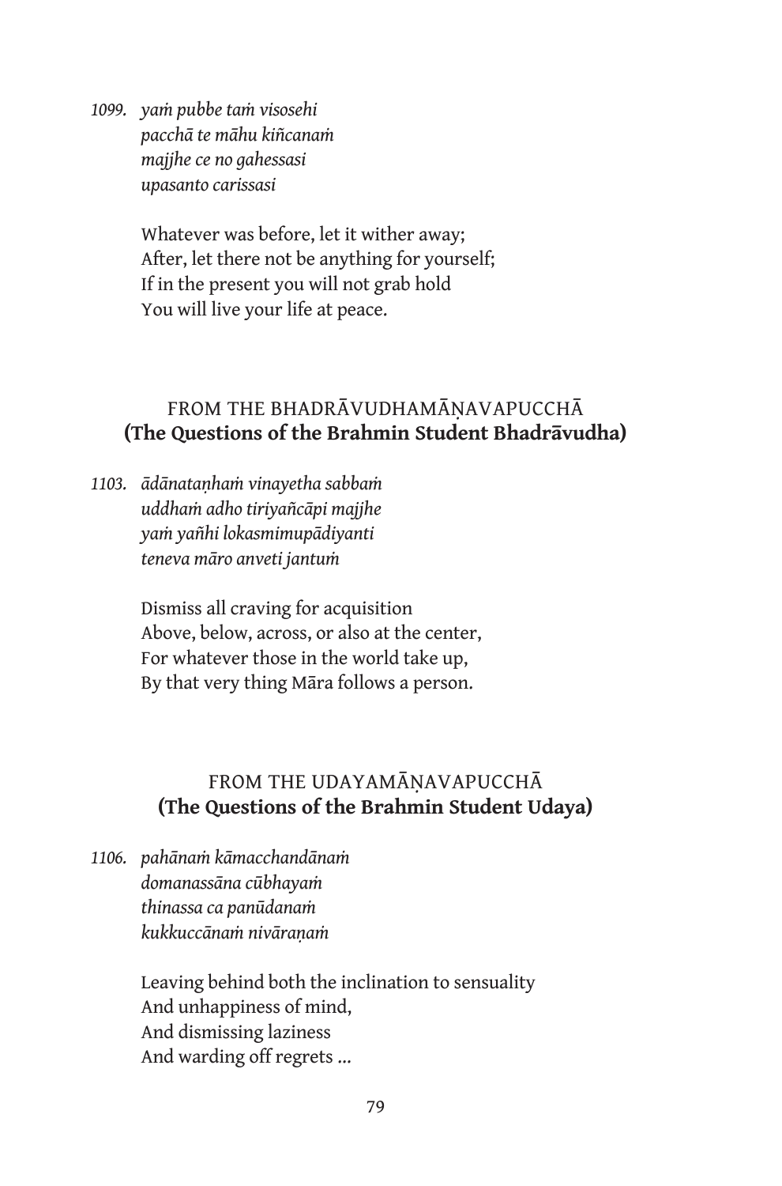1099. *yaṁ pubbe taṁ visosehi*
*pacchā te māhu kiñcanaṁ*
*majjhe ce no gahessasi*
*upasanto carissasi*

Whatever was before, let it wither away;
After, let there not be anything for yourself;
If in the present you will not grab hold
You will live your life at peace.

## FROM THE BHADRĀVUDHAMĀṆAVAPUCCHĀ
## **(The Questions of the Brahmin Student Bhadrāvudha)**

1103. *ādānataṇhaṁ vinayetha sabbaṁ*
*uddhaṁ adho tiriyañcāpi majjhe*
*yaṁ yañhi lokasmimupādiyanti*
*teneva māro anveti jantuṁ*

Dismiss all craving for acquisition
Above, below, across, or also at the center,
For whatever those in the world take up,
By that very thing Māra follows a person.

## FROM THE UDAYAMĀṆAVAPUCCHĀ
## **(The Questions of the Brahmin Student Udaya)**

1106. *pahānaṁ kāmacchandānaṁ*
*domanassāna cūbhayaṁ*
*thinassa ca panūdanaṁ*
*kukkuccānaṁ nivāraṇaṁ*

Leaving behind both the inclination to sensuality
And unhappiness of mind,
And dismissing laziness
And warding off regrets ...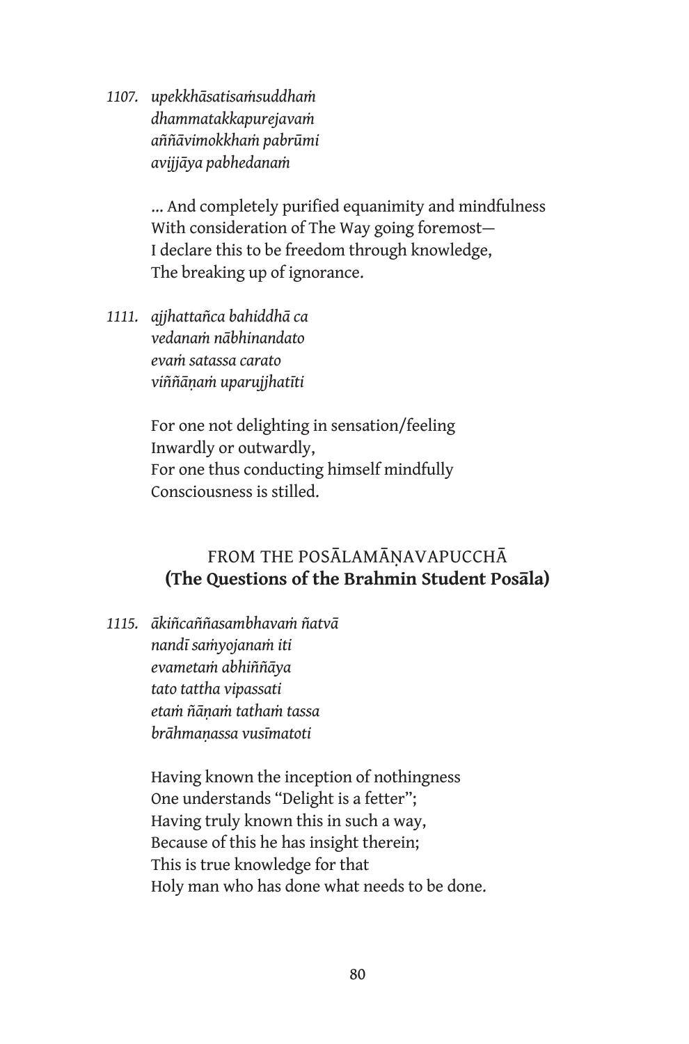1107. *upekkhāsatisaṁsuddhaṁ*
*dhammatakkapurejavaṁ*
*aññāvimokkhaṁ pabrūmi*
*avijjāya pabhedanaṁ*

> ... And completely purified equanimity and mindfulness
> With consideration of The Way going foremost—
> I declare this to be freedom through knowledge,
> The breaking up of ignorance.

1111. *ajjhattañca bahiddhā ca*
*vedanaṁ nābhinandato*
*evaṁ satassa carato*
*viññāṇaṁ uparujjhatīti*

> For one not delighting in sensation/feeling
> Inwardly or outwardly,
> For one thus conducting himself mindfully
> Consciousness is stilled.

## FROM THE POSĀLAMĀṆAVAPUCCHĀ
**(The Questions of the Brahmin Student Posāla)**

1115. *ākiñcaññasambhavaṁ ñatvā*
*nandī saṁyojanaṁ iti*
*evametaṁ abhiññāya*
*tato tattha vipassati*
*etaṁ ñāṇaṁ tathaṁ tassa*
*brāhmaṇassa vusīmatoti*

> Having known the inception of nothingness
> One understands "Delight is a fetter";
> Having truly known this in such a way,
> Because of this he has insight therein;
> This is true knowledge for that
> Holy man who has done what needs to be done.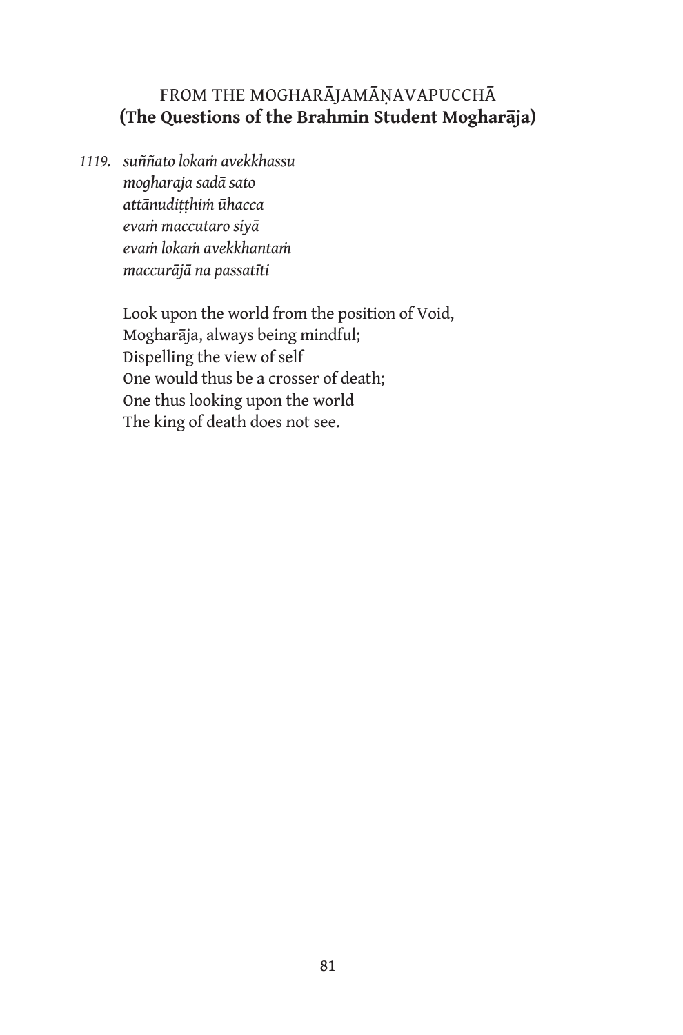## FROM THE MOGHARĀJAMĀṆAVAPUCCHĀ
## (The Questions of the Brahmin Student Mogharāja)

*1119. suññato lokaṁ avekkhassu*
*mogharaja sadā sato*
*attānudiṭṭhiṁ ūhacca*
*evaṁ maccutaro siyā*
*evaṁ lokaṁ avekkhantaṁ*
*maccurājā na passatīti*

Look upon the world from the position of Void,
Mogharāja, always being mindful;
Dispelling the view of self
One would thus be a crosser of death;
One thus looking upon the world
The king of death does not see.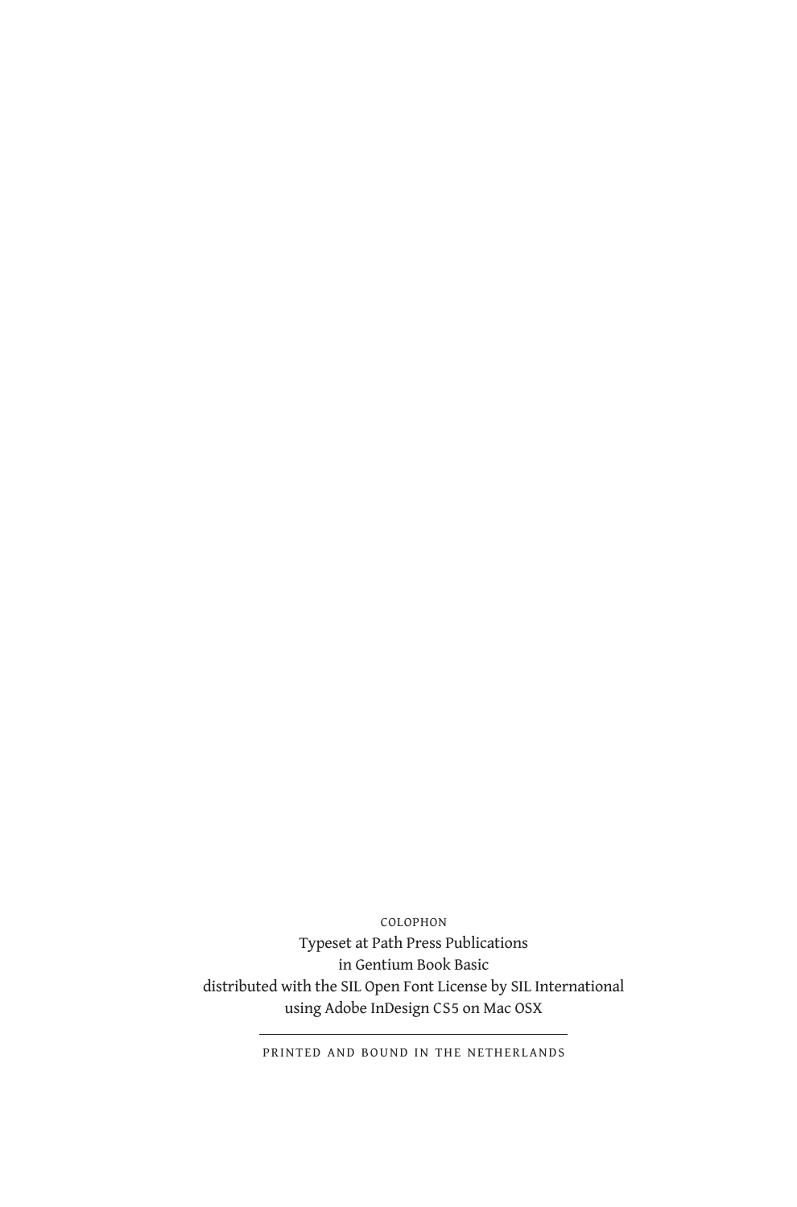COLOPHON

Typeset at Path Press Publications
in Gentium Book Basic
distributed with the SIL Open Font License by SIL International
using Adobe InDesign CS5 on Mac OSX

---

PRINTED AND BOUND IN THE NETHERLANDS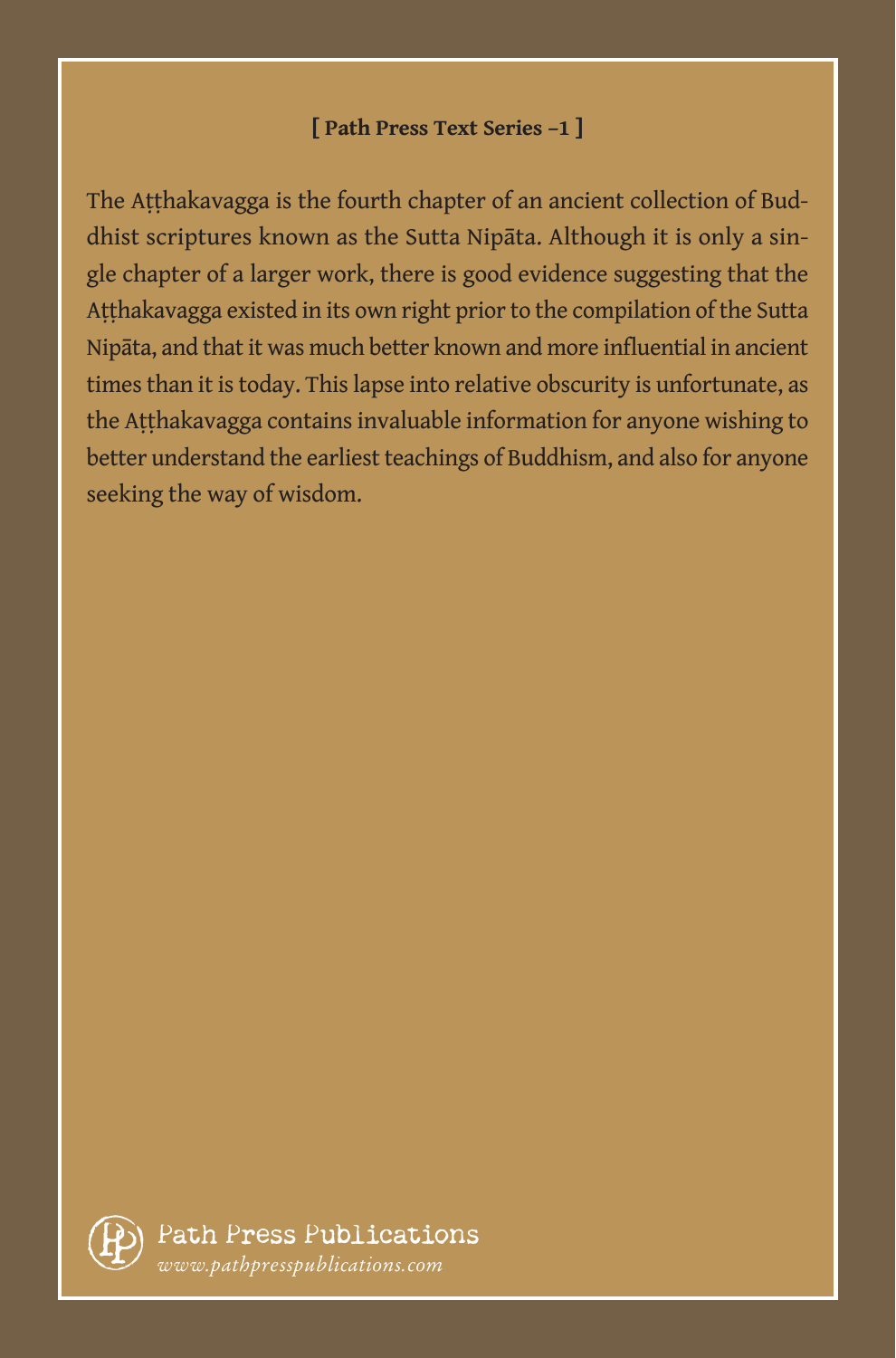**[ Path Press Text Series –1 ]**

The Aṭṭhakavagga is the fourth chapter of an ancient collection of Buddhist scriptures known as the Sutta Nipāta. Although it is only a single chapter of a larger work, there is good evidence suggesting that the Aṭṭhakavagga existed in its own right prior to the compilation of the Sutta Nipāta, and that it was much better known and more influential in ancient times than it is today. This lapse into relative obscurity is unfortunate, as the Aṭṭhakavagga contains invaluable information for anyone wishing to better understand the earliest teachings of Buddhism, and also for anyone seeking the way of wisdom.

Path Press Publications
*www.pathpresspublications.com*